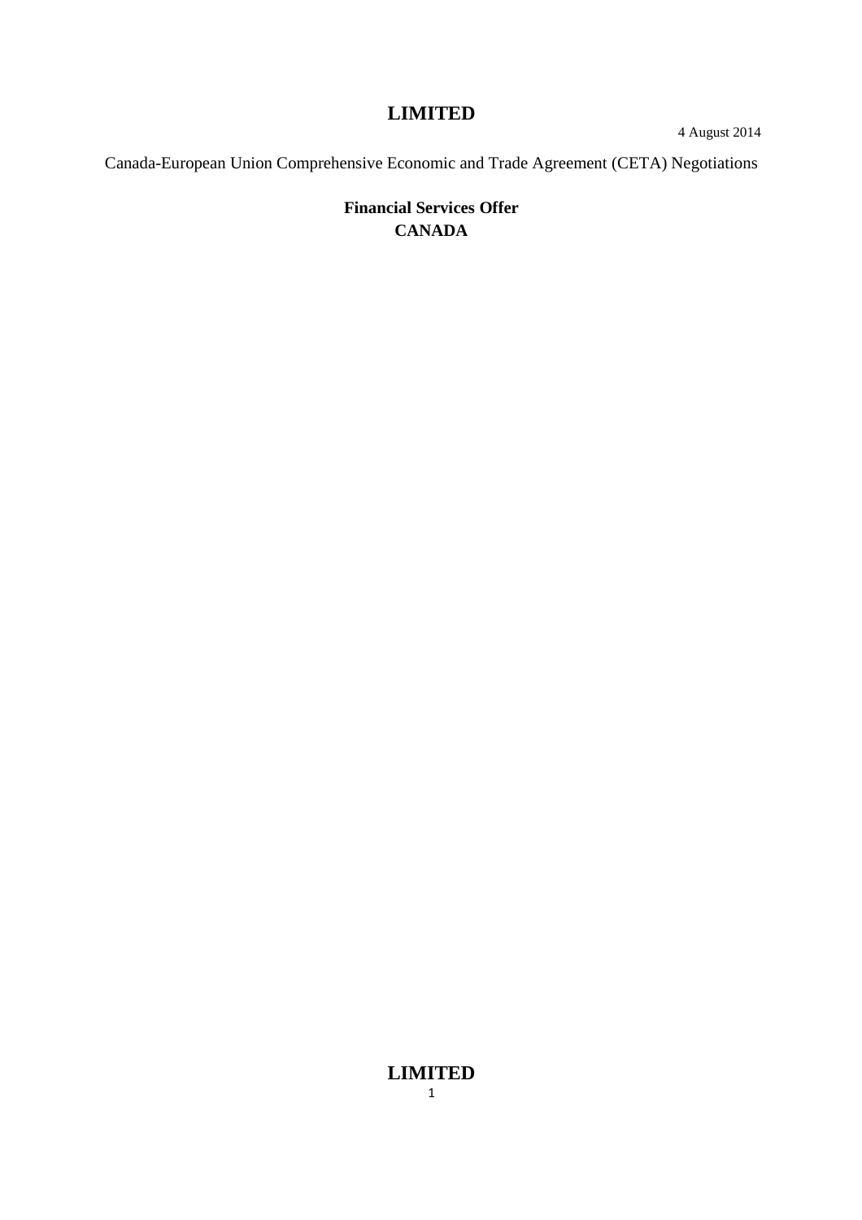# LIMITED

4 August 2014

Canada-European Union Comprehensive Economic and Trade Agreement (CETA) Negotiations

**Financial Services Offer**
**CANADA**

**LIMITED**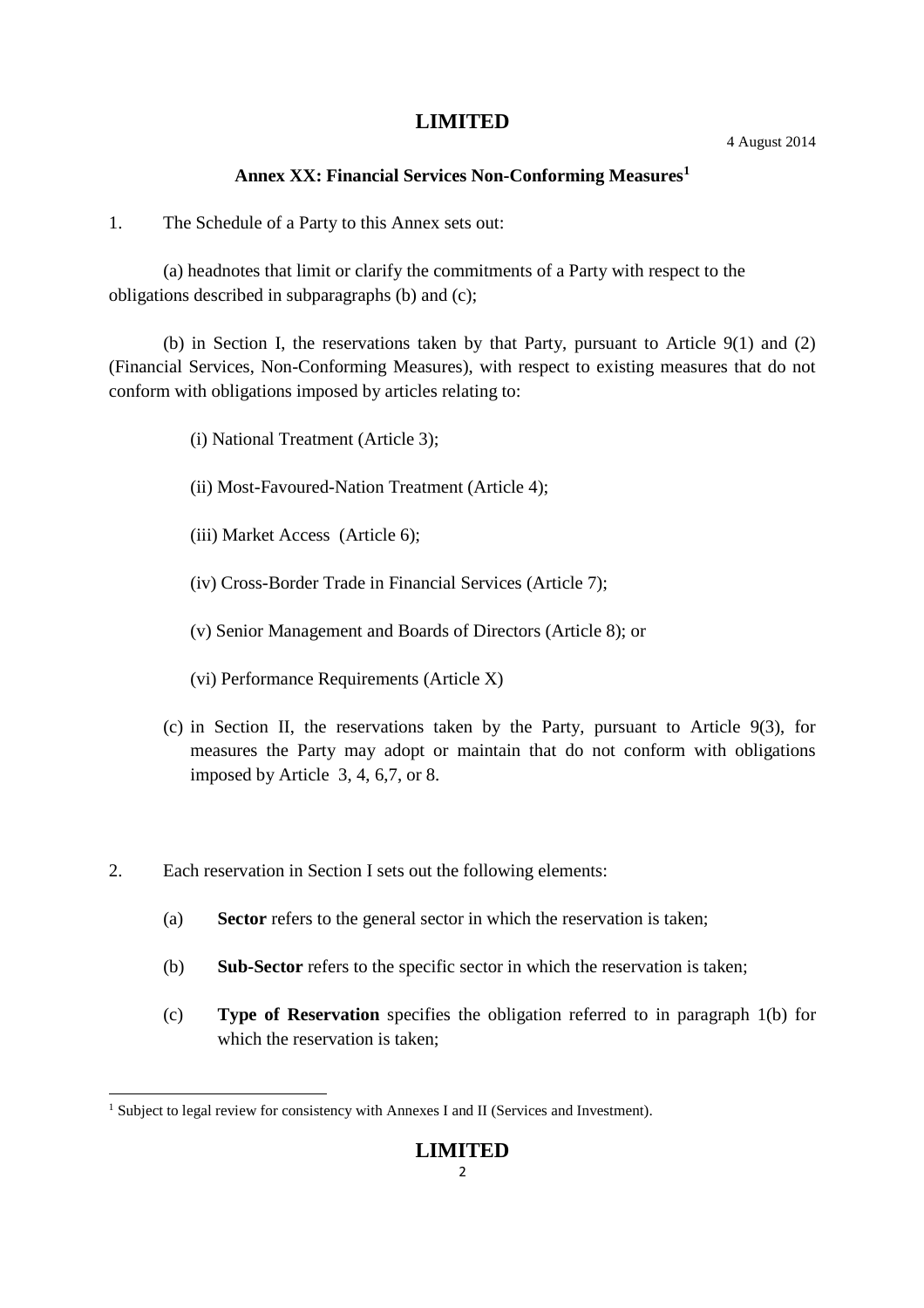**LIMITED**

4 August 2014

## Annex XX: Financial Services Non-Conforming Measures[1]

1. The Schedule of a Party to this Annex sets out:

   (a) headnotes that limit or clarify the commitments of a Party with respect to the obligations described in subparagraphs (b) and (c);

   (b) in Section I, the reservations taken by that Party, pursuant to Article 9(1) and (2) (Financial Services, Non-Conforming Measures), with respect to existing measures that do not conform with obligations imposed by articles relating to:

      (i) National Treatment (Article 3);

      (ii) Most-Favoured-Nation Treatment (Article 4);

      (iii) Market Access (Article 6);

      (iv) Cross-Border Trade in Financial Services (Article 7);

      (v) Senior Management and Boards of Directors (Article 8); or

      (vi) Performance Requirements (Article X)

   (c) in Section II, the reservations taken by the Party, pursuant to Article 9(3), for measures the Party may adopt or maintain that do not conform with obligations imposed by Article 3, 4, 6,7, or 8.

2. Each reservation in Section I sets out the following elements:

   (a) **Sector** refers to the general sector in which the reservation is taken;

   (b) **Sub-Sector** refers to the specific sector in which the reservation is taken;

   (c) **Type of Reservation** specifies the obligation referred to in paragraph 1(b) for which the reservation is taken;

[1] Subject to legal review for consistency with Annexes I and II (Services and Investment).

**LIMITED**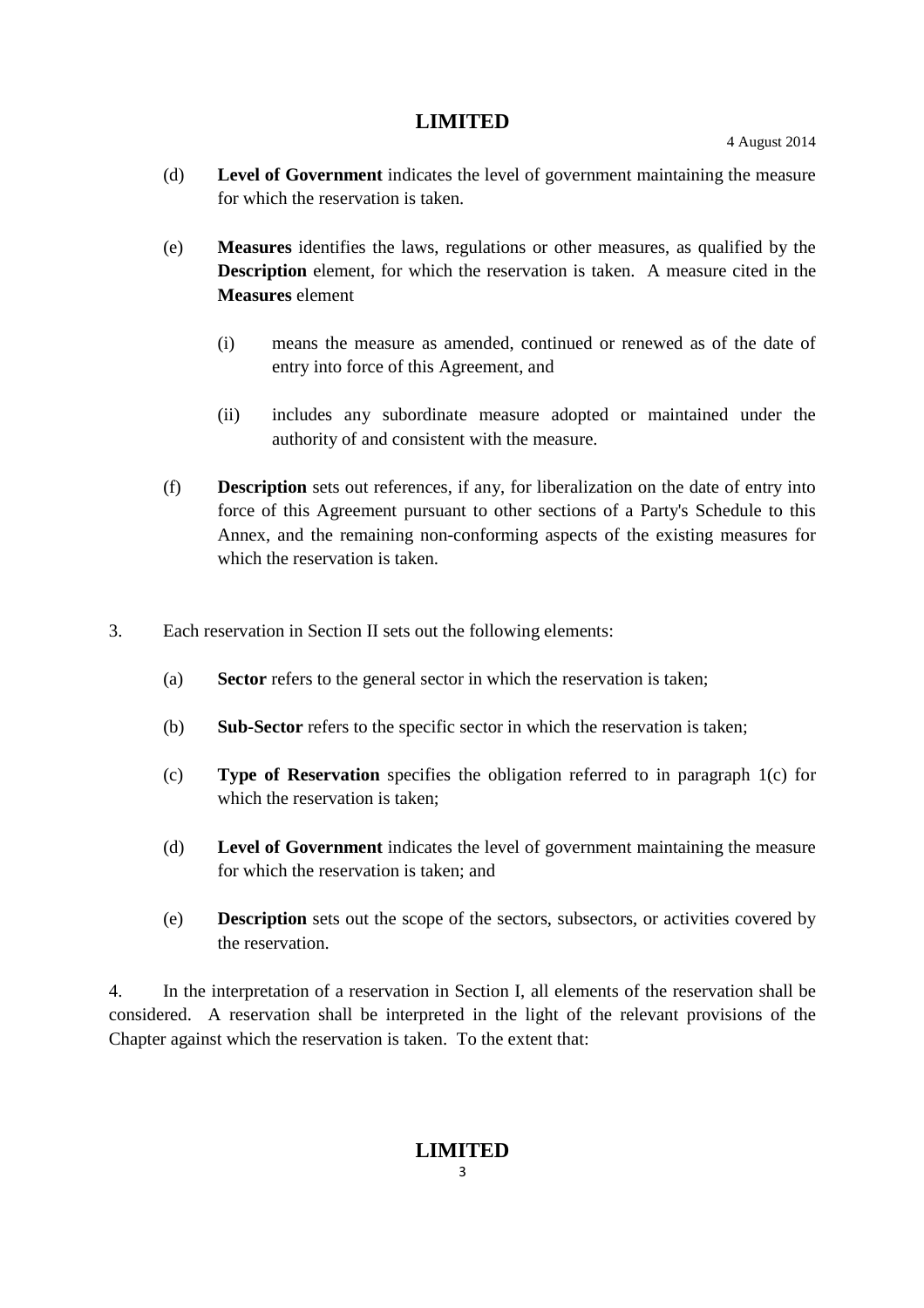(d) **Level of Government** indicates the level of government maintaining the measure for which the reservation is taken.

(e) **Measures** identifies the laws, regulations or other measures, as qualified by the **Description** element, for which the reservation is taken. A measure cited in the **Measures** element

(i) means the measure as amended, continued or renewed as of the date of entry into force of this Agreement, and

(ii) includes any subordinate measure adopted or maintained under the authority of and consistent with the measure.

(f) **Description** sets out references, if any, for liberalization on the date of entry into force of this Agreement pursuant to other sections of a Party's Schedule to this Annex, and the remaining non-conforming aspects of the existing measures for which the reservation is taken.

3. Each reservation in Section II sets out the following elements:

(a) **Sector** refers to the general sector in which the reservation is taken;

(b) **Sub-Sector** refers to the specific sector in which the reservation is taken;

(c) **Type of Reservation** specifies the obligation referred to in paragraph 1(c) for which the reservation is taken;

(d) **Level of Government** indicates the level of government maintaining the measure for which the reservation is taken; and

(e) **Description** sets out the scope of the sectors, subsectors, or activities covered by the reservation.

4. In the interpretation of a reservation in Section I, all elements of the reservation shall be considered. A reservation shall be interpreted in the light of the relevant provisions of the Chapter against which the reservation is taken. To the extent that: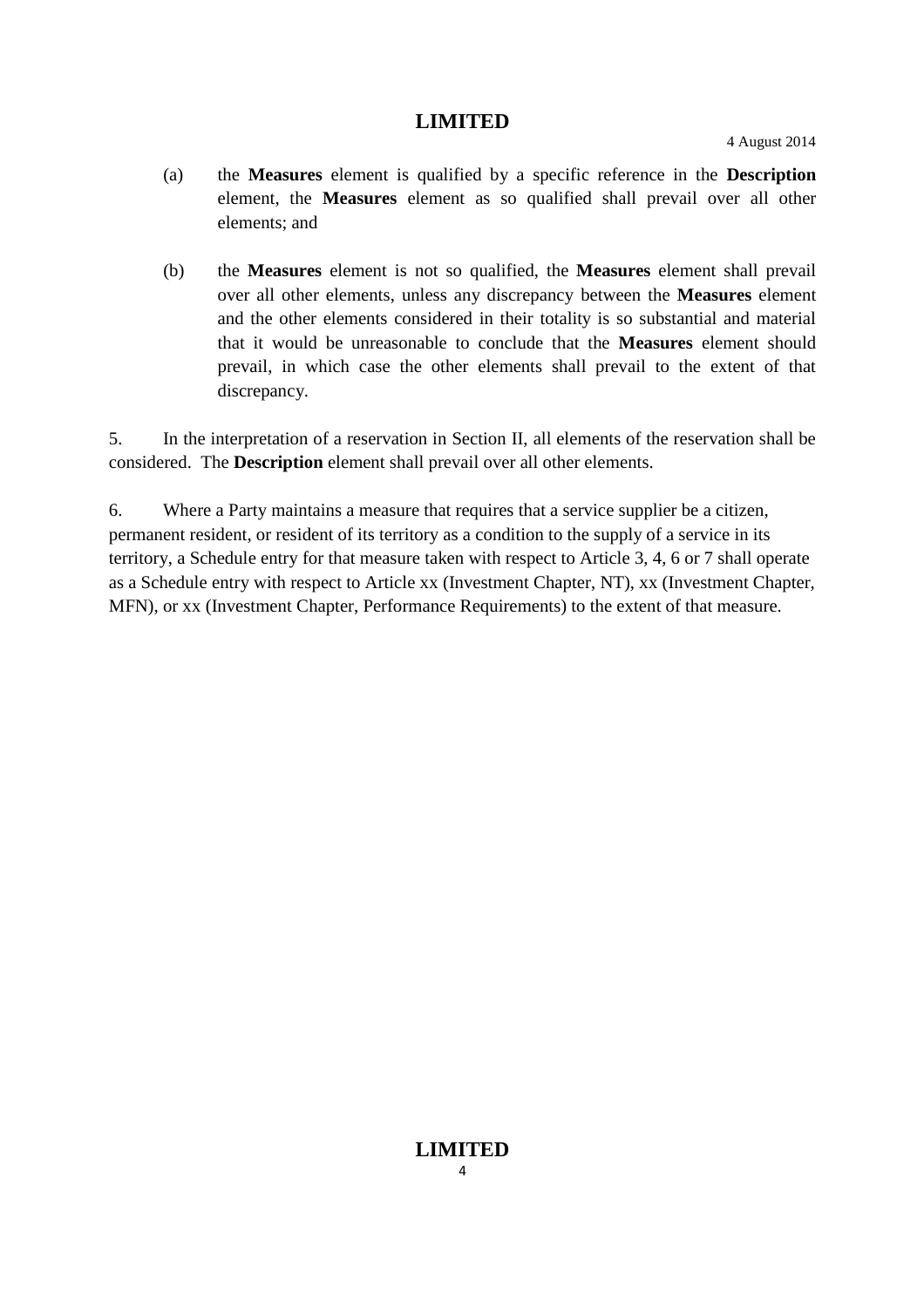(a) the **Measures** element is qualified by a specific reference in the **Description** element, the **Measures** element as so qualified shall prevail over all other elements; and

(b) the **Measures** element is not so qualified, the **Measures** element shall prevail over all other elements, unless any discrepancy between the **Measures** element and the other elements considered in their totality is so substantial and material that it would be unreasonable to conclude that the **Measures** element should prevail, in which case the other elements shall prevail to the extent of that discrepancy.

5. In the interpretation of a reservation in Section II, all elements of the reservation shall be considered. The **Description** element shall prevail over all other elements.

6. Where a Party maintains a measure that requires that a service supplier be a citizen, permanent resident, or resident of its territory as a condition to the supply of a service in its territory, a Schedule entry for that measure taken with respect to Article 3, 4, 6 or 7 shall operate as a Schedule entry with respect to Article xx (Investment Chapter, NT), xx (Investment Chapter, MFN), or xx (Investment Chapter, Performance Requirements) to the extent of that measure.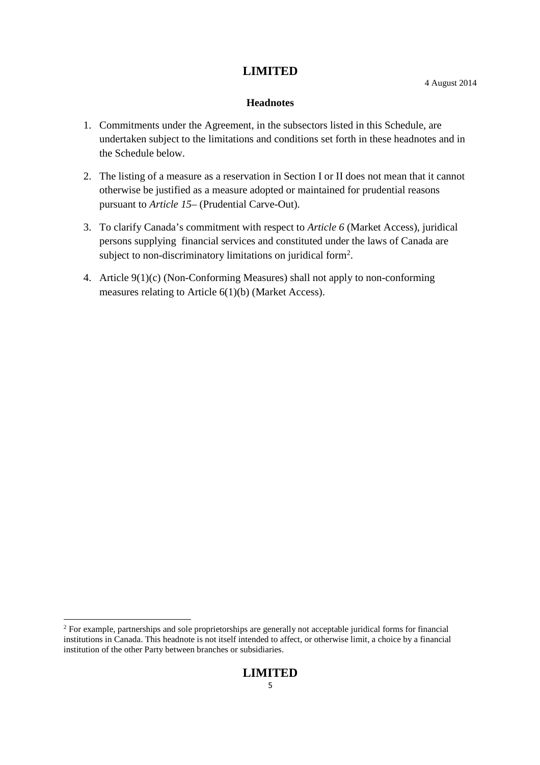**LIMITED**

4 August 2014

**Headnotes**

1. Commitments under the Agreement, in the subsectors listed in this Schedule, are undertaken subject to the limitations and conditions set forth in these headnotes and in the Schedule below.
2. The listing of a measure as a reservation in Section I or II does not mean that it cannot otherwise be justified as a measure adopted or maintained for prudential reasons pursuant to *Article 15*– (Prudential Carve-Out).
3. To clarify Canada's commitment with respect to *Article 6* (Market Access), juridical persons supplying financial services and constituted under the laws of Canada are subject to non-discriminatory limitations on juridical form[2].
4. Article 9(1)(c) (Non-Conforming Measures) shall not apply to non-conforming measures relating to Article 6(1)(b) (Market Access).

[2] For example, partnerships and sole proprietorships are generally not acceptable juridical forms for financial institutions in Canada. This headnote is not itself intended to affect, or otherwise limit, a choice by a financial institution of the other Party between branches or subsidiaries.

**LIMITED**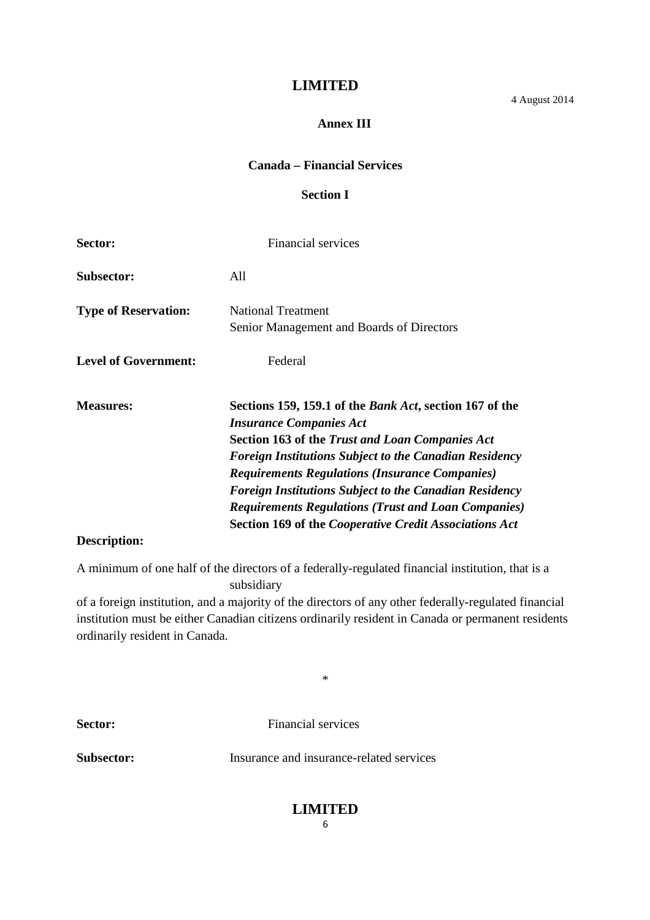4 August 2014

## Annex III

### Canada – Financial Services

### Section I

**Sector:** Financial services

**Subsector:** All

**Type of Reservation:** National Treatment
Senior Management and Boards of Directors

**Level of Government:** Federal

**Measures:** **Sections 159, 159.1 of the *Bank Act*, section 167 of the *Insurance Companies Act***
**Section 163 of the *Trust and Loan Companies Act***
***Foreign Institutions Subject to the Canadian Residency Requirements Regulations (Insurance Companies)***
***Foreign Institutions Subject to the Canadian Residency Requirements Regulations (Trust and Loan Companies)***
**Section 169 of the *Cooperative Credit Associations Act***

**Description:**

A minimum of one half of the directors of a federally-regulated financial institution, that is a subsidiary of a foreign institution, and a majority of the directors of any other federally-regulated financial institution must be either Canadian citizens ordinarily resident in Canada or permanent residents ordinarily resident in Canada.

*

**Sector:** Financial services

**Subsector:** Insurance and insurance-related services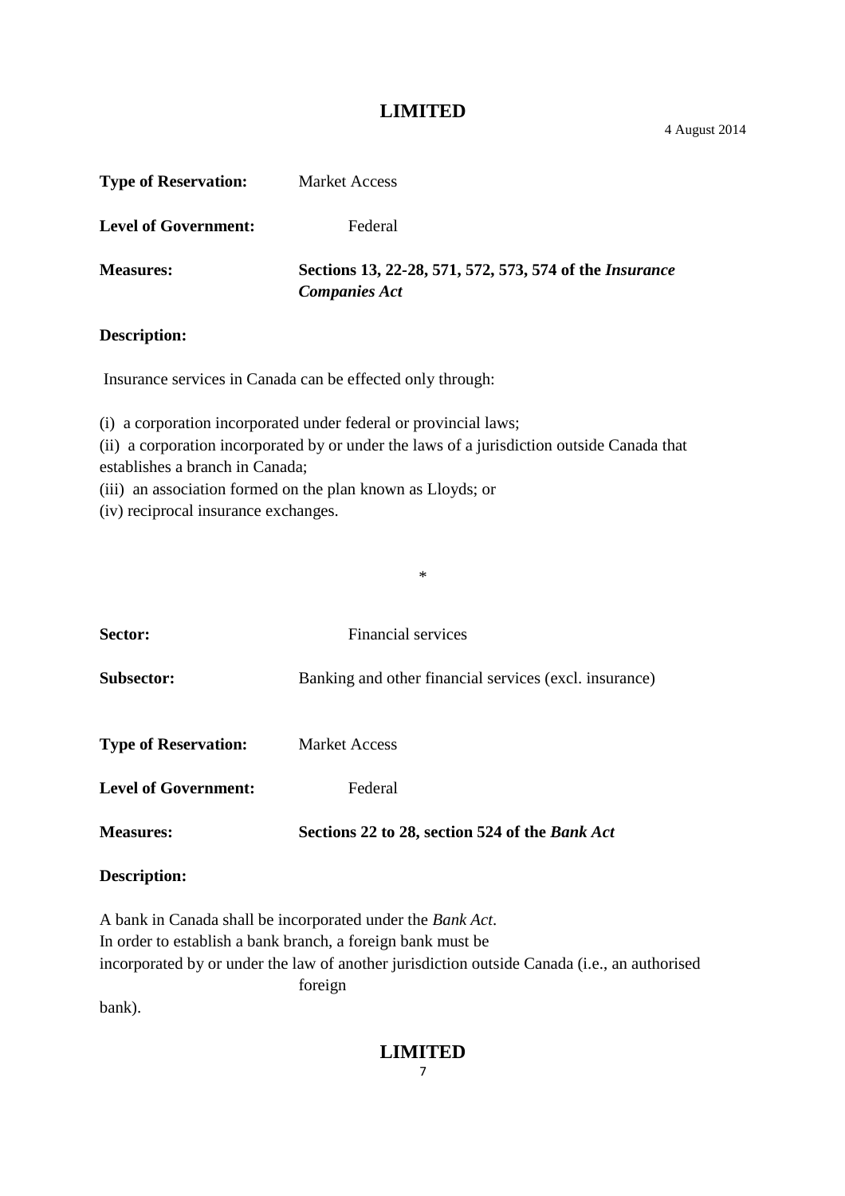**Type of Reservation:** Market Access

**Level of Government:** Federal

**Measures:** **Sections 13, 22-28, 571, 572, 573, 574 of the *Insurance Companies Act***

**Description:**

Insurance services in Canada can be effected only through:

(i) a corporation incorporated under federal or provincial laws;
(ii) a corporation incorporated by or under the laws of a jurisdiction outside Canada that establishes a branch in Canada;
(iii) an association formed on the plan known as Lloyds; or
(iv) reciprocal insurance exchanges.

*

**Sector:** Financial services

**Subsector:** Banking and other financial services (excl. insurance)

**Type of Reservation:** Market Access

**Level of Government:** Federal

**Measures:** **Sections 22 to 28, section 524 of the *Bank Act***

**Description:**

A bank in Canada shall be incorporated under the *Bank Act*.
In order to establish a bank branch, a foreign bank must be incorporated by or under the law of another jurisdiction outside Canada (i.e., an authorised foreign bank).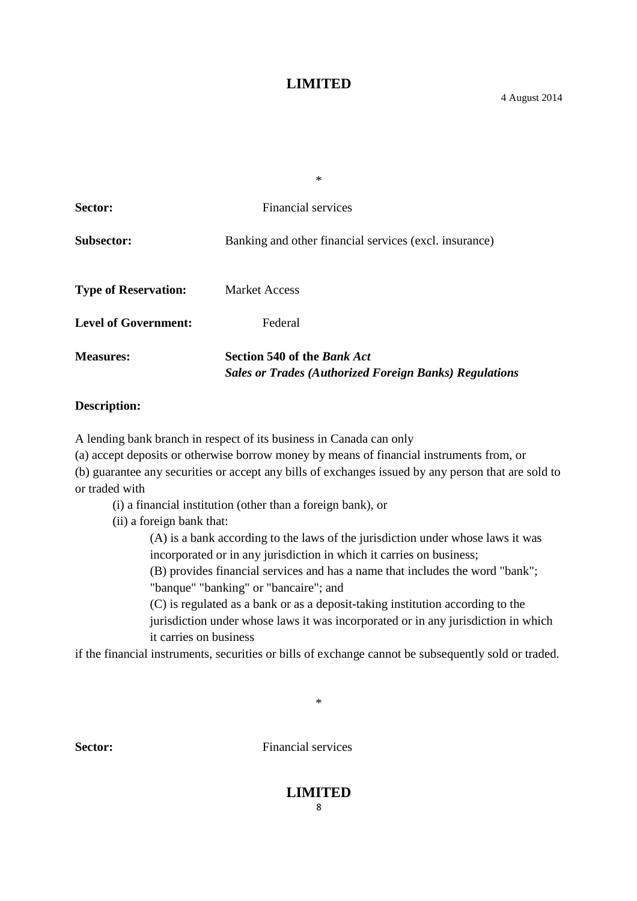*

**Sector:** Financial services

**Subsector:** Banking and other financial services (excl. insurance)

**Type of Reservation:** Market Access

**Level of Government:** Federal

**Measures:** **Section 540 of the *Bank Act***
***Sales or Trades (Authorized Foreign Banks) Regulations***

**Description:**

A lending bank branch in respect of its business in Canada can only

(a) accept deposits or otherwise borrow money by means of financial instruments from, or

(b) guarantee any securities or accept any bills of exchanges issued by any person that are sold to or traded with

- (i) a financial institution (other than a foreign bank), or
- (ii) a foreign bank that:
  - (A) is a bank according to the laws of the jurisdiction under whose laws it was incorporated or in any jurisdiction in which it carries on business;
  - (B) provides financial services and has a name that includes the word "bank"; "banque" "banking" or "bancaire"; and
  - (C) is regulated as a bank or as a deposit-taking institution according to the jurisdiction under whose laws it was incorporated or in any jurisdiction in which it carries on business

if the financial instruments, securities or bills of exchange cannot be subsequently sold or traded.

*

**Sector:** Financial services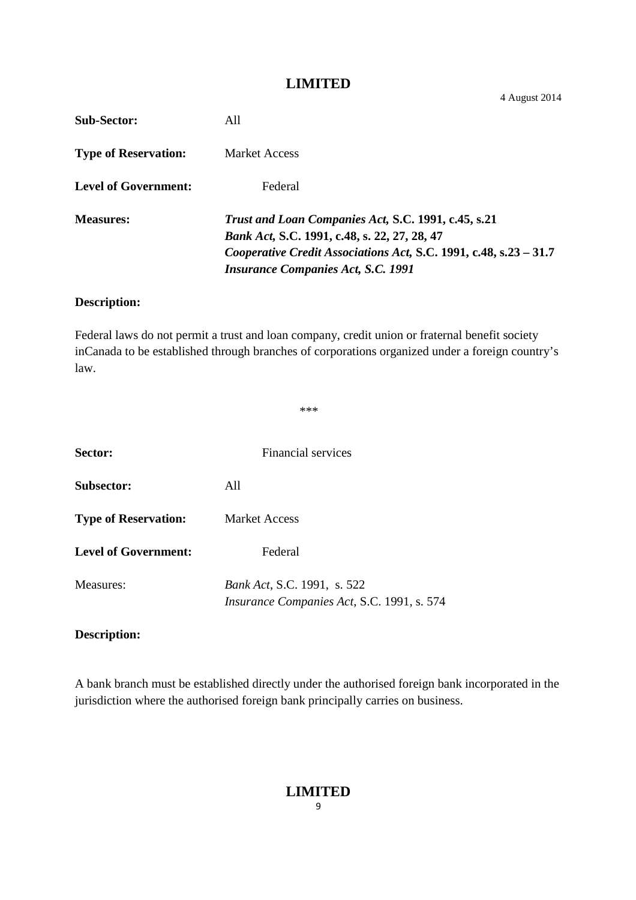**Sub-Sector:** All

**Type of Reservation:** Market Access

**Level of Government:** Federal

**Measures:** ***Trust and Loan Companies Act*, S.C. 1991, c.45, s.21**
***Bank Act*, S.C. 1991, c.48, s. 22, 27, 28, 47**
***Cooperative Credit Associations Act*, S.C. 1991, c.48, s.23 – 31.7**
***Insurance Companies Act, S.C. 1991***

**Description:**

Federal laws do not permit a trust and loan company, credit union or fraternal benefit society inCanada to be established through branches of corporations organized under a foreign country's law.

\*\*\*

**Sector:** Financial services

**Subsector:** All

**Type of Reservation:** Market Access

**Level of Government:** Federal

Measures: *Bank Act*, S.C. 1991, s. 522
*Insurance Companies Act*, S.C. 1991, s. 574

**Description:**

A bank branch must be established directly under the authorised foreign bank incorporated in the jurisdiction where the authorised foreign bank principally carries on business.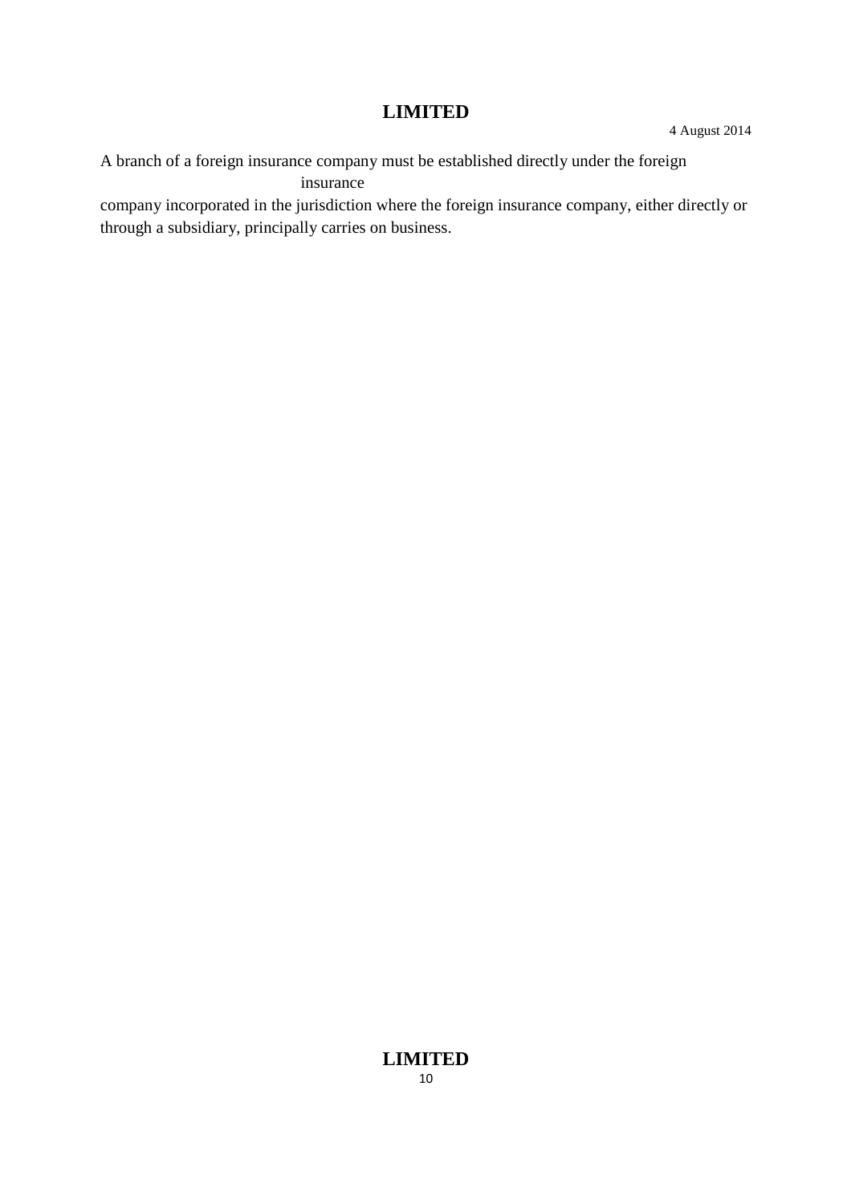A branch of a foreign insurance company must be established directly under the foreign insurance company incorporated in the jurisdiction where the foreign insurance company, either directly or through a subsidiary, principally carries on business.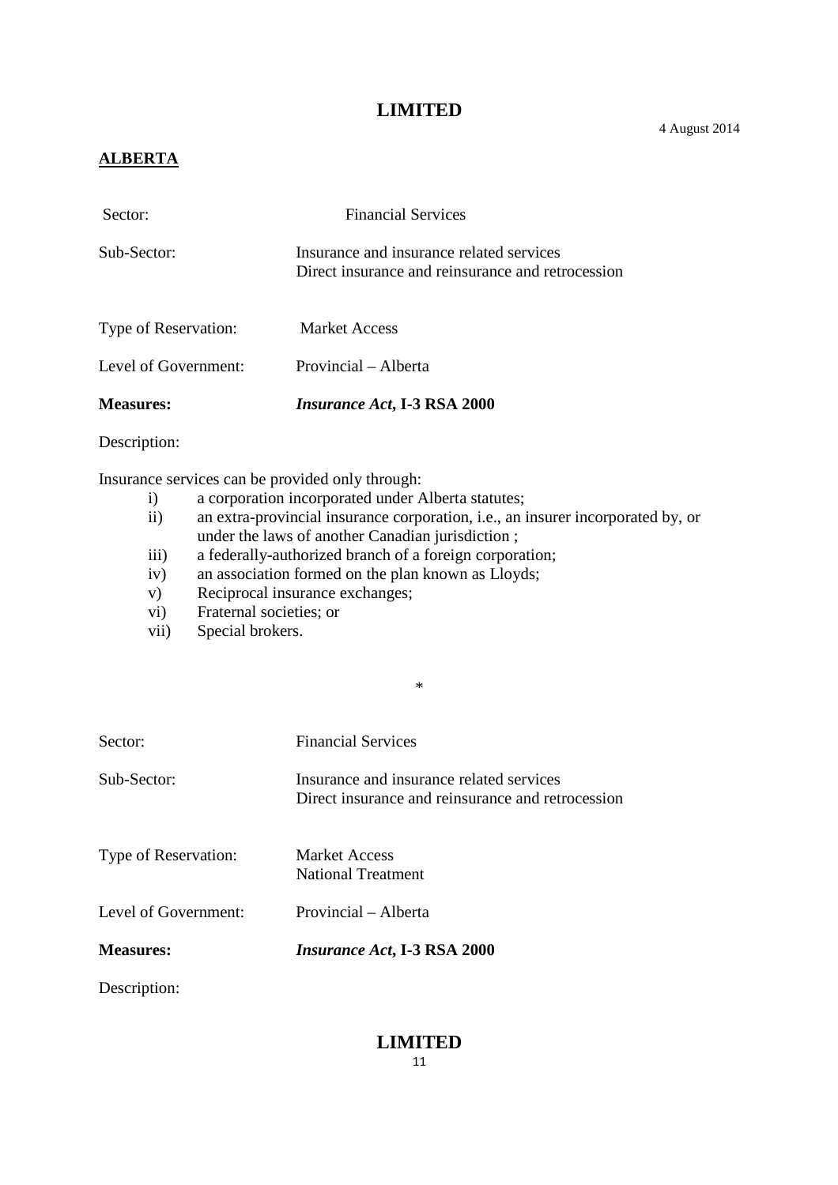**LIMITED**

4 August 2014

**ALBERTA**

| | |
|---|---|
| Sector: | Financial Services |
| Sub-Sector: | Insurance and insurance related services<br>Direct insurance and reinsurance and retrocession |
| Type of Reservation: | Market Access |
| Level of Government: | Provincial – Alberta |
| **Measures:** | ***Insurance Act*, I-3 RSA 2000** |

Description:

Insurance services can be provided only through:

- i) a corporation incorporated under Alberta statutes;
- ii) an extra-provincial insurance corporation, i.e., an insurer incorporated by, or under the laws of another Canadian jurisdiction ;
- iii) a federally-authorized branch of a foreign corporation;
- iv) an association formed on the plan known as Lloyds;
- v) Reciprocal insurance exchanges;
- vi) Fraternal societies; or
- vii) Special brokers.

*

| | |
|---|---|
| Sector: | Financial Services |
| Sub-Sector: | Insurance and insurance related services<br>Direct insurance and reinsurance and retrocession |
| Type of Reservation: | Market Access<br>National Treatment |
| Level of Government: | Provincial – Alberta |
| **Measures:** | ***Insurance Act*, I-3 RSA 2000** |

Description:

**LIMITED**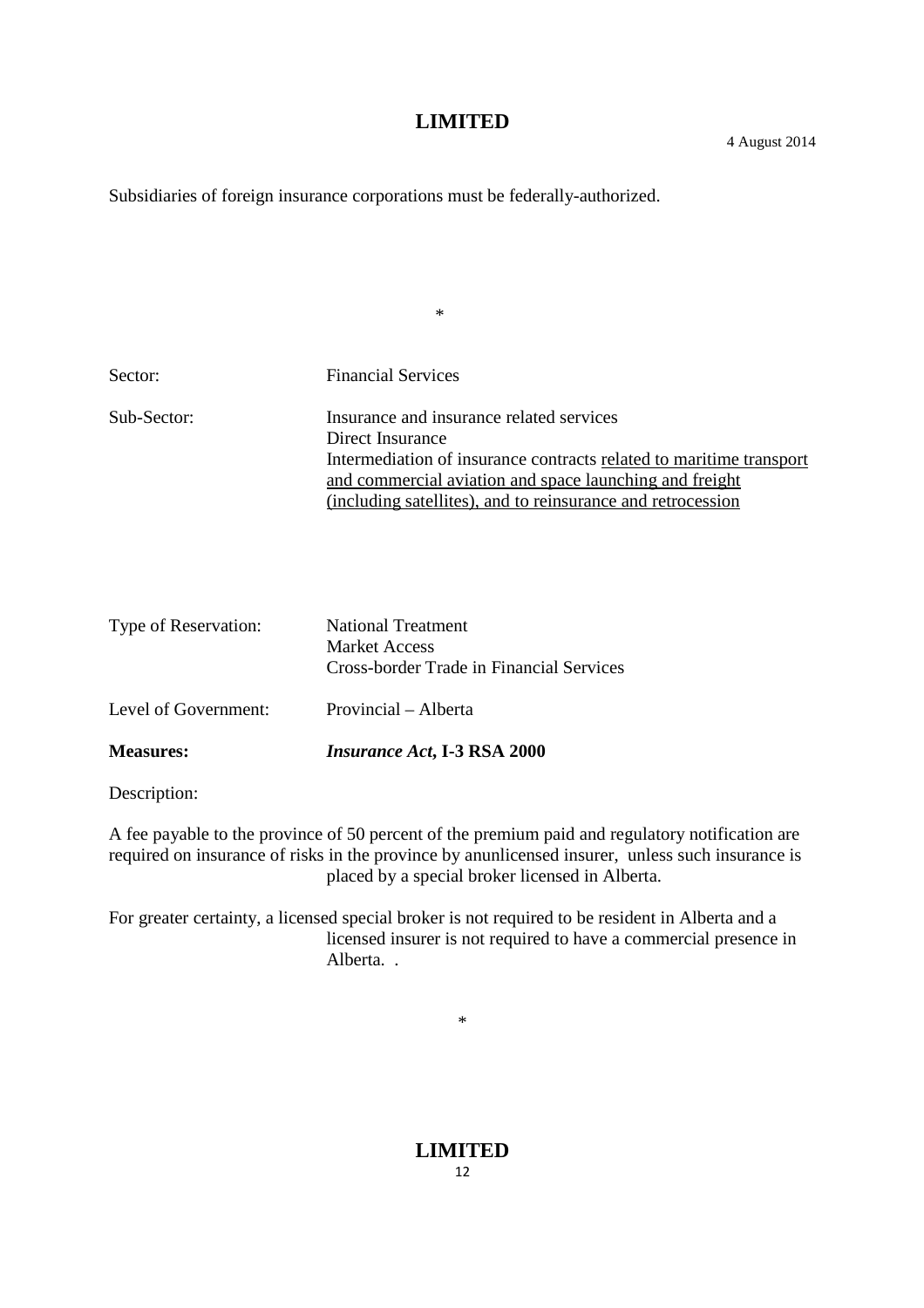Subsidiaries of foreign insurance corporations must be federally-authorized.

*

| | |
|---|---|
| Sector: | Financial Services |
| Sub-Sector: | Insurance and insurance related services<br>Direct Insurance<br>Intermediation of insurance contracts <u>related to maritime transport and commercial aviation and space launching and freight (including satellites), and to reinsurance and retrocession</u> |
| Type of Reservation: | National Treatment<br>Market Access<br>Cross-border Trade in Financial Services |
| Level of Government: | Provincial – Alberta |
| **Measures:** | ***Insurance Act*, I-3 RSA 2000** |

Description:

A fee payable to the province of 50 percent of the premium paid and regulatory notification are required on insurance of risks in the province by anunlicensed insurer, unless such insurance is placed by a special broker licensed in Alberta.

For greater certainty, a licensed special broker is not required to be resident in Alberta and a licensed insurer is not required to have a commercial presence in Alberta. .

*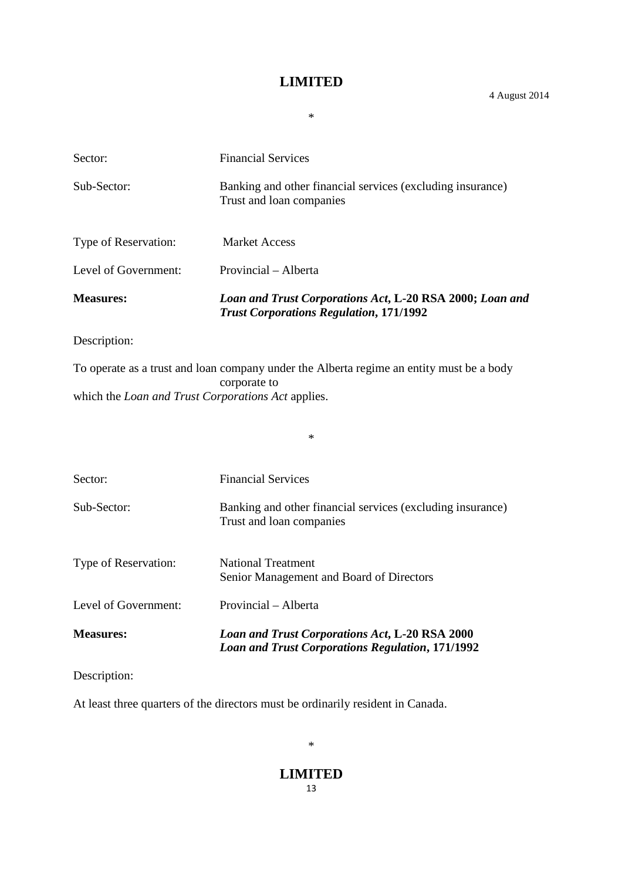*

Sector: Financial Services

Sub-Sector: Banking and other financial services (excluding insurance)
Trust and loan companies

Type of Reservation: Market Access

Level of Government: Provincial – Alberta

**Measures:** ***Loan and Trust Corporations Act*, L-20 RSA 2000; *Loan and Trust Corporations Regulation*, 171/1992**

Description:

To operate as a trust and loan company under the Alberta regime an entity must be a body corporate to which the *Loan and Trust Corporations Act* applies.

*

Sector: Financial Services

Sub-Sector: Banking and other financial services (excluding insurance)
Trust and loan companies

Type of Reservation: National Treatment
Senior Management and Board of Directors

Level of Government: Provincial – Alberta

**Measures:** ***Loan and Trust Corporations Act*, L-20 RSA 2000**
***Loan and Trust Corporations Regulation*, 171/1992**

Description:

At least three quarters of the directors must be ordinarily resident in Canada.

*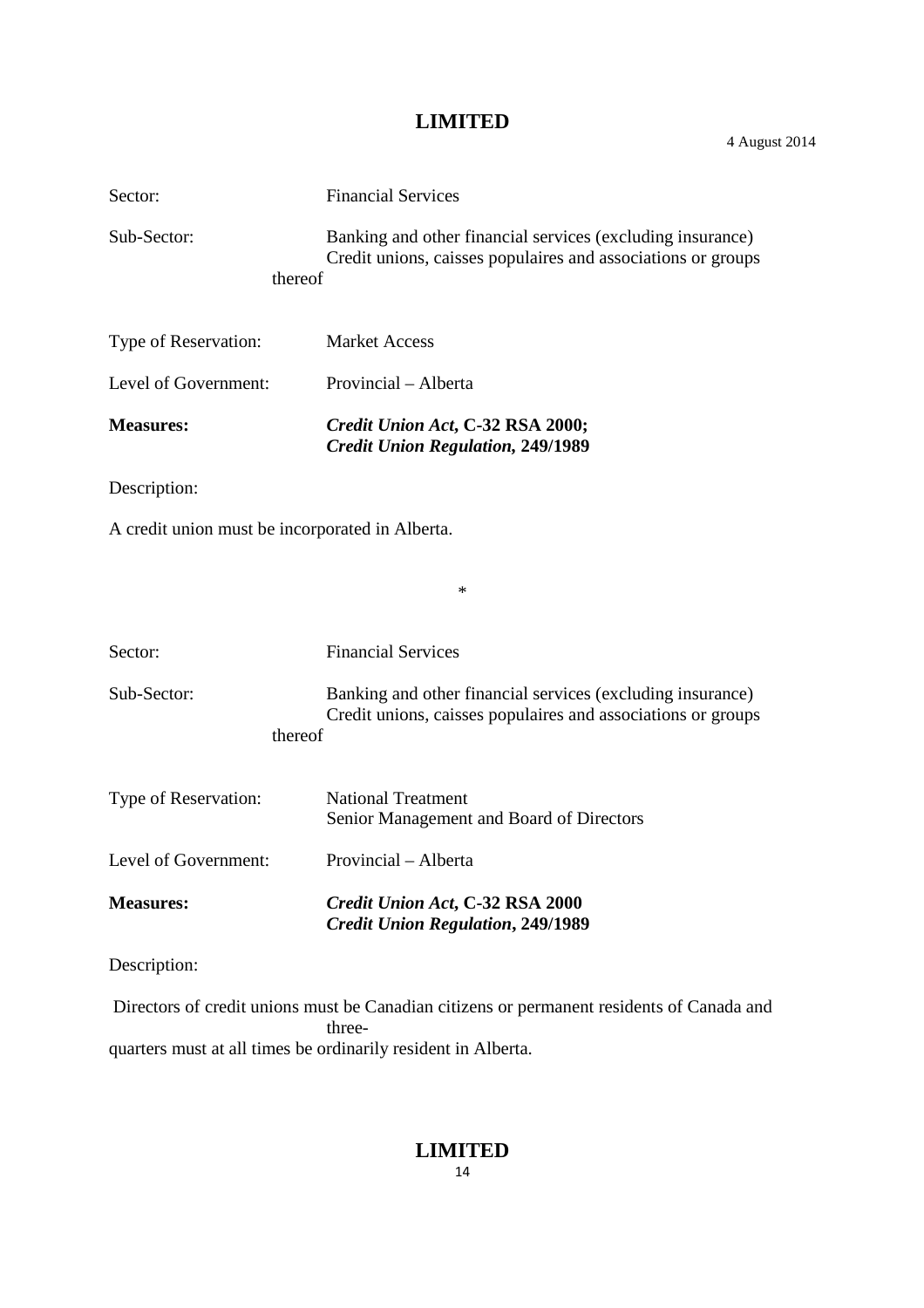Sector: Financial Services

Sub-Sector: Banking and other financial services (excluding insurance)
Credit unions, caisses populaires and associations or groups thereof

Type of Reservation: Market Access

Level of Government: Provincial – Alberta

**Measures:** ***Credit Union Act*, C-32 RSA 2000;**
***Credit Union Regulation*, 249/1989**

Description:

A credit union must be incorporated in Alberta.

*

Sector: Financial Services

Sub-Sector: Banking and other financial services (excluding insurance)
Credit unions, caisses populaires and associations or groups thereof

Type of Reservation: National Treatment
Senior Management and Board of Directors

Level of Government: Provincial – Alberta

**Measures:** ***Credit Union Act*, C-32 RSA 2000**
***Credit Union Regulation*, 249/1989**

Description:

Directors of credit unions must be Canadian citizens or permanent residents of Canada and three-quarters must at all times be ordinarily resident in Alberta.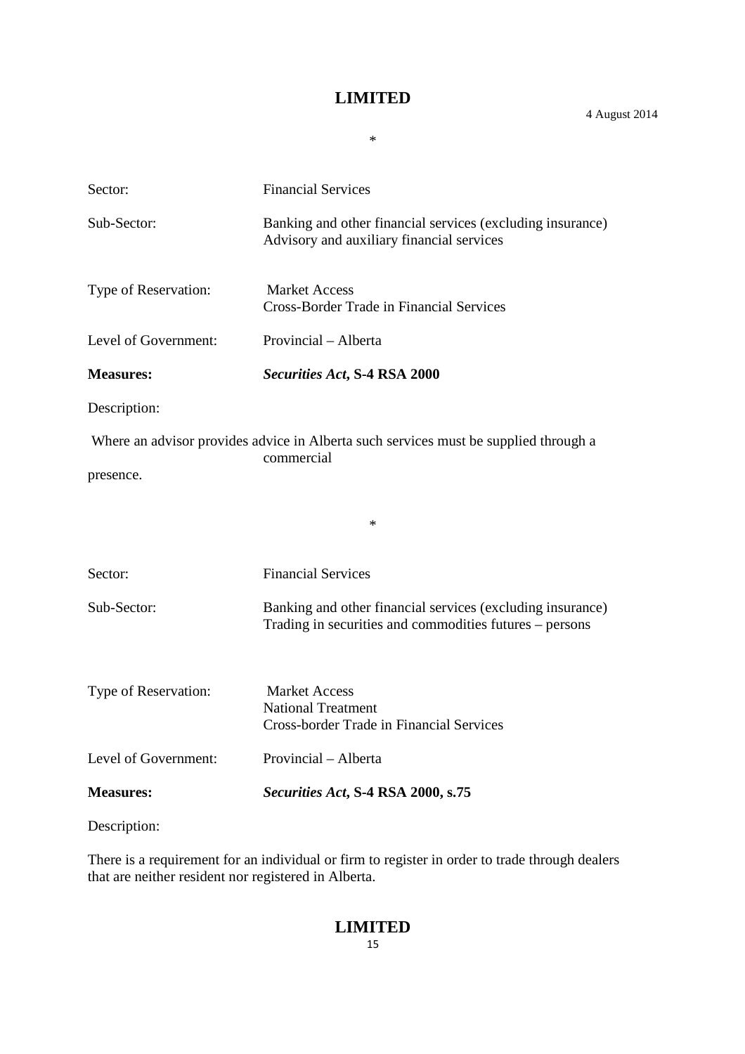**LIMITED**

4 August 2014

*

| | |
|---|---|
| Sector: | Financial Services |
| Sub-Sector: | Banking and other financial services (excluding insurance)<br>Advisory and auxiliary financial services |
| Type of Reservation: | Market Access<br>Cross-Border Trade in Financial Services |
| Level of Government: | Provincial – Alberta |
| **Measures:** | ***Securities Act*, S-4 RSA 2000** |

Description:

Where an advisor provides advice in Alberta such services must be supplied through a commercial presence.

*

| | |
|---|---|
| Sector: | Financial Services |
| Sub-Sector: | Banking and other financial services (excluding insurance)<br>Trading in securities and commodities futures – persons |
| Type of Reservation: | Market Access<br>National Treatment<br>Cross-border Trade in Financial Services |
| Level of Government: | Provincial – Alberta |
| **Measures:** | ***Securities Act*, S-4 RSA 2000, s.75** |

Description:

There is a requirement for an individual or firm to register in order to trade through dealers that are neither resident nor registered in Alberta.

**LIMITED**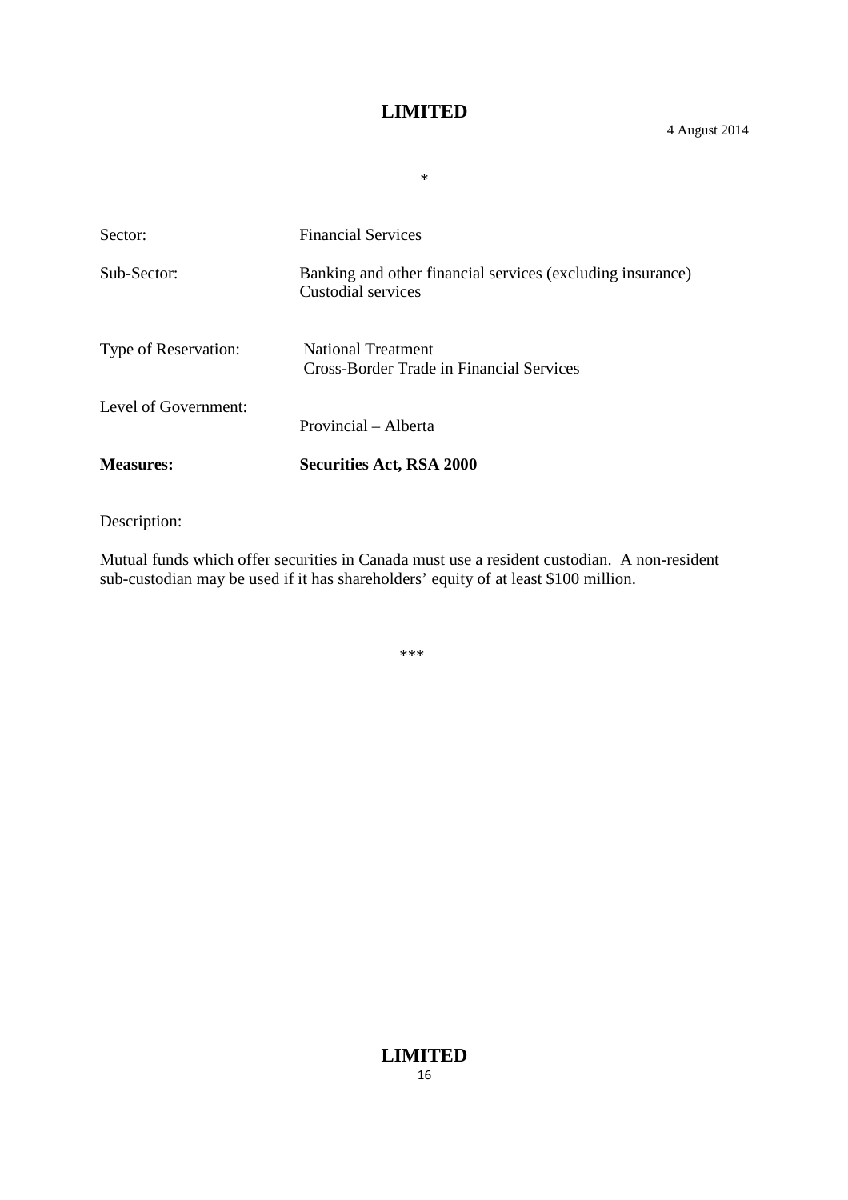4 August 2014

*

| | |
|---|---|
| Sector: | Financial Services |
| Sub-Sector: | Banking and other financial services (excluding insurance)<br>Custodial services |
| Type of Reservation: | National Treatment<br>Cross-Border Trade in Financial Services |
| Level of Government: | Provincial – Alberta |
| **Measures:** | **Securities Act, RSA 2000** |

Description:

Mutual funds which offer securities in Canada must use a resident custodian. A non-resident sub-custodian may be used if it has shareholders' equity of at least $100 million.

***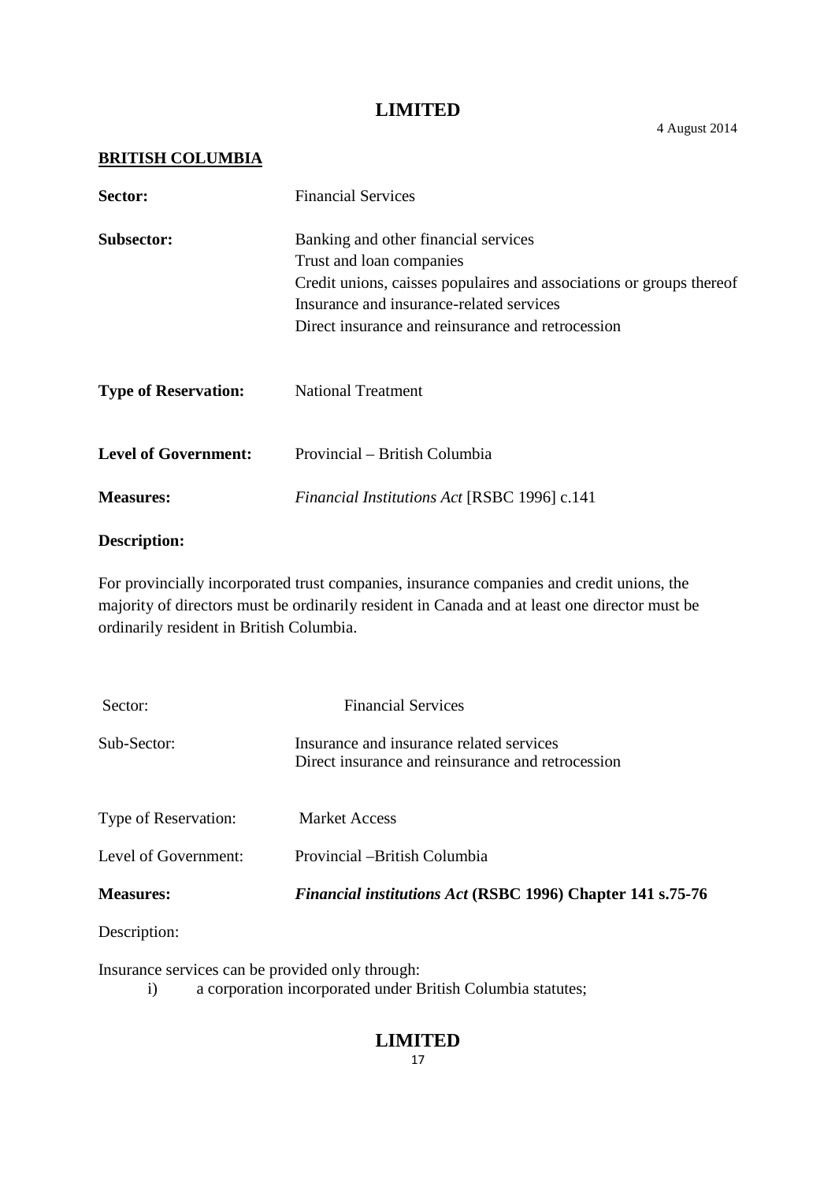4 August 2014

**BRITISH COLUMBIA**

**Sector:** Financial Services

**Subsector:** Banking and other financial services
Trust and loan companies
Credit unions, caisses populaires and associations or groups thereof
Insurance and insurance-related services
Direct insurance and reinsurance and retrocession

**Type of Reservation:** National Treatment

**Level of Government:** Provincial – British Columbia

**Measures:** *Financial Institutions Act* [RSBC 1996] c.141

**Description:**

For provincially incorporated trust companies, insurance companies and credit unions, the majority of directors must be ordinarily resident in Canada and at least one director must be ordinarily resident in British Columbia.

Sector: Financial Services

Sub-Sector: Insurance and insurance related services
Direct insurance and reinsurance and retrocession

Type of Reservation: Market Access

Level of Government: Provincial –British Columbia

**Measures:** ***Financial institutions Act* (RSBC 1996) Chapter 141 s.75-76**

Description:

Insurance services can be provided only through:

i) a corporation incorporated under British Columbia statutes;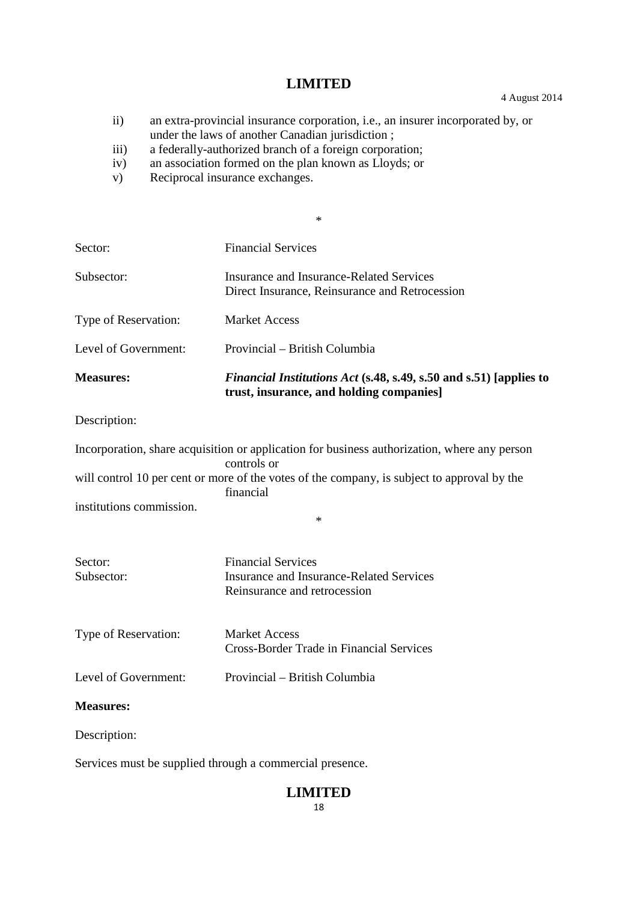ii) an extra-provincial insurance corporation, i.e., an insurer incorporated by, or under the laws of another Canadian jurisdiction ;
iii) a federally-authorized branch of a foreign corporation;
iv) an association formed on the plan known as Lloyds; or
v) Reciprocal insurance exchanges.

\*

Sector: Financial Services

Subsector: Insurance and Insurance-Related Services
Direct Insurance, Reinsurance and Retrocession

Type of Reservation: Market Access

Level of Government: Provincial – British Columbia

**Measures:** ***Financial Institutions Act*** **(s.48, s.49, s.50 and s.51) [applies to trust, insurance, and holding companies]**

Description:

Incorporation, share acquisition or application for business authorization, where any person controls or will control 10 per cent or more of the votes of the company, is subject to approval by the financial institutions commission.

\*

Sector: Financial Services

Subsector: Insurance and Insurance-Related Services
Reinsurance and retrocession

Type of Reservation: Market Access
Cross-Border Trade in Financial Services

Level of Government: Provincial – British Columbia

**Measures:**

Description:

Services must be supplied through a commercial presence.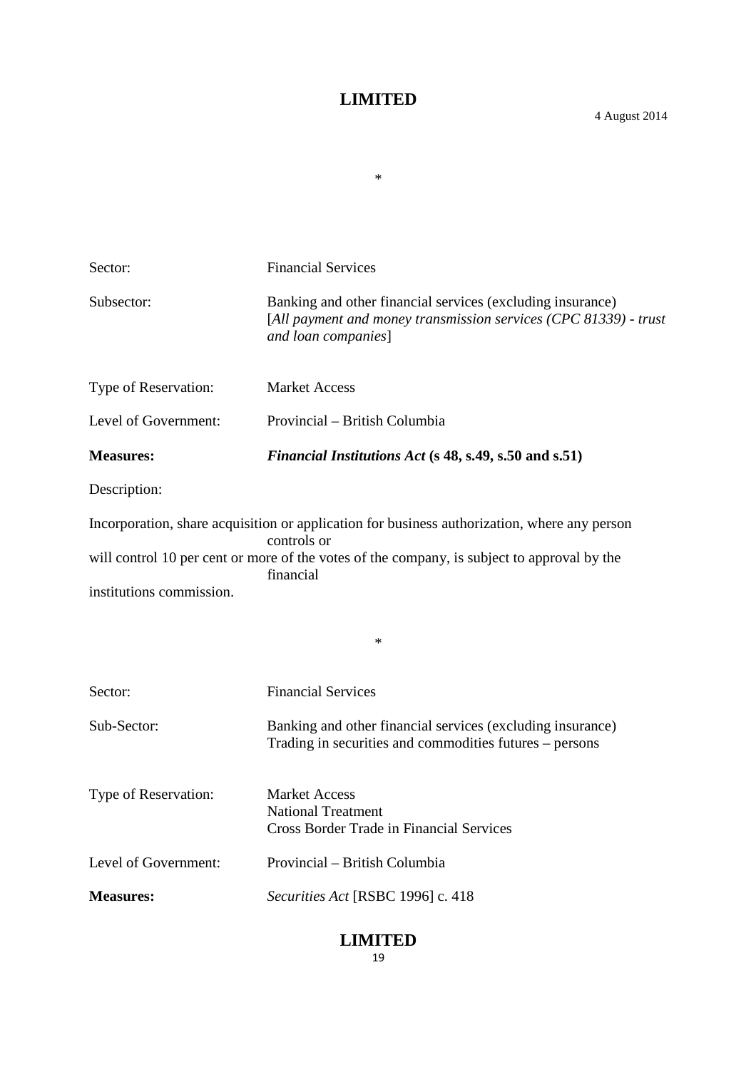*

| | |
|---|---|
| Sector: | Financial Services |
| Subsector: | Banking and other financial services (excluding insurance) [*All payment and money transmission services (CPC 81339) - trust and loan companies*] |
| Type of Reservation: | Market Access |
| Level of Government: | Provincial – British Columbia |
| **Measures:** | ***Financial Institutions Act* (s 48, s.49, s.50 and s.51)** |

Description:

Incorporation, share acquisition or application for business authorization, where any person controls or will control 10 per cent or more of the votes of the company, is subject to approval by the financial institutions commission.

*

| | |
|---|---|
| Sector: | Financial Services |
| Sub-Sector: | Banking and other financial services (excluding insurance)<br>Trading in securities and commodities futures – persons |
| Type of Reservation: | Market Access<br>National Treatment<br>Cross Border Trade in Financial Services |
| Level of Government: | Provincial – British Columbia |
| **Measures:** | *Securities Act* [RSBC 1996] c. 418 |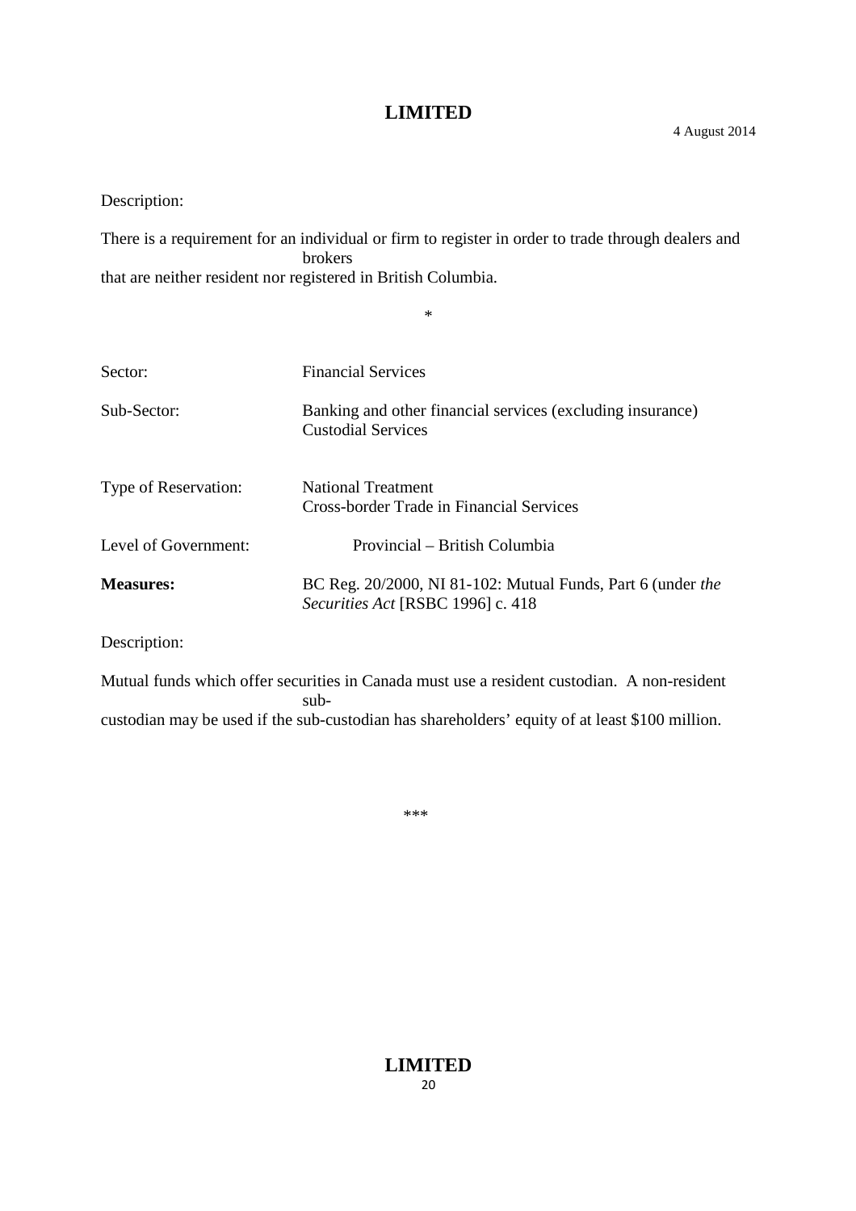Description:

There is a requirement for an individual or firm to register in order to trade through dealers and brokers that are neither resident nor registered in British Columbia.

*

| | |
|---|---|
| Sector: | Financial Services |
| Sub-Sector: | Banking and other financial services (excluding insurance)<br>Custodial Services |
| Type of Reservation: | National Treatment<br>Cross-border Trade in Financial Services |
| Level of Government: | Provincial – British Columbia |
| **Measures:** | BC Reg. 20/2000, NI 81-102: Mutual Funds, Part 6 (under *the Securities Act* [RSBC 1996] c. 418 |

Description:

Mutual funds which offer securities in Canada must use a resident custodian. A non-resident sub-custodian may be used if the sub-custodian has shareholders' equity of at least $100 million.

***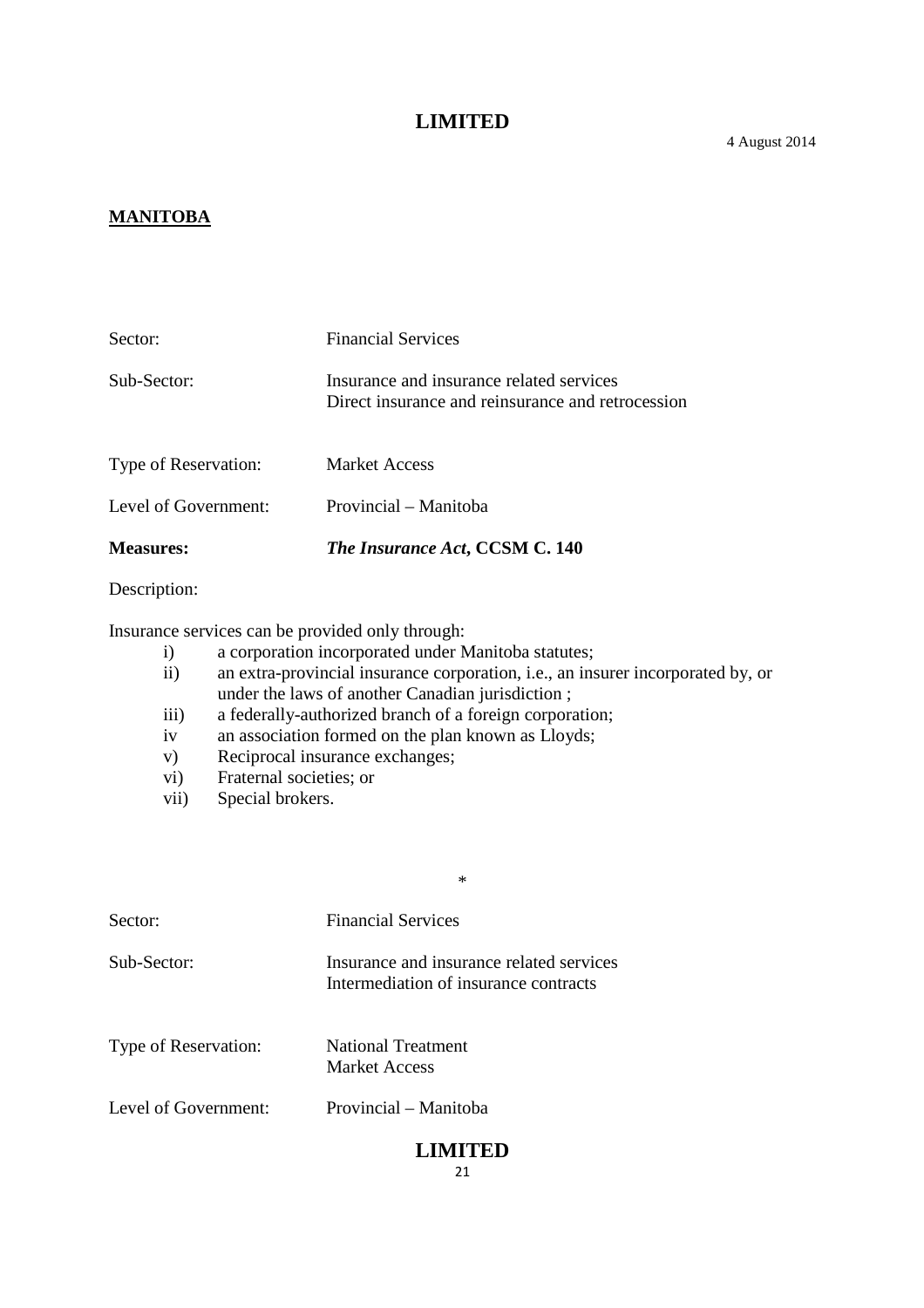**MANITOBA**

Sector: Financial Services

Sub-Sector: Insurance and insurance related services
Direct insurance and reinsurance and retrocession

Type of Reservation: Market Access

Level of Government: Provincial – Manitoba

**Measures:** ***The Insurance Act*, CCSM C. 140**

Description:

Insurance services can be provided only through:

- i) a corporation incorporated under Manitoba statutes;
- ii) an extra-provincial insurance corporation, i.e., an insurer incorporated by, or under the laws of another Canadian jurisdiction ;
- iii) a federally-authorized branch of a foreign corporation;
- iv an association formed on the plan known as Lloyds;
- v) Reciprocal insurance exchanges;
- vi) Fraternal societies; or
- vii) Special brokers.

*

Sector: Financial Services

Sub-Sector: Insurance and insurance related services
Intermediation of insurance contracts

Type of Reservation: National Treatment
Market Access

Level of Government: Provincial – Manitoba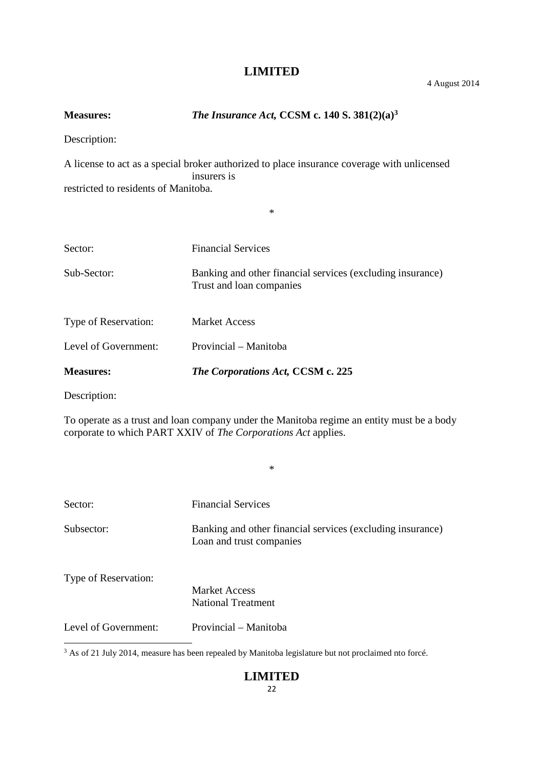**Measures:** ***The Insurance Act,* CCSM c. 140 S. 381(2)(a)**[3]

Description:

A license to act as a special broker authorized to place insurance coverage with unlicensed insurers is restricted to residents of Manitoba.

*

Sector: Financial Services

Sub-Sector: Banking and other financial services (excluding insurance) Trust and loan companies

Type of Reservation: Market Access

Level of Government: Provincial – Manitoba

**Measures:** ***The Corporations Act,* CCSM c. 225**

Description:

To operate as a trust and loan company under the Manitoba regime an entity must be a body corporate to which PART XXIV of *The Corporations Act* applies.

*

Sector: Financial Services

Subsector: Banking and other financial services (excluding insurance) Loan and trust companies

Type of Reservation: Market Access
National Treatment

Level of Government: Provincial – Manitoba

---

[3] As of 21 July 2014, measure has been repealed by Manitoba legislature but not proclaimed nto forcé.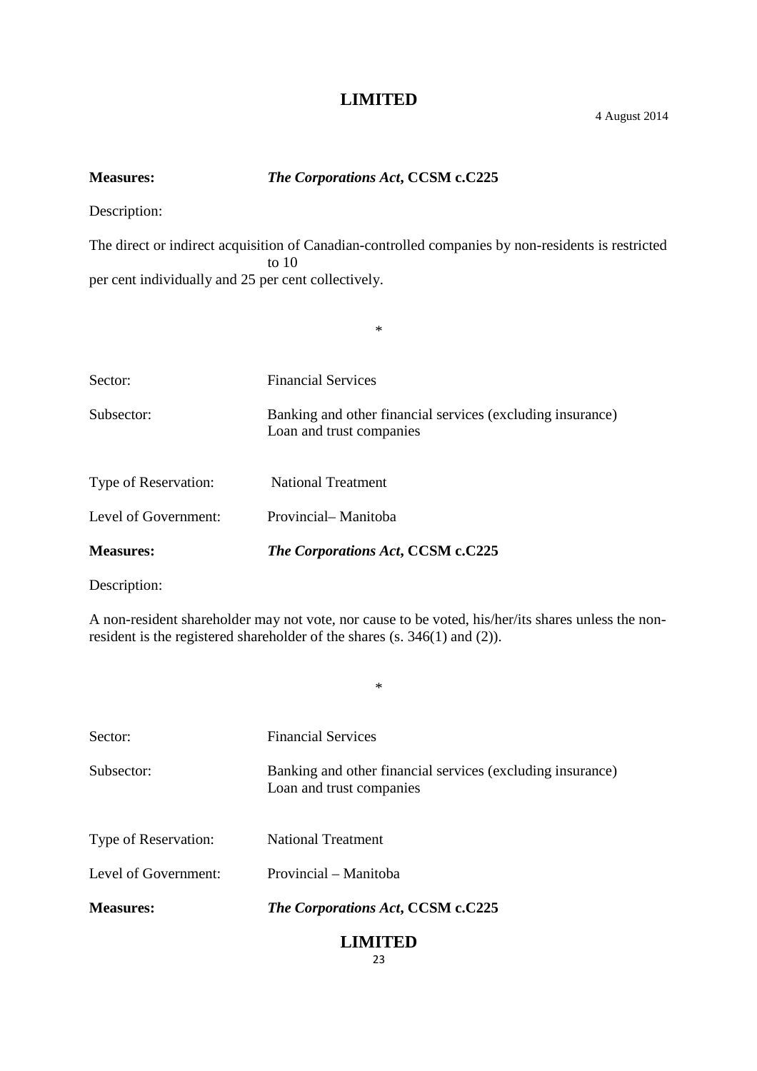**Measures:** ***The Corporations Act*, CCSM c.C225**

Description:

The direct or indirect acquisition of Canadian-controlled companies by non-residents is restricted to 10 per cent individually and 25 per cent collectively.

*

Sector: Financial Services

Subsector: Banking and other financial services (excluding insurance) Loan and trust companies

Type of Reservation: National Treatment

Level of Government: Provincial– Manitoba

**Measures:** ***The Corporations Act*, CCSM c.C225**

Description:

A non-resident shareholder may not vote, nor cause to be voted, his/her/its shares unless the non-resident is the registered shareholder of the shares (s. 346(1) and (2)).

*

Sector: Financial Services

Subsector: Banking and other financial services (excluding insurance) Loan and trust companies

Type of Reservation: National Treatment

Level of Government: Provincial – Manitoba

**Measures:** ***The Corporations Act*, CCSM c.C225**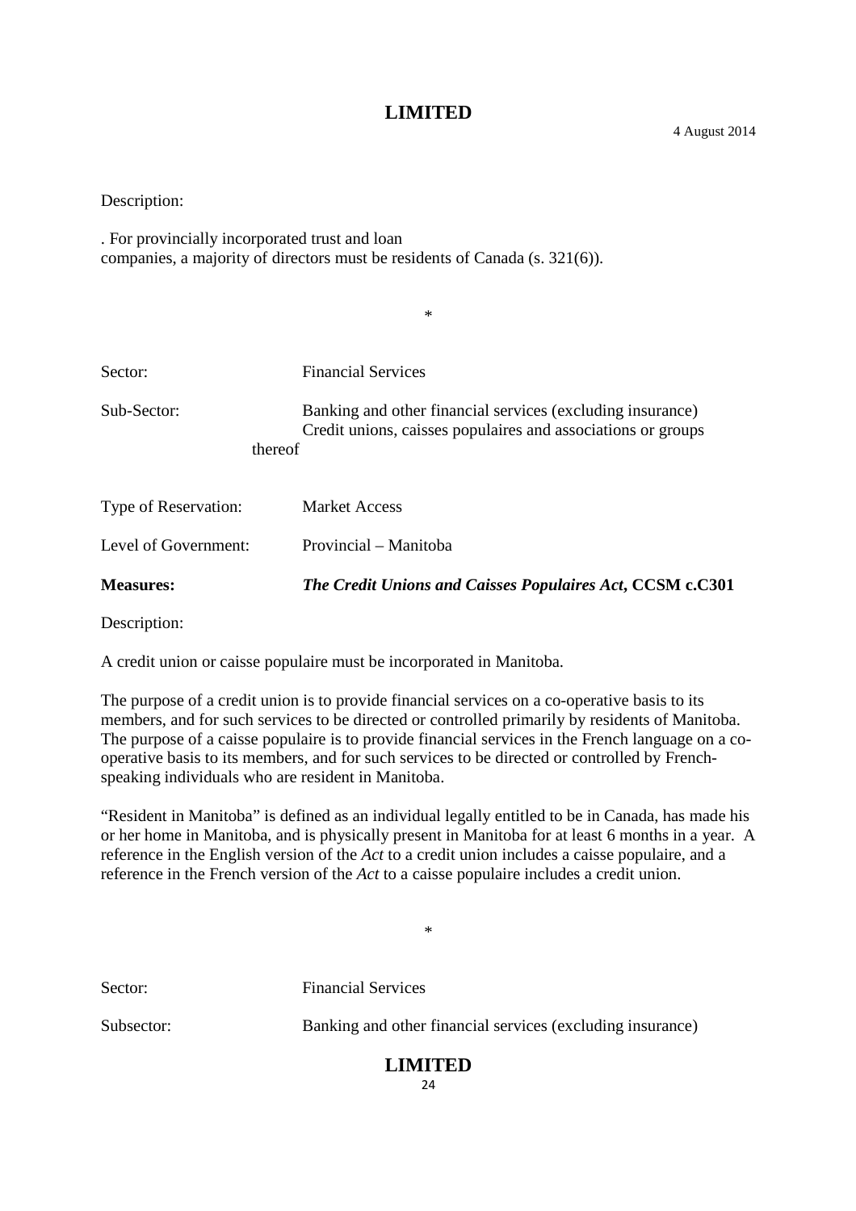Description:

. For provincially incorporated trust and loan
companies, a majority of directors must be residents of Canada (s. 321(6)).

*

Sector: Financial Services

Sub-Sector: Banking and other financial services (excluding insurance)
Credit unions, caisses populaires and associations or groups thereof

Type of Reservation: Market Access

Level of Government: Provincial – Manitoba

**Measures:** ***The Credit Unions and Caisses Populaires Act*, CCSM c.C301**

Description:

A credit union or caisse populaire must be incorporated in Manitoba.

The purpose of a credit union is to provide financial services on a co-operative basis to its members, and for such services to be directed or controlled primarily by residents of Manitoba. The purpose of a caisse populaire is to provide financial services in the French language on a co-operative basis to its members, and for such services to be directed or controlled by French-speaking individuals who are resident in Manitoba.

"Resident in Manitoba" is defined as an individual legally entitled to be in Canada, has made his or her home in Manitoba, and is physically present in Manitoba for at least 6 months in a year. A reference in the English version of the *Act* to a credit union includes a caisse populaire, and a reference in the French version of the *Act* to a caisse populaire includes a credit union.

*

Sector: Financial Services

Subsector: Banking and other financial services (excluding insurance)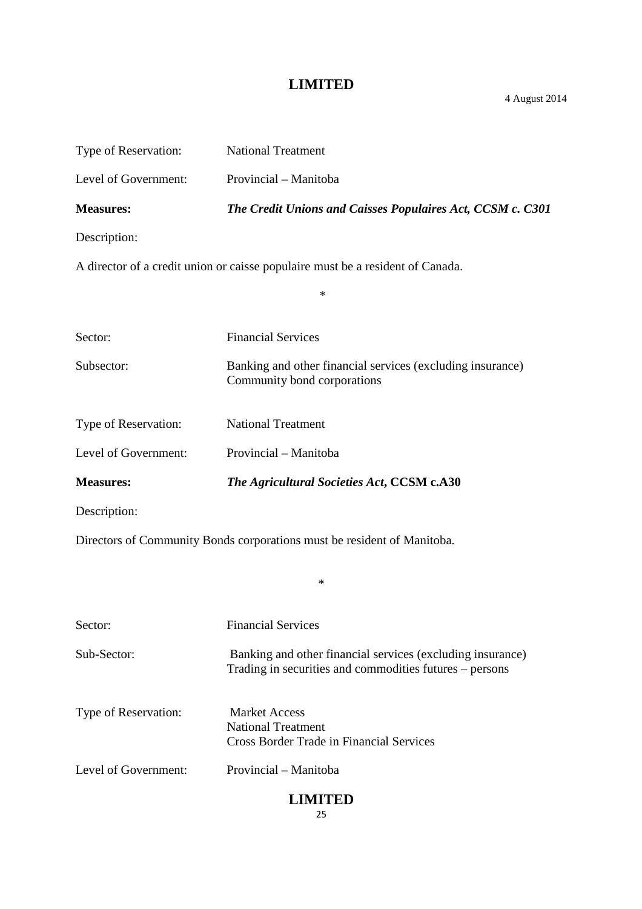4 August 2014

Type of Reservation: National Treatment

Level of Government: Provincial – Manitoba

**Measures:** ***The Credit Unions and Caisses Populaires Act, CCSM c. C301***

Description:

A director of a credit union or caisse populaire must be a resident of Canada.

*

Sector: Financial Services

Subsector: Banking and other financial services (excluding insurance)
Community bond corporations

Type of Reservation: National Treatment

Level of Government: Provincial – Manitoba

**Measures:** ***The Agricultural Societies Act*, CCSM c.A30**

Description:

Directors of Community Bonds corporations must be resident of Manitoba.

*

Sector: Financial Services

Sub-Sector: Banking and other financial services (excluding insurance)
Trading in securities and commodities futures – persons

Type of Reservation: Market Access
National Treatment
Cross Border Trade in Financial Services

Level of Government: Provincial – Manitoba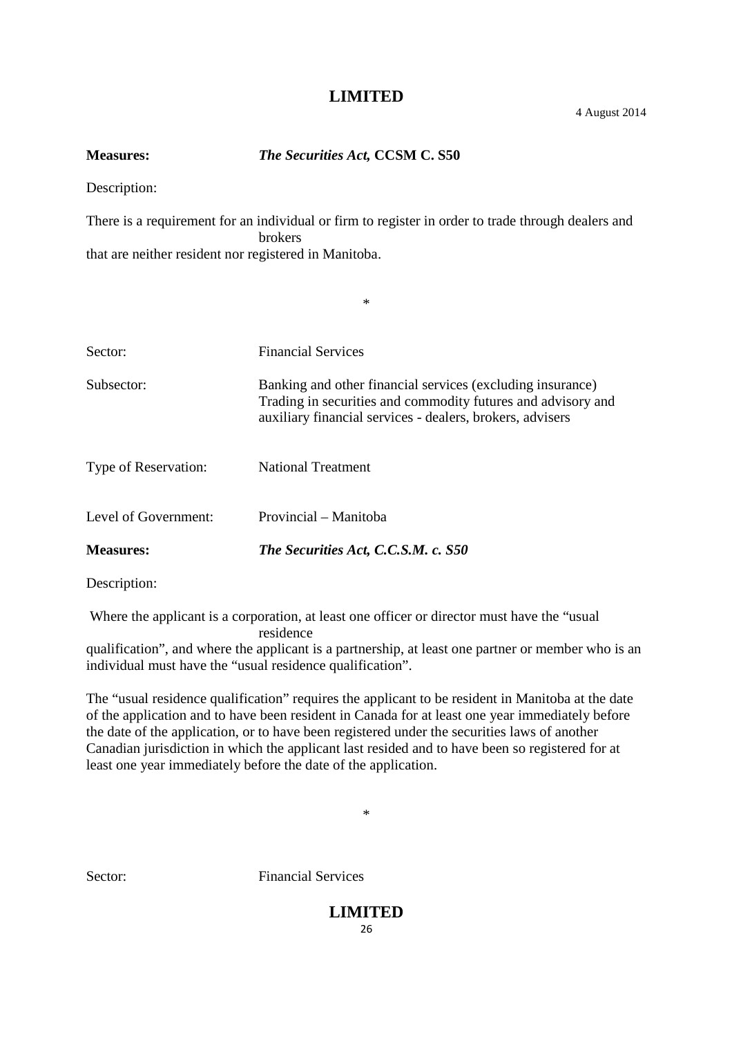**Measures:** ***The Securities Act,*** **CCSM C. S50**

Description:

There is a requirement for an individual or firm to register in order to trade through dealers and brokers that are neither resident nor registered in Manitoba.

*

| | |
|---|---|
| Sector: | Financial Services |
| Subsector: | Banking and other financial services (excluding insurance) Trading in securities and commodity futures and advisory and auxiliary financial services - dealers, brokers, advisers |
| Type of Reservation: | National Treatment |
| Level of Government: | Provincial – Manitoba |
| **Measures:** | ***The Securities Act, C.C.S.M. c. S50*** |

Description:

Where the applicant is a corporation, at least one officer or director must have the "usual residence qualification", and where the applicant is a partnership, at least one partner or member who is an individual must have the "usual residence qualification".

The "usual residence qualification" requires the applicant to be resident in Manitoba at the date of the application and to have been resident in Canada for at least one year immediately before the date of the application, or to have been registered under the securities laws of another Canadian jurisdiction in which the applicant last resided and to have been so registered for at least one year immediately before the date of the application.

*

Sector: Financial Services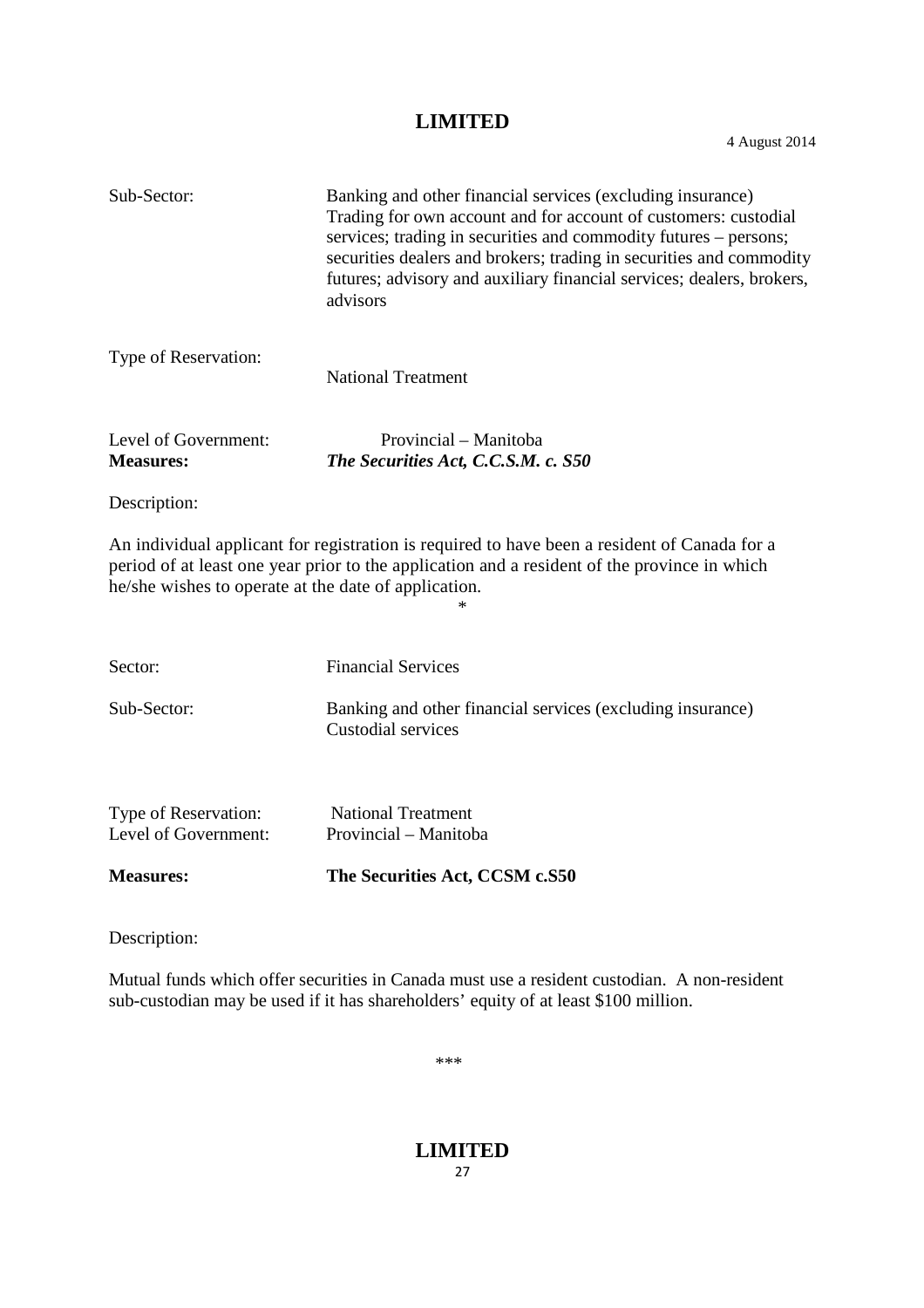Sub-Sector: Banking and other financial services (excluding insurance) Trading for own account and for account of customers: custodial services; trading in securities and commodity futures – persons; securities dealers and brokers; trading in securities and commodity futures; advisory and auxiliary financial services; dealers, brokers, advisors

Type of Reservation: National Treatment

Level of Government: Provincial – Manitoba

**Measures:** ***The Securities Act, C.C.S.M. c. S50***

Description:

An individual applicant for registration is required to have been a resident of Canada for a period of at least one year prior to the application and a resident of the province in which he/she wishes to operate at the date of application.

*

Sector: Financial Services

Sub-Sector: Banking and other financial services (excluding insurance) Custodial services

Type of Reservation: National Treatment

Level of Government: Provincial – Manitoba

**Measures:** **The Securities Act, CCSM c.S50**

Description:

Mutual funds which offer securities in Canada must use a resident custodian. A non-resident sub-custodian may be used if it has shareholders' equity of at least $100 million.

***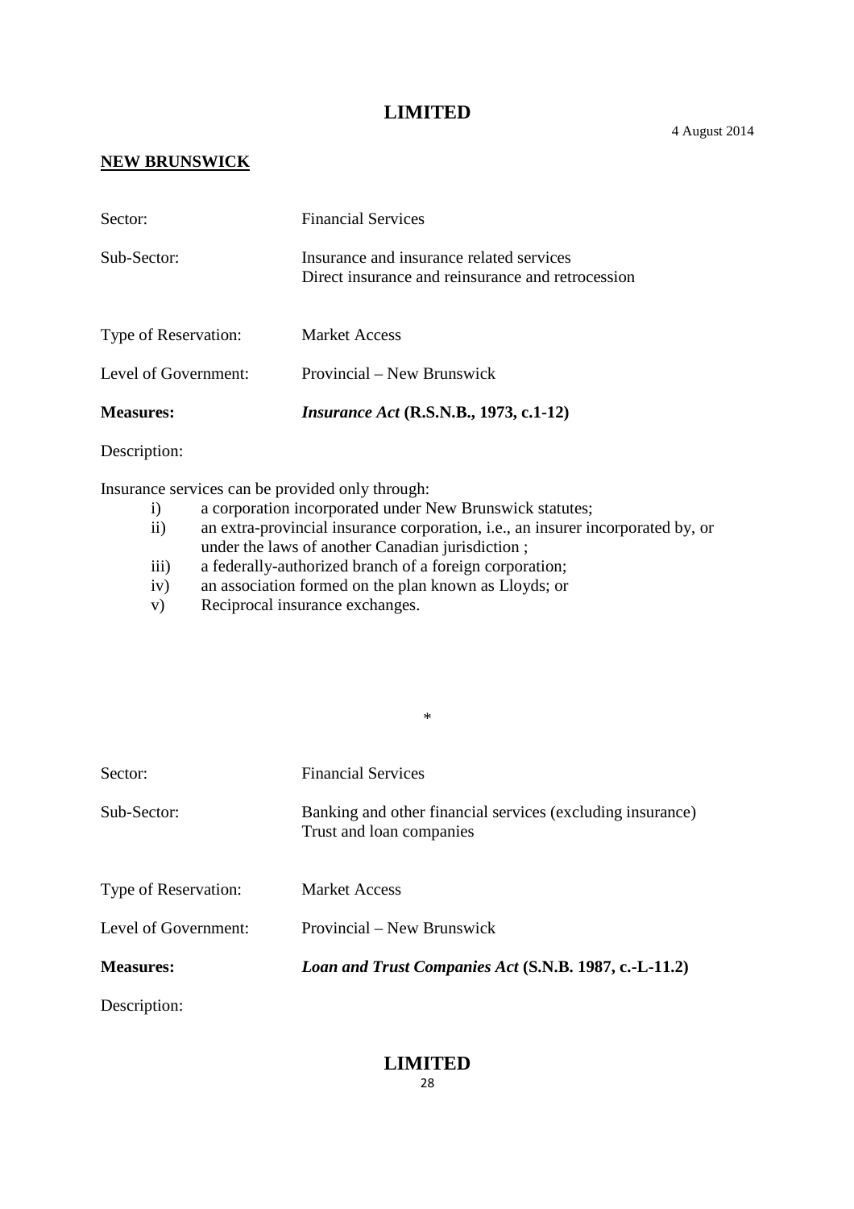**NEW BRUNSWICK**

Sector: Financial Services

Sub-Sector: Insurance and insurance related services
Direct insurance and reinsurance and retrocession

Type of Reservation: Market Access

Level of Government: Provincial – New Brunswick

**Measures:** ***Insurance Act* (R.S.N.B., 1973, c.1-12)**

Description:

Insurance services can be provided only through:

- i) a corporation incorporated under New Brunswick statutes;
- ii) an extra-provincial insurance corporation, i.e., an insurer incorporated by, or under the laws of another Canadian jurisdiction ;
- iii) a federally-authorized branch of a foreign corporation;
- iv) an association formed on the plan known as Lloyds; or
- v) Reciprocal insurance exchanges.

*

Sector: Financial Services

Sub-Sector: Banking and other financial services (excluding insurance)
Trust and loan companies

Type of Reservation: Market Access

Level of Government: Provincial – New Brunswick

**Measures:** ***Loan and Trust Companies Act* (S.N.B. 1987, c.-L-11.2)**

Description: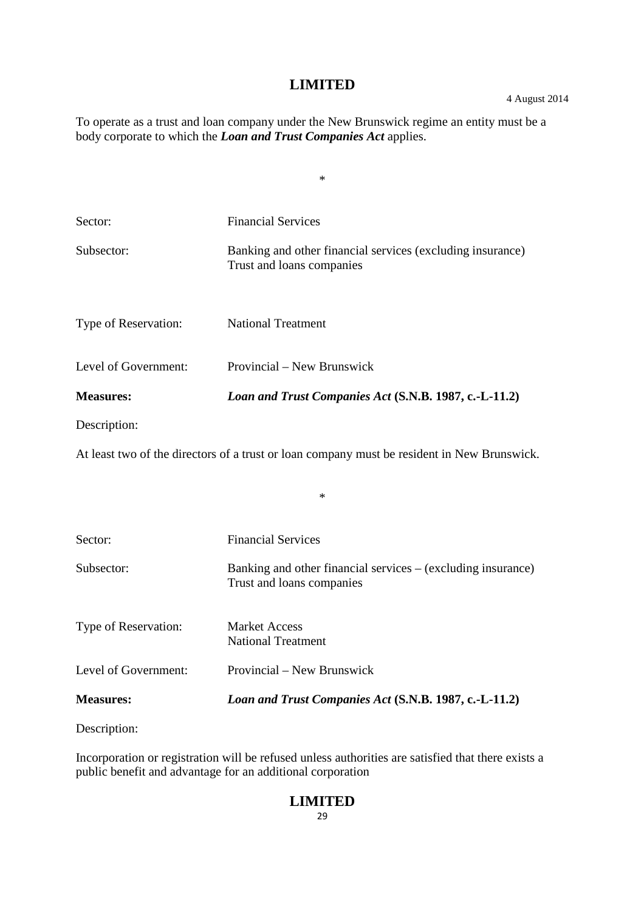To operate as a trust and loan company under the New Brunswick regime an entity must be a body corporate to which the ***Loan and Trust Companies Act*** applies.

*

| | |
|---|---|
| Sector: | Financial Services |
| Subsector: | Banking and other financial services (excluding insurance) Trust and loans companies |
| Type of Reservation: | National Treatment |
| Level of Government: | Provincial – New Brunswick |
| **Measures:** | ***Loan and Trust Companies Act* (S.N.B. 1987, c.-L-11.2)** |

Description:

At least two of the directors of a trust or loan company must be resident in New Brunswick.

*

| | |
|---|---|
| Sector: | Financial Services |
| Subsector: | Banking and other financial services – (excluding insurance) Trust and loans companies |
| Type of Reservation: | Market Access<br>National Treatment |
| Level of Government: | Provincial – New Brunswick |
| **Measures:** | ***Loan and Trust Companies Act* (S.N.B. 1987, c.-L-11.2)** |

Description:

Incorporation or registration will be refused unless authorities are satisfied that there exists a public benefit and advantage for an additional corporation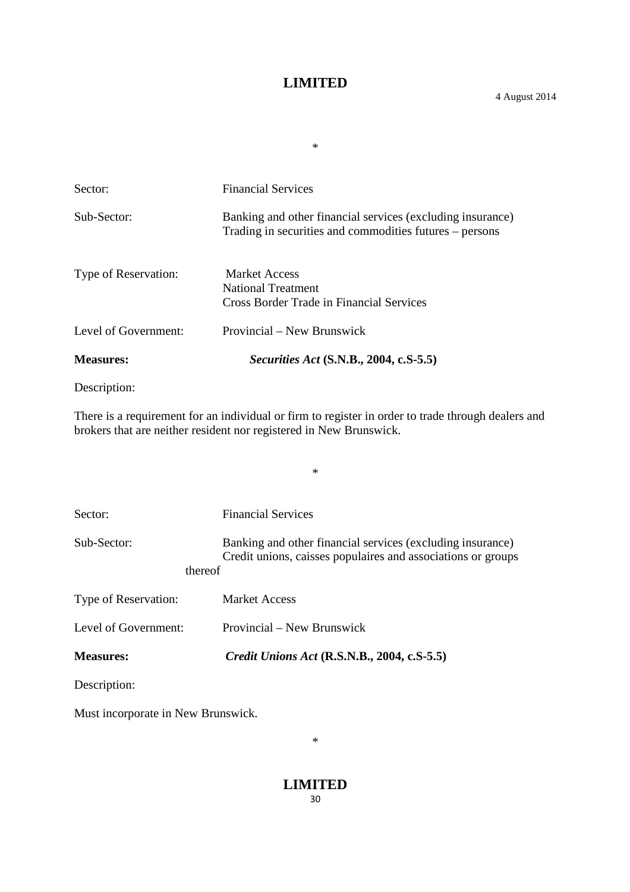*

Sector: Financial Services

Sub-Sector: Banking and other financial services (excluding insurance)
Trading in securities and commodities futures – persons

Type of Reservation: Market Access
National Treatment
Cross Border Trade in Financial Services

Level of Government: Provincial – New Brunswick

**Measures:** ***Securities Act*** **(S.N.B., 2004, c.S-5.5)**

Description:

There is a requirement for an individual or firm to register in order to trade through dealers and brokers that are neither resident nor registered in New Brunswick.

*

Sector: Financial Services

Sub-Sector: Banking and other financial services (excluding insurance)
Credit unions, caisses populaires and associations or groups thereof

Type of Reservation: Market Access

Level of Government: Provincial – New Brunswick

**Measures:** ***Credit Unions Act*** **(R.S.N.B., 2004, c.S-5.5)**

Description:

Must incorporate in New Brunswick.

*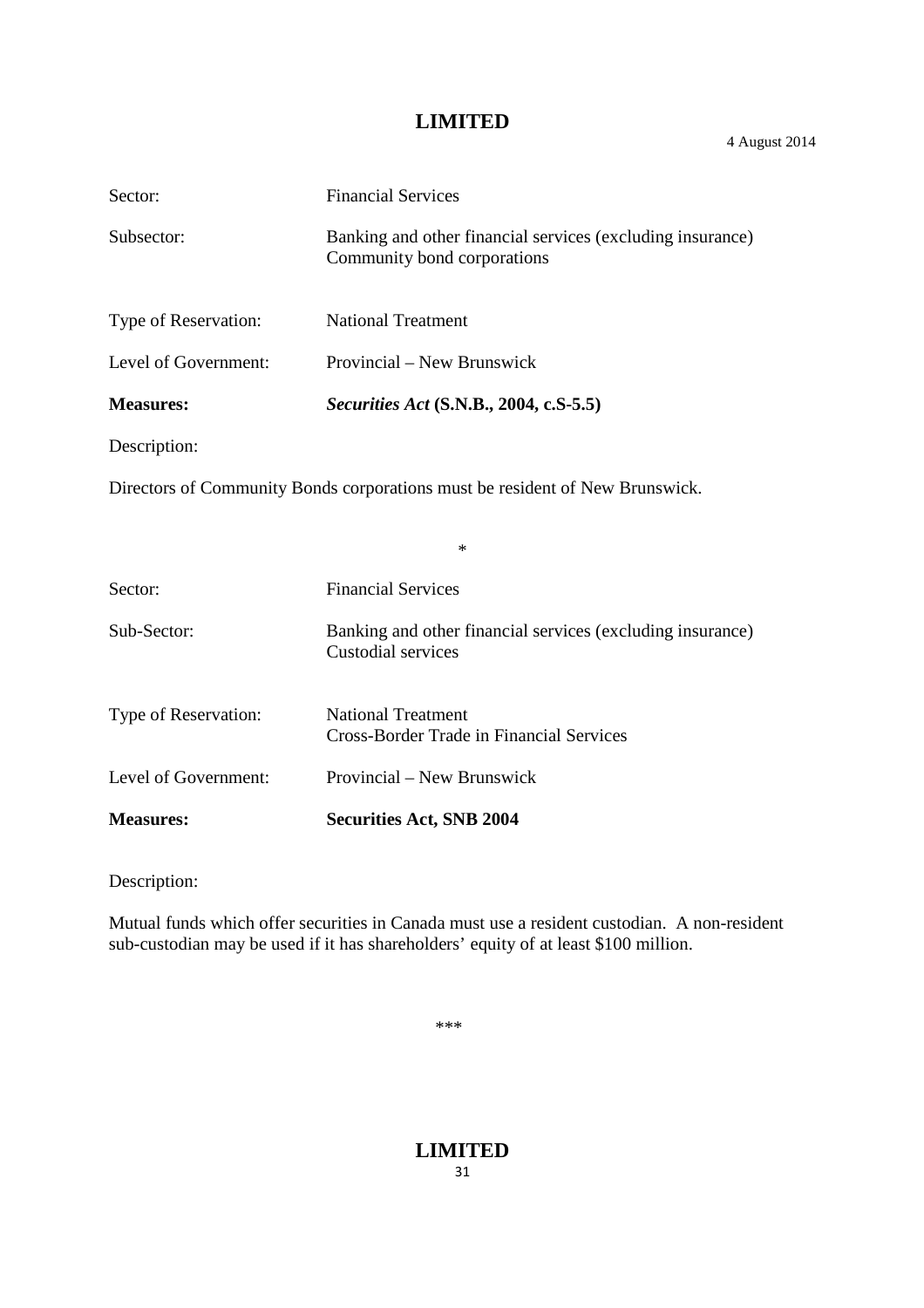Sector: Financial Services

Subsector: Banking and other financial services (excluding insurance)
Community bond corporations

Type of Reservation: National Treatment

Level of Government: Provincial – New Brunswick

**Measures:** ***Securities Act*** **(S.N.B., 2004, c.S-5.5)**

Description:

Directors of Community Bonds corporations must be resident of New Brunswick.

*

Sector: Financial Services

Sub-Sector: Banking and other financial services (excluding insurance)
Custodial services

Type of Reservation: National Treatment
Cross-Border Trade in Financial Services

Level of Government: Provincial – New Brunswick

**Measures:** **Securities Act, SNB 2004**

Description:

Mutual funds which offer securities in Canada must use a resident custodian. A non-resident sub-custodian may be used if it has shareholders' equity of at least $100 million.

***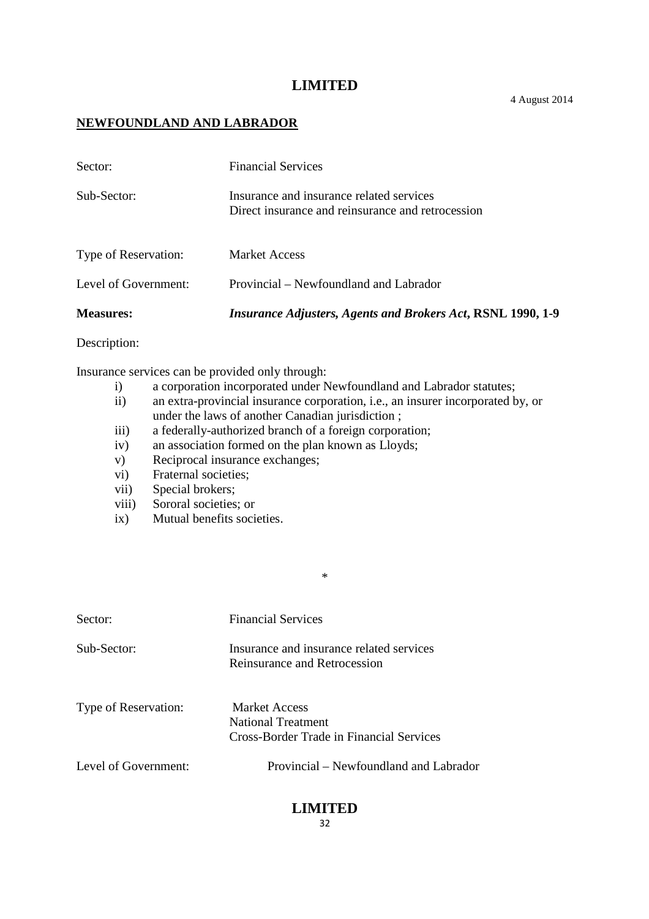# LIMITED

4 August 2014

**NEWFOUNDLAND AND LABRADOR**

Sector: Financial Services

Sub-Sector: Insurance and insurance related services
Direct insurance and reinsurance and retrocession

Type of Reservation: Market Access

Level of Government: Provincial – Newfoundland and Labrador

**Measures:** ***Insurance Adjusters, Agents and Brokers Act*, RSNL 1990, 1-9**

Description:

Insurance services can be provided only through:

i) a corporation incorporated under Newfoundland and Labrador statutes;
ii) an extra-provincial insurance corporation, i.e., an insurer incorporated by, or under the laws of another Canadian jurisdiction ;
iii) a federally-authorized branch of a foreign corporation;
iv) an association formed on the plan known as Lloyds;
v) Reciprocal insurance exchanges;
vi) Fraternal societies;
vii) Special brokers;
viii) Sororal societies; or
ix) Mutual benefits societies.

*

Sector: Financial Services

Sub-Sector: Insurance and insurance related services
Reinsurance and Retrocession

Type of Reservation: Market Access
National Treatment
Cross-Border Trade in Financial Services

Level of Government: Provincial – Newfoundland and Labrador

# LIMITED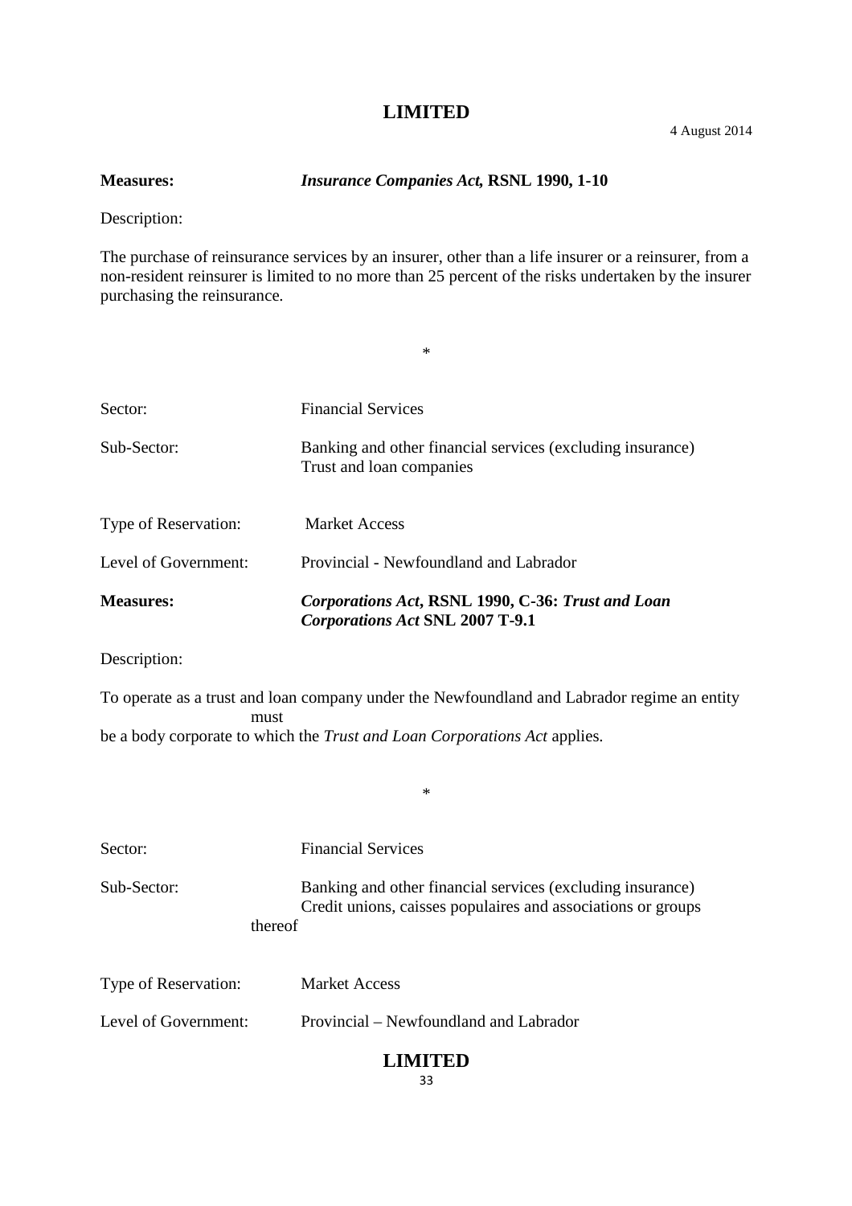**Measures:** *Insurance Companies Act,* **RSNL 1990, 1-10**

Description:

The purchase of reinsurance services by an insurer, other than a life insurer or a reinsurer, from a non-resident reinsurer is limited to no more than 25 percent of the risks undertaken by the insurer purchasing the reinsurance.

*

Sector: Financial Services

Sub-Sector: Banking and other financial services (excluding insurance) Trust and loan companies

Type of Reservation: Market Access

Level of Government: Provincial - Newfoundland and Labrador

**Measures:** ***Corporations Act*, RSNL 1990, C-36: *Trust and Loan Corporations Act* SNL 2007 T-9.1**

Description:

To operate as a trust and loan company under the Newfoundland and Labrador regime an entity must be a body corporate to which the *Trust and Loan Corporations Act* applies.

*

Sector: Financial Services

Sub-Sector: Banking and other financial services (excluding insurance) Credit unions, caisses populaires and associations or groups thereof

Type of Reservation: Market Access

Level of Government: Provincial – Newfoundland and Labrador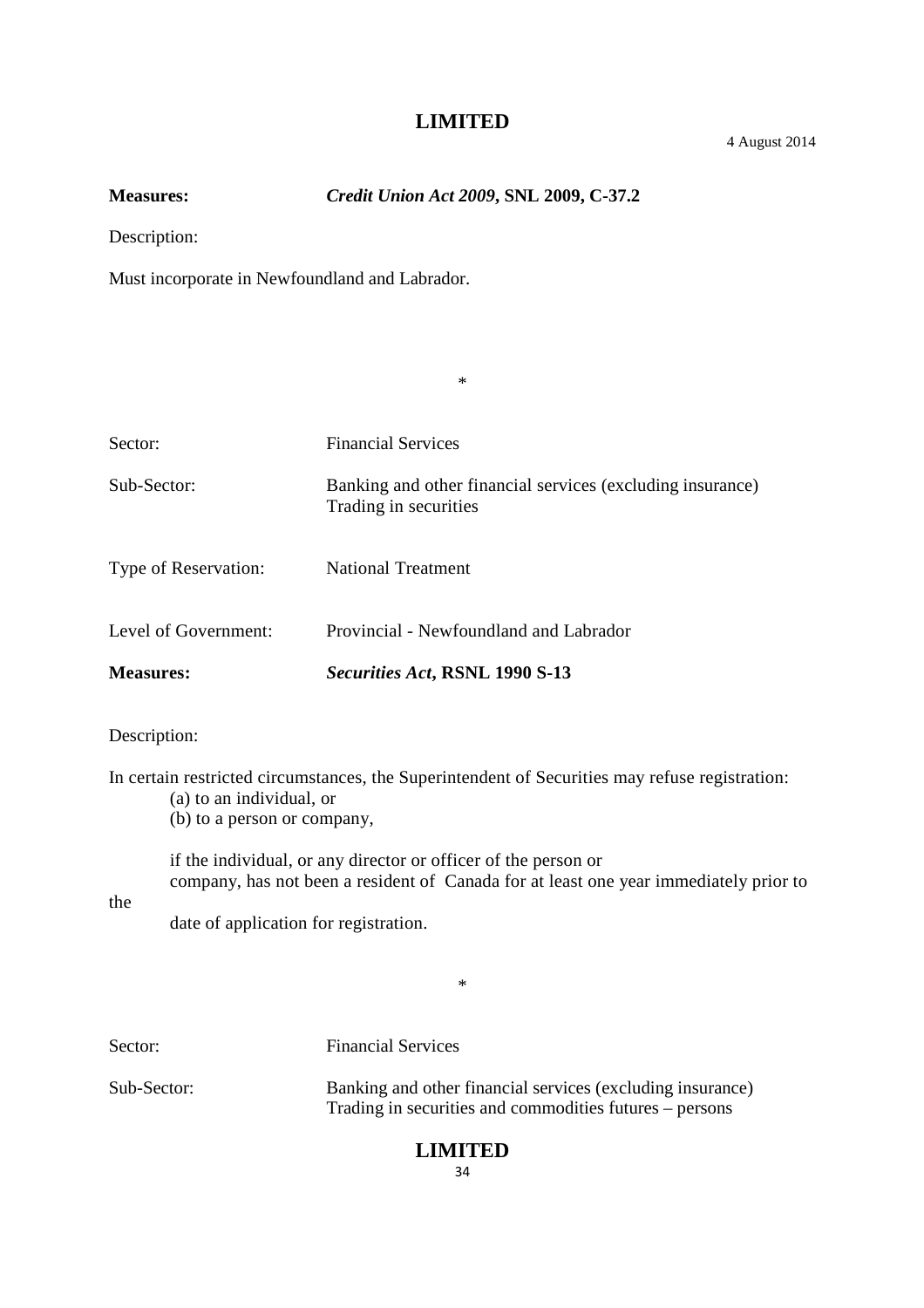**Measures:** ***Credit Union Act 2009*, SNL 2009, C-37.2**

Description:

Must incorporate in Newfoundland and Labrador.

*

Sector: Financial Services

Sub-Sector: Banking and other financial services (excluding insurance)
Trading in securities

Type of Reservation: National Treatment

Level of Government: Provincial - Newfoundland and Labrador

**Measures:** ***Securities Act*, RSNL 1990 S-13**

Description:

In certain restricted circumstances, the Superintendent of Securities may refuse registration:

(a) to an individual, or
(b) to a person or company,

if the individual, or any director or officer of the person or company, has not been a resident of Canada for at least one year immediately prior to the date of application for registration.

*

Sector: Financial Services

Sub-Sector: Banking and other financial services (excluding insurance)
Trading in securities and commodities futures – persons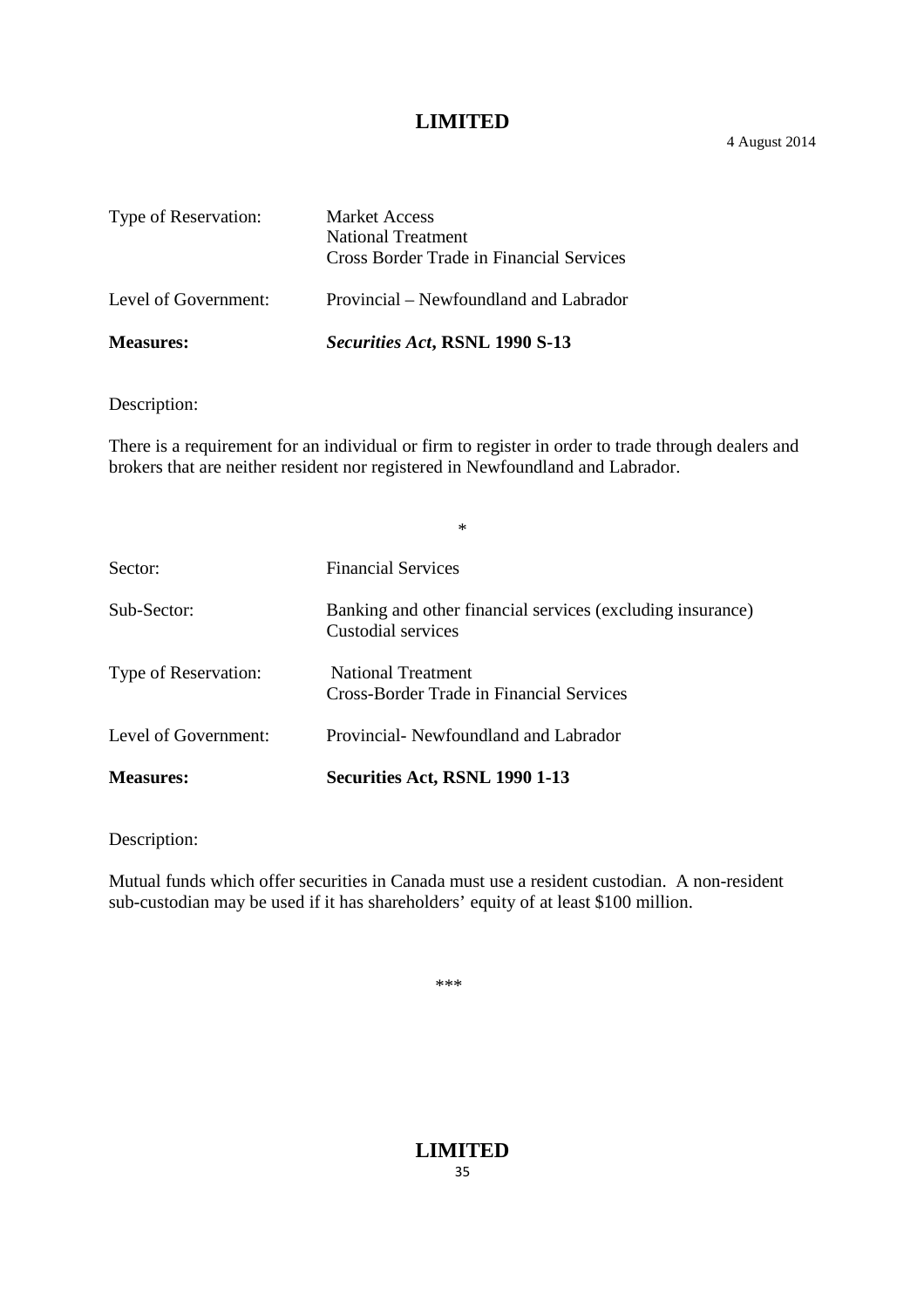| | |
|---|---|
| Type of Reservation: | Market Access<br>National Treatment<br>Cross Border Trade in Financial Services |
| Level of Government: | Provincial – Newfoundland and Labrador |
| **Measures:** | ***Securities Act*, RSNL 1990 S-13** |

Description:

There is a requirement for an individual or firm to register in order to trade through dealers and brokers that are neither resident nor registered in Newfoundland and Labrador.

*

| | |
|---|---|
| Sector: | Financial Services |
| Sub-Sector: | Banking and other financial services (excluding insurance)<br>Custodial services |
| Type of Reservation: | National Treatment<br>Cross-Border Trade in Financial Services |
| Level of Government: | Provincial- Newfoundland and Labrador |
| **Measures:** | **Securities Act, RSNL 1990 1-13** |

Description:

Mutual funds which offer securities in Canada must use a resident custodian. A non-resident sub-custodian may be used if it has shareholders' equity of at least $100 million.

***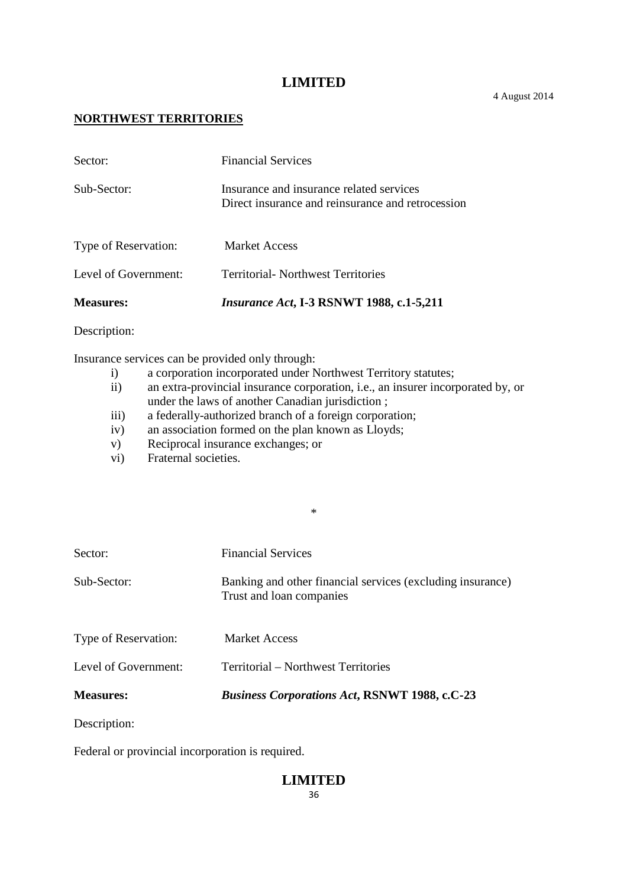## NORTHWEST TERRITORIES

| | |
|---|---|
| Sector: | Financial Services |
| Sub-Sector: | Insurance and insurance related services<br>Direct insurance and reinsurance and retrocession |
| Type of Reservation: | Market Access |
| Level of Government: | Territorial- Northwest Territories |
| **Measures:** | ***Insurance Act*, I-3 RSNWT 1988, c.1-5,211** |

Description:

Insurance services can be provided only through:

i) a corporation incorporated under Northwest Territory statutes;
ii) an extra-provincial insurance corporation, i.e., an insurer incorporated by, or under the laws of another Canadian jurisdiction ;
iii) a federally-authorized branch of a foreign corporation;
iv) an association formed on the plan known as Lloyds;
v) Reciprocal insurance exchanges; or
vi) Fraternal societies.

*

| | |
|---|---|
| Sector: | Financial Services |
| Sub-Sector: | Banking and other financial services (excluding insurance)<br>Trust and loan companies |
| Type of Reservation: | Market Access |
| Level of Government: | Territorial – Northwest Territories |
| **Measures:** | ***Business Corporations Act*, RSNWT 1988, c.C-23** |

Description:

Federal or provincial incorporation is required.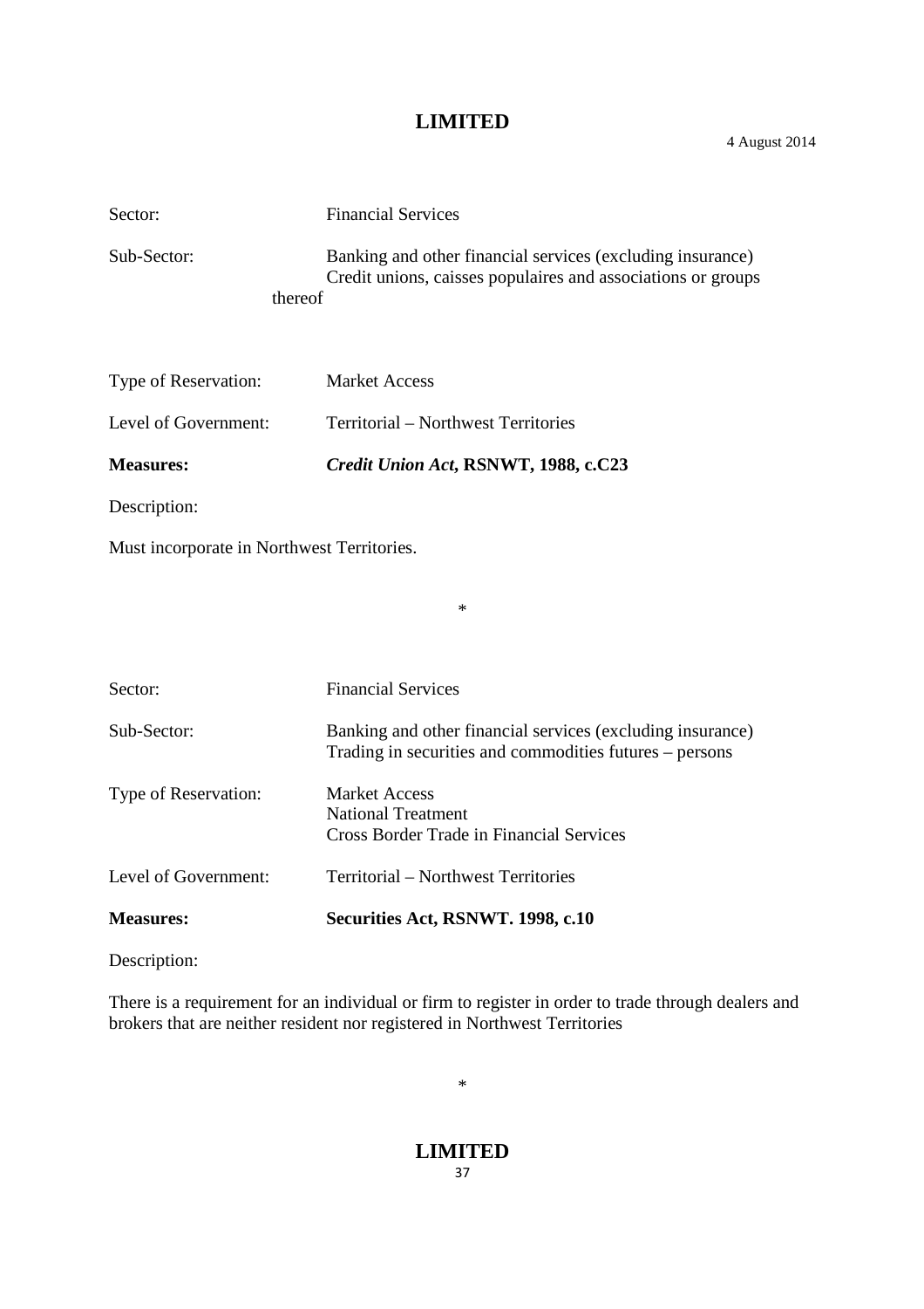4 August 2014

Sector: Financial Services

Sub-Sector: Banking and other financial services (excluding insurance)
Credit unions, caisses populaires and associations or groups thereof

Type of Reservation: Market Access

Level of Government: Territorial – Northwest Territories

**Measures:** ***Credit Union Act*, RSNWT, 1988, c.C23**

Description:

Must incorporate in Northwest Territories.

*

Sector: Financial Services

Sub-Sector: Banking and other financial services (excluding insurance)
Trading in securities and commodities futures – persons

Type of Reservation: Market Access
National Treatment
Cross Border Trade in Financial Services

Level of Government: Territorial – Northwest Territories

**Measures:** **Securities Act, RSNWT. 1998, c.10**

Description:

There is a requirement for an individual or firm to register in order to trade through dealers and brokers that are neither resident nor registered in Northwest Territories

*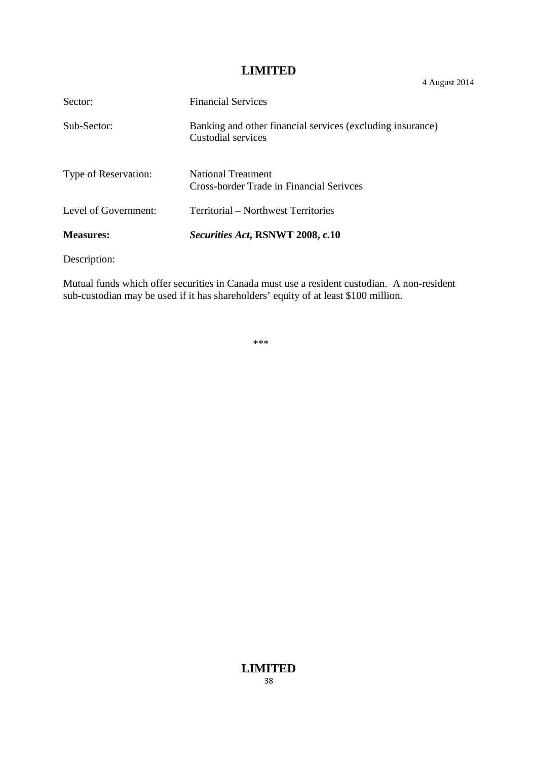**LIMITED**

4 August 2014

| | |
|---|---|
| Sector: | Financial Services |
| Sub-Sector: | Banking and other financial services (excluding insurance)<br>Custodial services |
| Type of Reservation: | National Treatment<br>Cross-border Trade in Financial Serivces |
| Level of Government: | Territorial – Northwest Territories |
| **Measures:** | ***Securities Act*, RSNWT 2008, c.10** |

Description:

Mutual funds which offer securities in Canada must use a resident custodian. A non-resident sub-custodian may be used if it has shareholders' equity of at least $100 million.

***

**LIMITED**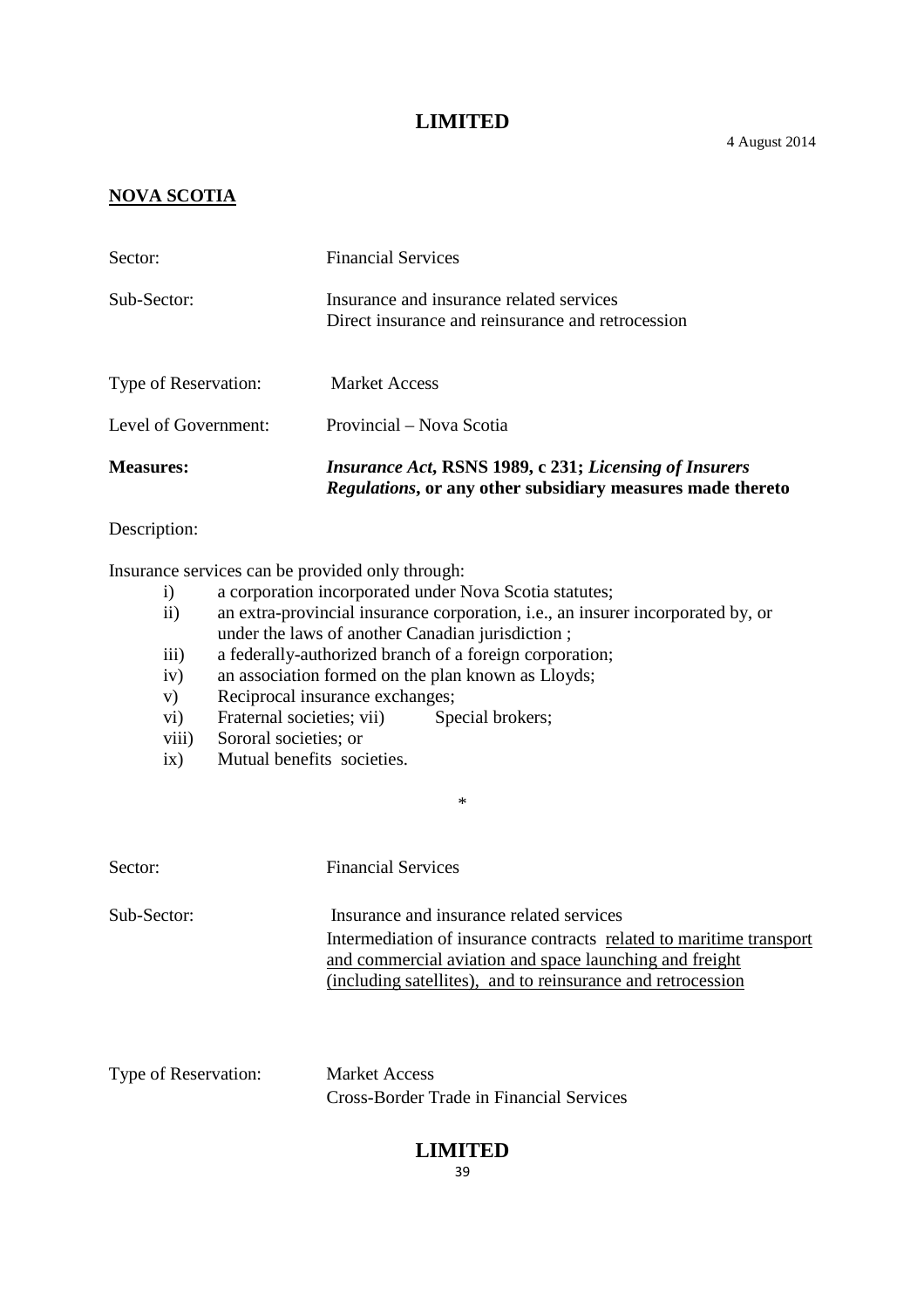**LIMITED**

4 August 2014

**NOVA SCOTIA**

| | |
|---|---|
| Sector: | Financial Services |
| Sub-Sector: | Insurance and insurance related services<br>Direct insurance and reinsurance and retrocession |
| Type of Reservation: | Market Access |
| Level of Government: | Provincial – Nova Scotia |
| **Measures:** | ***Insurance Act*, RSNS 1989, c 231; *Licensing of Insurers Regulations*, or any other subsidiary measures made thereto** |

Description:

Insurance services can be provided only through:

- i) a corporation incorporated under Nova Scotia statutes;
- ii) an extra-provincial insurance corporation, i.e., an insurer incorporated by, or under the laws of another Canadian jurisdiction ;
- iii) a federally-authorized branch of a foreign corporation;
- iv) an association formed on the plan known as Lloyds;
- v) Reciprocal insurance exchanges;
- vi) Fraternal societies; vii) Special brokers;
- viii) Sororal societies; or
- ix) Mutual benefits societies.

*

| | |
|---|---|
| Sector: | Financial Services |
| Sub-Sector: | Insurance and insurance related services<br>Intermediation of insurance contracts <u>related to maritime transport and commercial aviation and space launching and freight (including satellites), and to reinsurance and retrocession</u> |
| Type of Reservation: | Market Access<br>Cross-Border Trade in Financial Services |

**LIMITED**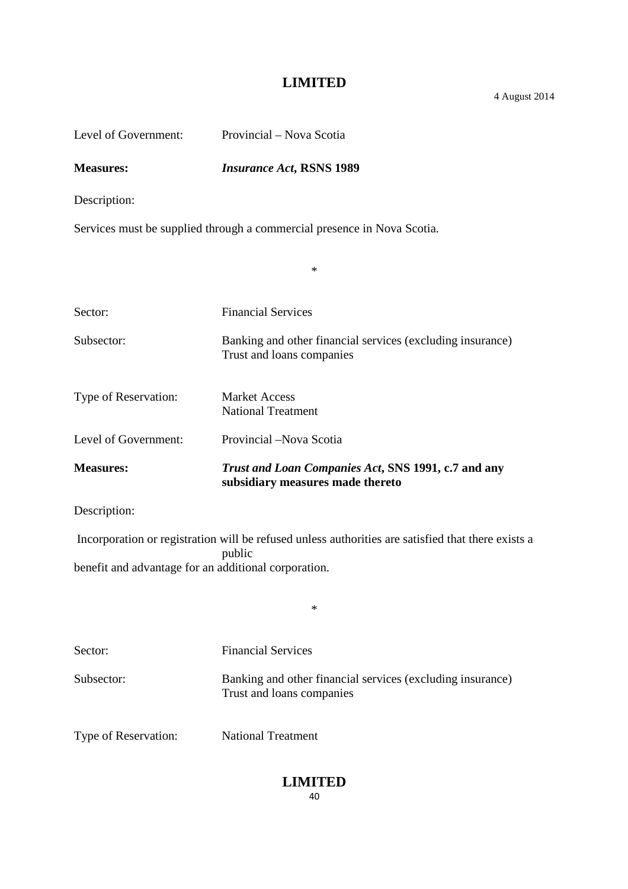Level of Government: Provincial – Nova Scotia

**Measures:** ***Insurance Act*, RSNS 1989**

Description:

Services must be supplied through a commercial presence in Nova Scotia.

*

Sector: Financial Services

Subsector: Banking and other financial services (excluding insurance)
Trust and loans companies

Type of Reservation: Market Access
National Treatment

Level of Government: Provincial –Nova Scotia

**Measures:** ***Trust and Loan Companies Act*, SNS 1991, c.7 and any subsidiary measures made thereto**

Description:

Incorporation or registration will be refused unless authorities are satisfied that there exists a public benefit and advantage for an additional corporation.

*

Sector: Financial Services

Subsector: Banking and other financial services (excluding insurance)
Trust and loans companies

Type of Reservation: National Treatment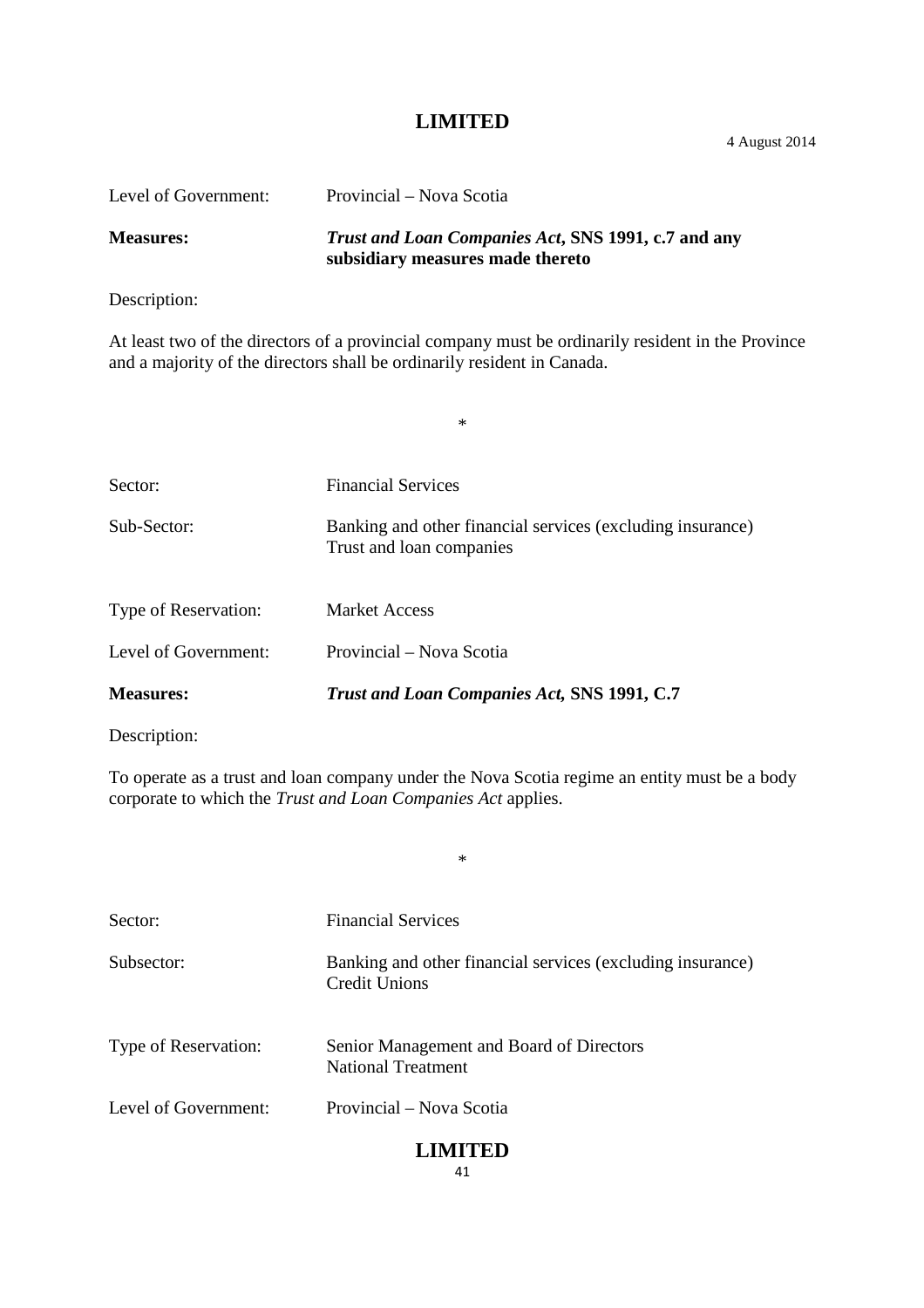Level of Government: Provincial – Nova Scotia

**Measures:** ***Trust and Loan Companies Act*, SNS 1991, c.7 and any subsidiary measures made thereto**

Description:

At least two of the directors of a provincial company must be ordinarily resident in the Province and a majority of the directors shall be ordinarily resident in Canada.

*

Sector: Financial Services

Sub-Sector: Banking and other financial services (excluding insurance)
Trust and loan companies

Type of Reservation: Market Access

Level of Government: Provincial – Nova Scotia

**Measures:** ***Trust and Loan Companies Act,* SNS 1991, C.7**

Description:

To operate as a trust and loan company under the Nova Scotia regime an entity must be a body corporate to which the *Trust and Loan Companies Act* applies.

*

Sector: Financial Services

Subsector: Banking and other financial services (excluding insurance)
Credit Unions

Type of Reservation: Senior Management and Board of Directors
National Treatment

Level of Government: Provincial – Nova Scotia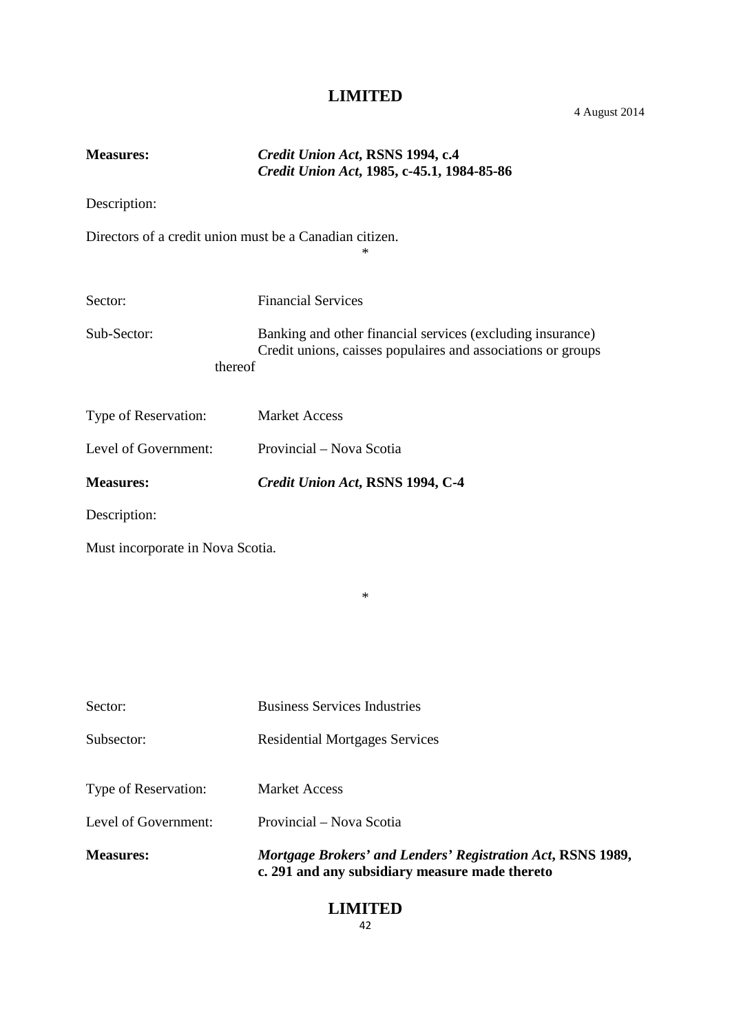**Measures:** ***Credit Union Act*, RSNS 1994, c.4**
***Credit Union Act*, 1985, c-45.1, 1984-85-86**

Description:

Directors of a credit union must be a Canadian citizen.

\*

Sector: Financial Services

Sub-Sector: Banking and other financial services (excluding insurance)
Credit unions, caisses populaires and associations or groups thereof

Type of Reservation: Market Access

Level of Government: Provincial – Nova Scotia

**Measures:** ***Credit Union Act*, RSNS 1994, C-4**

Description:

Must incorporate in Nova Scotia.

\*

Sector: Business Services Industries

Subsector: Residential Mortgages Services

Type of Reservation: Market Access

Level of Government: Provincial – Nova Scotia

**Measures:** ***Mortgage Brokers' and Lenders' Registration Act*, RSNS 1989, c. 291 and any subsidiary measure made thereto**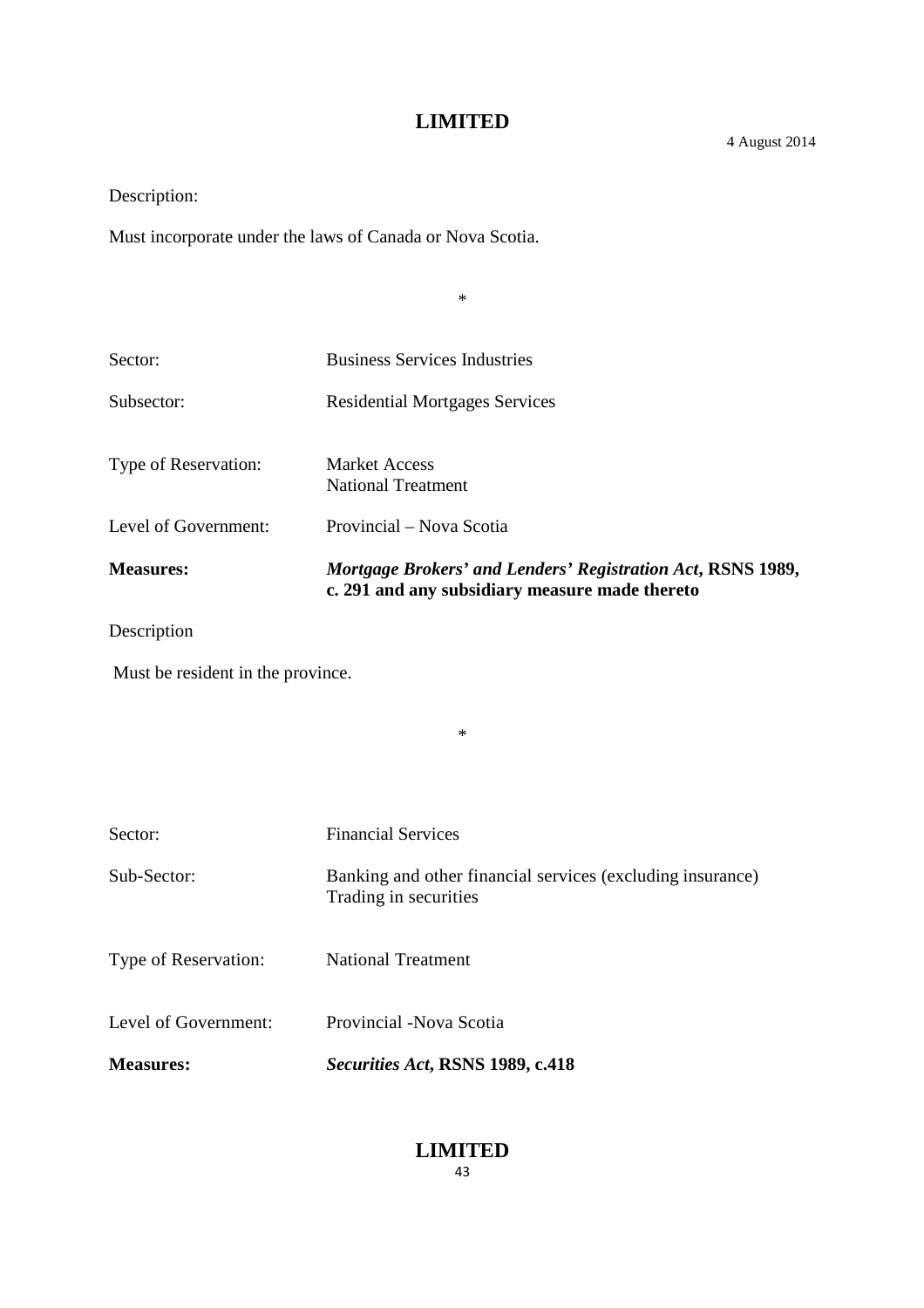Description:

Must incorporate under the laws of Canada or Nova Scotia.

*

Sector: Business Services Industries

Subsector: Residential Mortgages Services

Type of Reservation: Market Access
National Treatment

Level of Government: Provincial – Nova Scotia

**Measures:** ***Mortgage Brokers' and Lenders' Registration Act*, RSNS 1989, c. 291 and any subsidiary measure made thereto**

Description

Must be resident in the province.

*

Sector: Financial Services

Sub-Sector: Banking and other financial services (excluding insurance)
Trading in securities

Type of Reservation: National Treatment

Level of Government: Provincial -Nova Scotia

**Measures:** ***Securities Act*, RSNS 1989, c.418**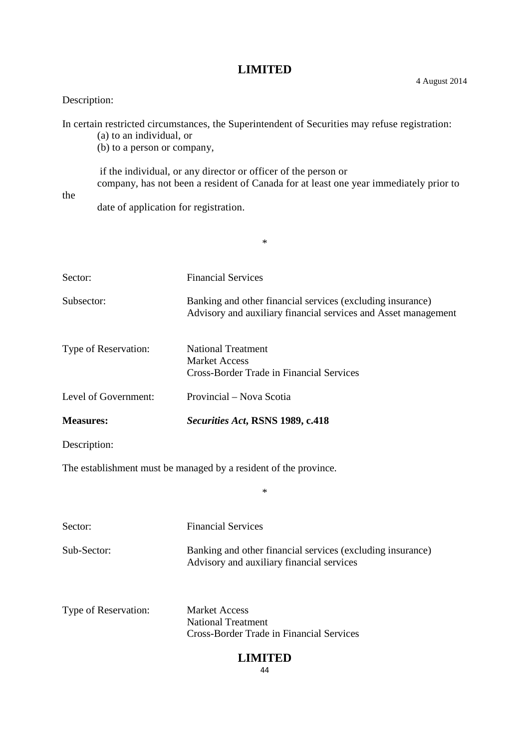Description:

In certain restricted circumstances, the Superintendent of Securities may refuse registration:

(a) to an individual, or
(b) to a person or company,

if the individual, or any director or officer of the person or company, has not been a resident of Canada for at least one year immediately prior to the date of application for registration.

\*

| | |
|---|---|
| Sector: | Financial Services |
| Subsector: | Banking and other financial services (excluding insurance)<br>Advisory and auxiliary financial services and Asset management |
| Type of Reservation: | National Treatment<br>Market Access<br>Cross-Border Trade in Financial Services |
| Level of Government: | Provincial – Nova Scotia |
| **Measures:** | ***Securities Act*, RSNS 1989, c.418** |

Description:

The establishment must be managed by a resident of the province.

\*

| | |
|---|---|
| Sector: | Financial Services |
| Sub-Sector: | Banking and other financial services (excluding insurance)<br>Advisory and auxiliary financial services |
| Type of Reservation: | Market Access<br>National Treatment<br>Cross-Border Trade in Financial Services |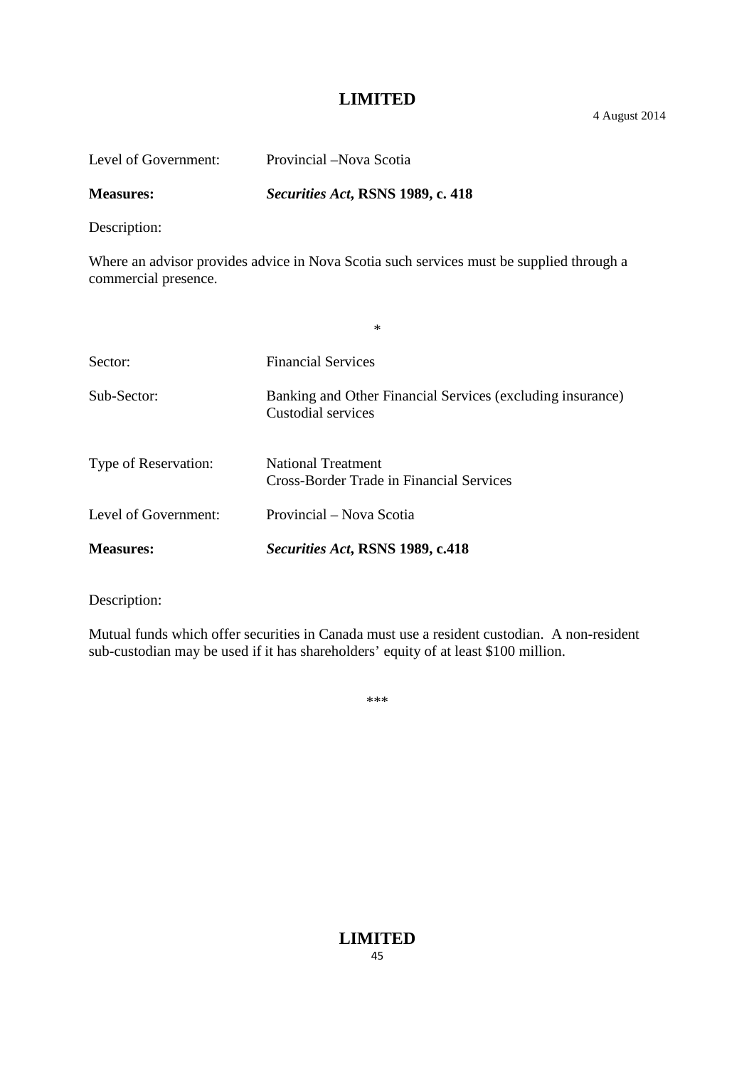Level of Government: Provincial –Nova Scotia

**Measures:** ***Securities Act*, RSNS 1989, c. 418**

Description:

Where an advisor provides advice in Nova Scotia such services must be supplied through a commercial presence.

*

Sector: Financial Services

Sub-Sector: Banking and Other Financial Services (excluding insurance)
Custodial services

Type of Reservation: National Treatment
Cross-Border Trade in Financial Services

Level of Government: Provincial – Nova Scotia

**Measures:** ***Securities Act*, RSNS 1989, c.418**

Description:

Mutual funds which offer securities in Canada must use a resident custodian. A non-resident sub-custodian may be used if it has shareholders' equity of at least $100 million.

***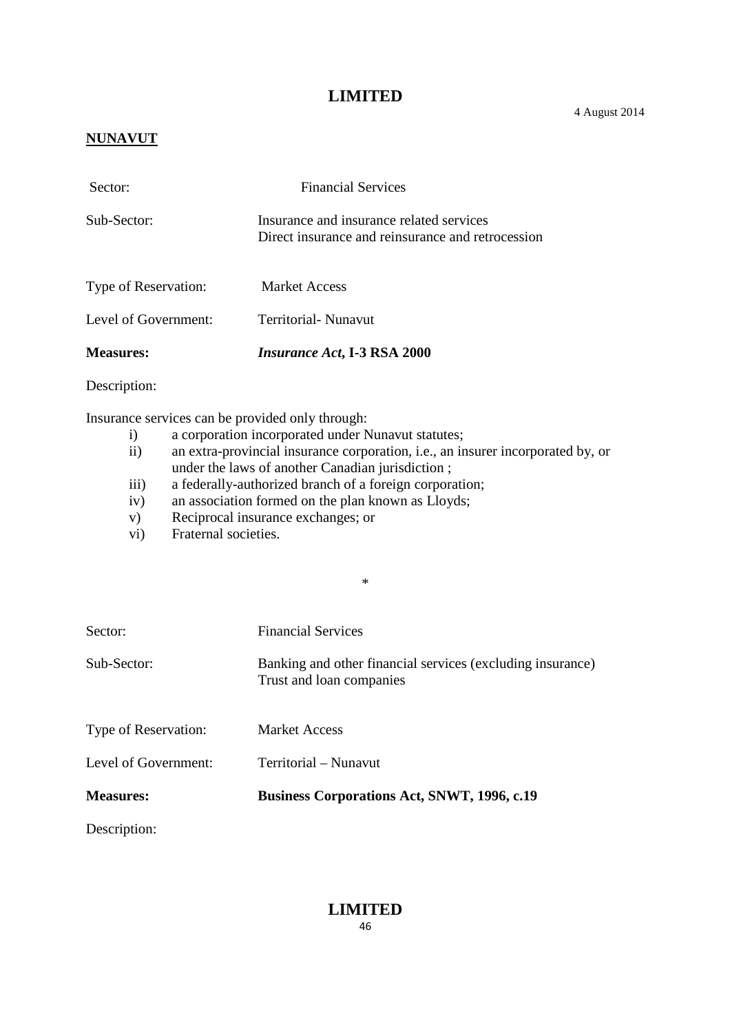**NUNAVUT**

| | |
|---|---|
| Sector: | Financial Services |
| Sub-Sector: | Insurance and insurance related services<br>Direct insurance and reinsurance and retrocession |
| Type of Reservation: | Market Access |
| Level of Government: | Territorial- Nunavut |
| **Measures:** | ***Insurance Act*, I-3 RSA 2000** |

Description:

Insurance services can be provided only through:

i) a corporation incorporated under Nunavut statutes;
ii) an extra-provincial insurance corporation, i.e., an insurer incorporated by, or under the laws of another Canadian jurisdiction ;
iii) a federally-authorized branch of a foreign corporation;
iv) an association formed on the plan known as Lloyds;
v) Reciprocal insurance exchanges; or
vi) Fraternal societies.

*

| | |
|---|---|
| Sector: | Financial Services |
| Sub-Sector: | Banking and other financial services (excluding insurance)<br>Trust and loan companies |
| Type of Reservation: | Market Access |
| Level of Government: | Territorial – Nunavut |
| **Measures:** | **Business Corporations Act, SNWT, 1996, c.19** |

Description: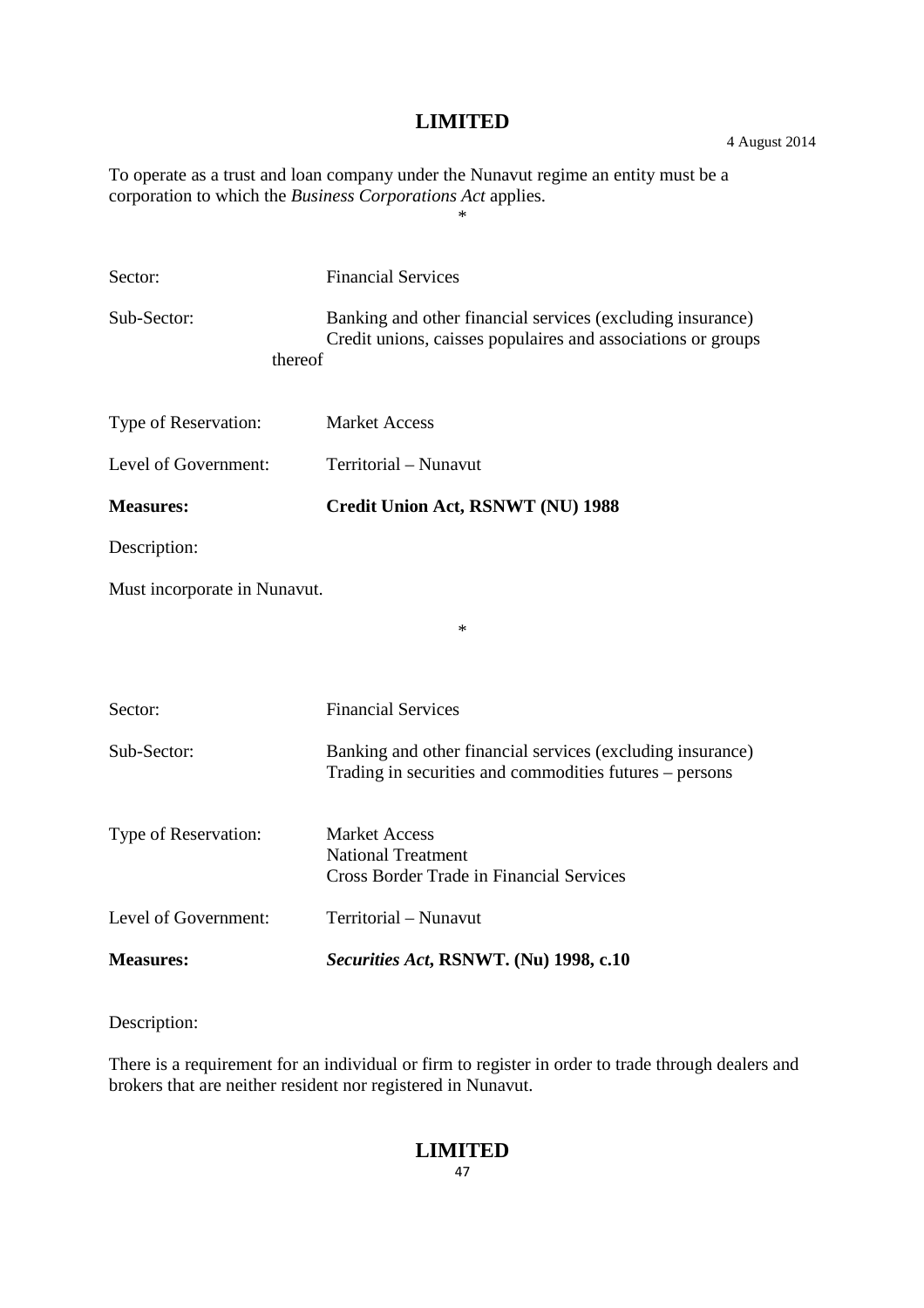To operate as a trust and loan company under the Nunavut regime an entity must be a corporation to which the *Business Corporations Act* applies.

*

Sector: Financial Services

Sub-Sector: Banking and other financial services (excluding insurance)
Credit unions, caisses populaires and associations or groups thereof

Type of Reservation: Market Access

Level of Government: Territorial – Nunavut

**Measures: Credit Union Act, RSNWT (NU) 1988**

Description:

Must incorporate in Nunavut.

*

Sector: Financial Services

Sub-Sector: Banking and other financial services (excluding insurance)
Trading in securities and commodities futures – persons

Type of Reservation: Market Access
National Treatment
Cross Border Trade in Financial Services

Level of Government: Territorial – Nunavut

**Measures: *Securities Act*, RSNWT. (Nu) 1998, c.10**

Description:

There is a requirement for an individual or firm to register in order to trade through dealers and brokers that are neither resident nor registered in Nunavut.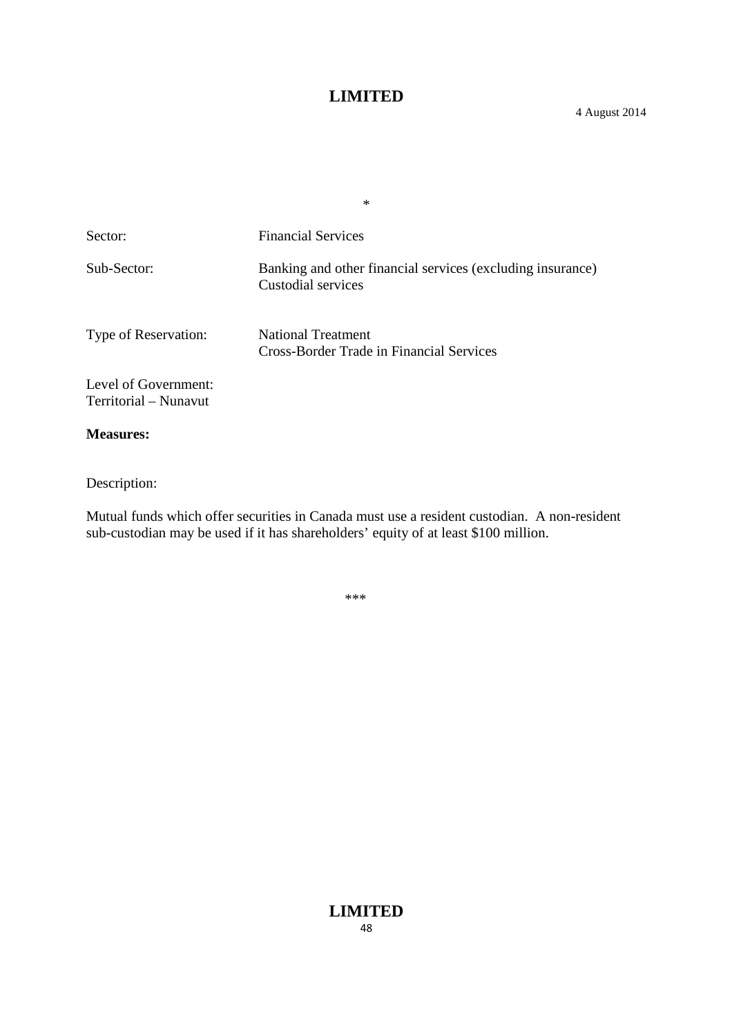\*

Sector: Financial Services

Sub-Sector: Banking and other financial services (excluding insurance)
Custodial services

Type of Reservation: National Treatment
Cross-Border Trade in Financial Services

Level of Government:
Territorial – Nunavut

**Measures:**

Description:

Mutual funds which offer securities in Canada must use a resident custodian. A non-resident sub-custodian may be used if it has shareholders' equity of at least $100 million.

\*\*\*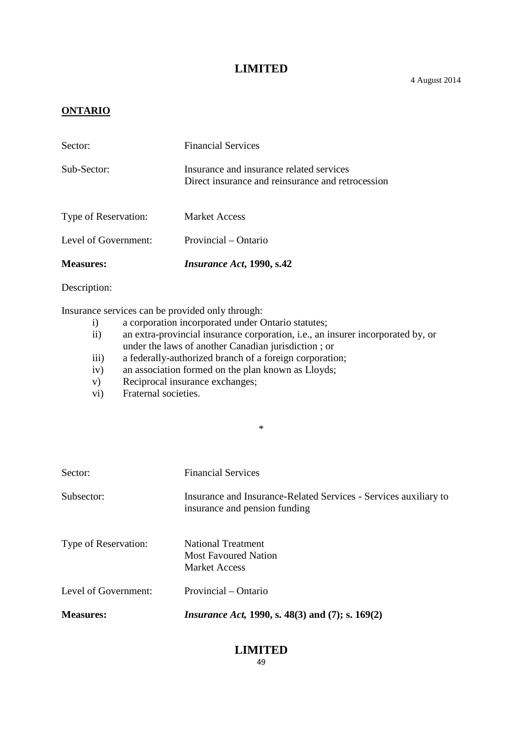**ONTARIO**

| | |
|---|---|
| Sector: | Financial Services |
| Sub-Sector: | Insurance and insurance related services<br>Direct insurance and reinsurance and retrocession |
| Type of Reservation: | Market Access |
| Level of Government: | Provincial – Ontario |
| **Measures:** | ***Insurance Act*, 1990, s.42** |

Description:

Insurance services can be provided only through:

i) a corporation incorporated under Ontario statutes;
ii) an extra-provincial insurance corporation, i.e., an insurer incorporated by, or under the laws of another Canadian jurisdiction ; or
iii) a federally-authorized branch of a foreign corporation;
iv) an association formed on the plan known as Lloyds;
v) Reciprocal insurance exchanges;
vi) Fraternal societies.

*

| | |
|---|---|
| Sector: | Financial Services |
| Subsector: | Insurance and Insurance-Related Services - Services auxiliary to insurance and pension funding |
| Type of Reservation: | National Treatment<br>Most Favoured Nation<br>Market Access |
| Level of Government: | Provincial – Ontario |
| **Measures:** | ***Insurance Act*, 1990, s. 48(3) and (7); s. 169(2)** |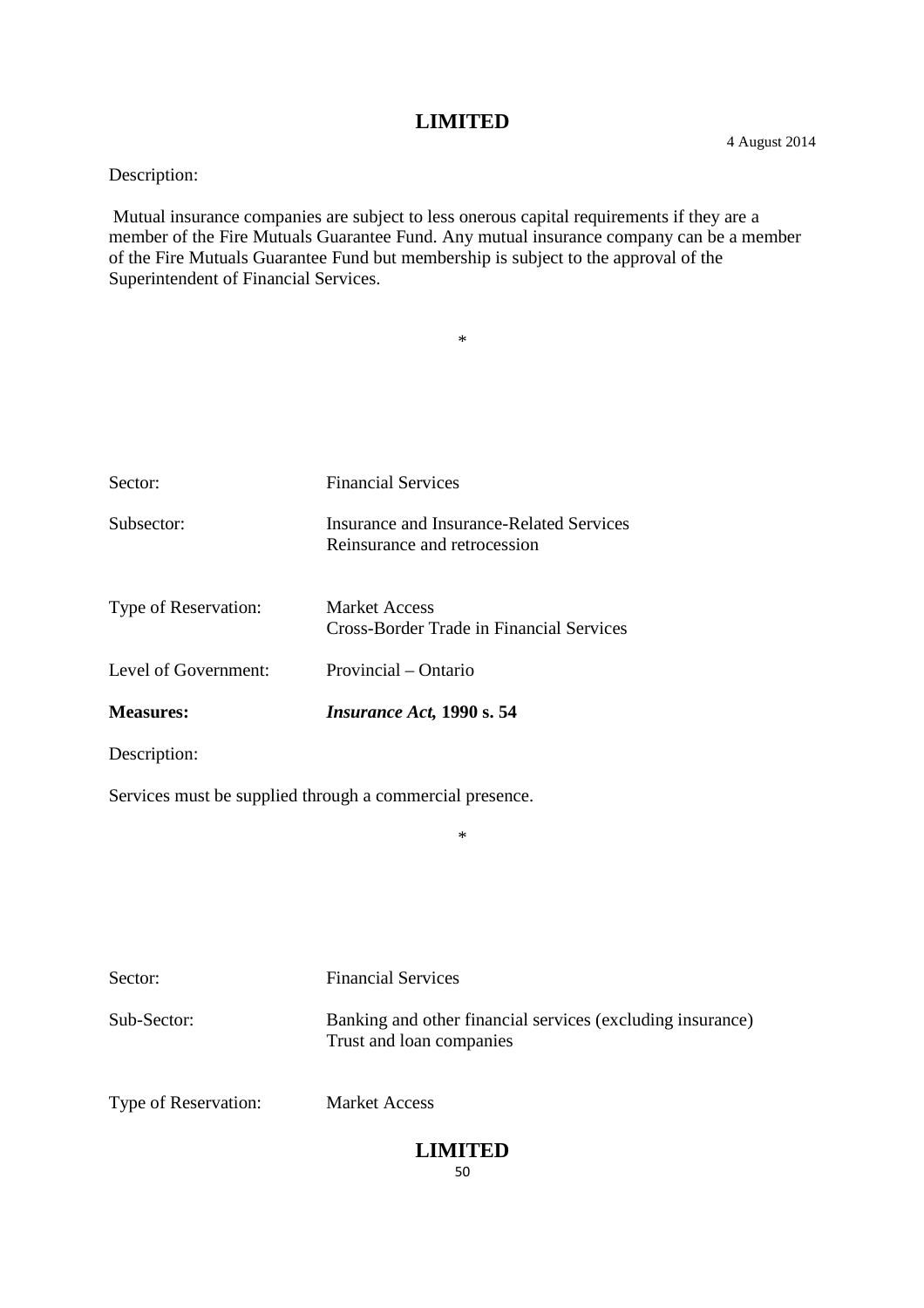Description:

Mutual insurance companies are subject to less onerous capital requirements if they are a member of the Fire Mutuals Guarantee Fund. Any mutual insurance company can be a member of the Fire Mutuals Guarantee Fund but membership is subject to the approval of the Superintendent of Financial Services.

*

Sector: Financial Services

Subsector: Insurance and Insurance-Related Services
Reinsurance and retrocession

Type of Reservation: Market Access
Cross-Border Trade in Financial Services

Level of Government: Provincial – Ontario

**Measures:** ***Insurance Act*, 1990 s. 54**

Description:

Services must be supplied through a commercial presence.

*

Sector: Financial Services

Sub-Sector: Banking and other financial services (excluding insurance)
Trust and loan companies

Type of Reservation: Market Access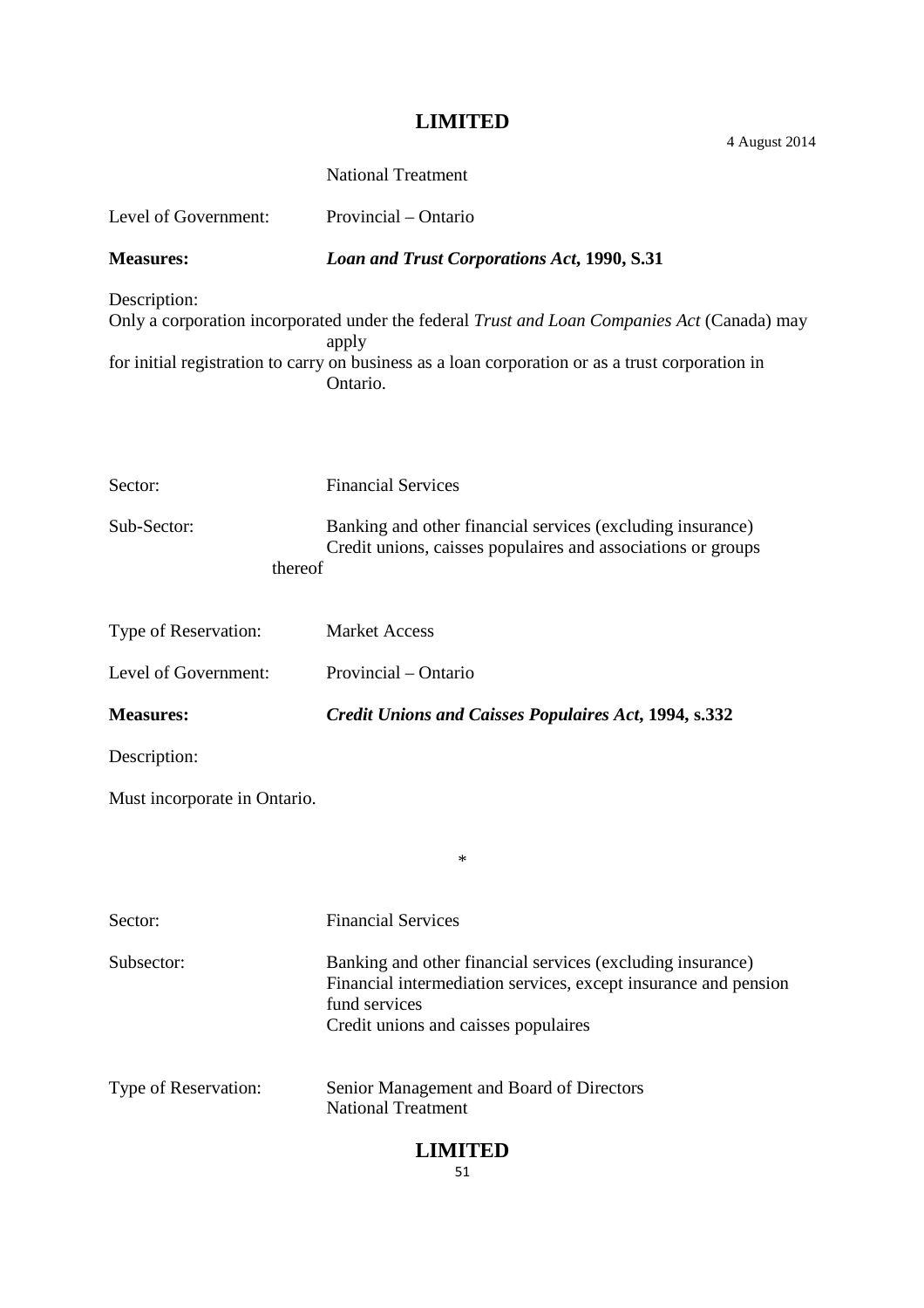National Treatment

Level of Government: Provincial – Ontario

**Measures:** ***Loan and Trust Corporations Act*, 1990, S.31**

Description:

Only a corporation incorporated under the federal *Trust and Loan Companies Act* (Canada) may apply for initial registration to carry on business as a loan corporation or as a trust corporation in Ontario.

Sector: Financial Services

Sub-Sector: Banking and other financial services (excluding insurance)
Credit unions, caisses populaires and associations or groups thereof

Type of Reservation: Market Access

Level of Government: Provincial – Ontario

**Measures:** ***Credit Unions and Caisses Populaires Act*, 1994, s.332**

Description:

Must incorporate in Ontario.

*

Sector: Financial Services

Subsector: Banking and other financial services (excluding insurance)
Financial intermediation services, except insurance and pension fund services
Credit unions and caisses populaires

Type of Reservation: Senior Management and Board of Directors
National Treatment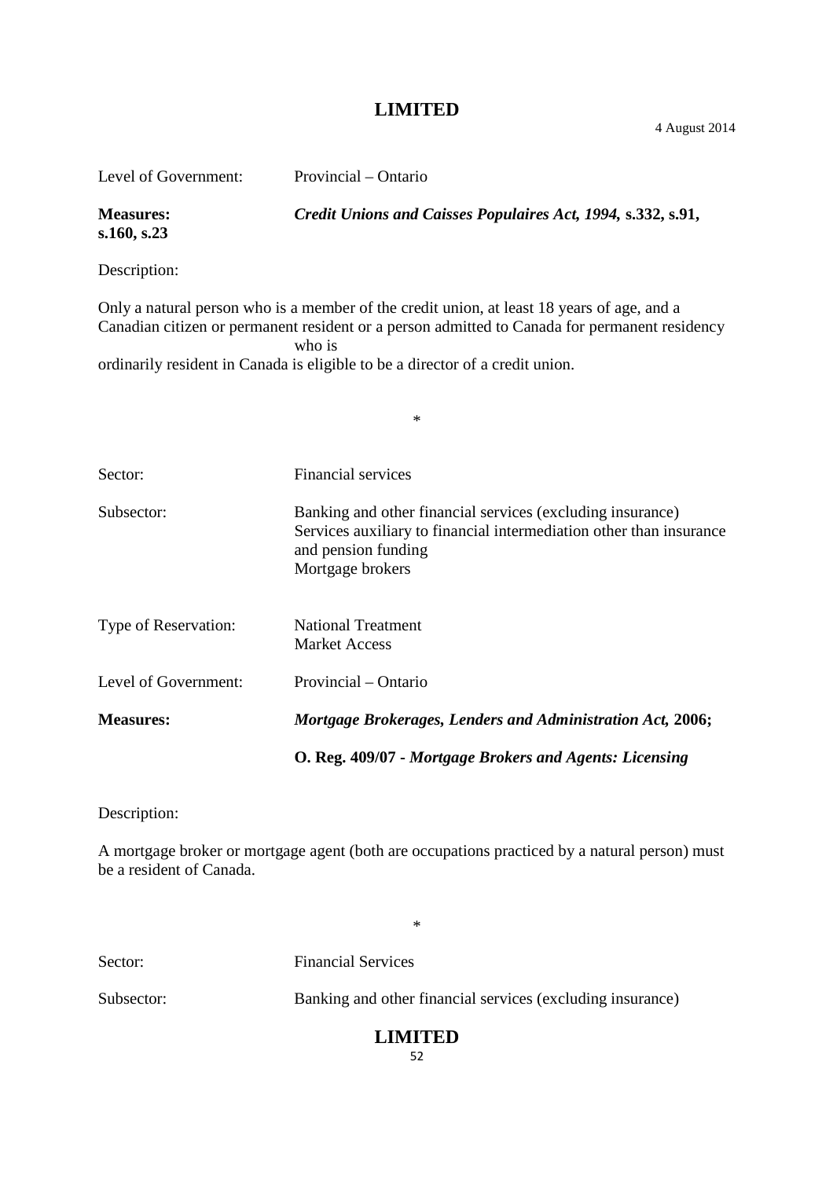Level of Government: Provincial – Ontario

**Measures:** ***Credit Unions and Caisses Populaires Act, 1994,* s.332, s.91, s.160, s.23**

Description:

Only a natural person who is a member of the credit union, at least 18 years of age, and a Canadian citizen or permanent resident or a person admitted to Canada for permanent residency who is ordinarily resident in Canada is eligible to be a director of a credit union.

*

Sector: Financial services

Subsector: Banking and other financial services (excluding insurance)
Services auxiliary to financial intermediation other than insurance and pension funding
Mortgage brokers

Type of Reservation: National Treatment
Market Access

Level of Government: Provincial – Ontario

**Measures:** ***Mortgage Brokerages, Lenders and Administration Act,* 2006;**

**O. Reg. 409/07 -** ***Mortgage Brokers and Agents: Licensing***

Description:

A mortgage broker or mortgage agent (both are occupations practiced by a natural person) must be a resident of Canada.

*

Sector: Financial Services

Subsector: Banking and other financial services (excluding insurance)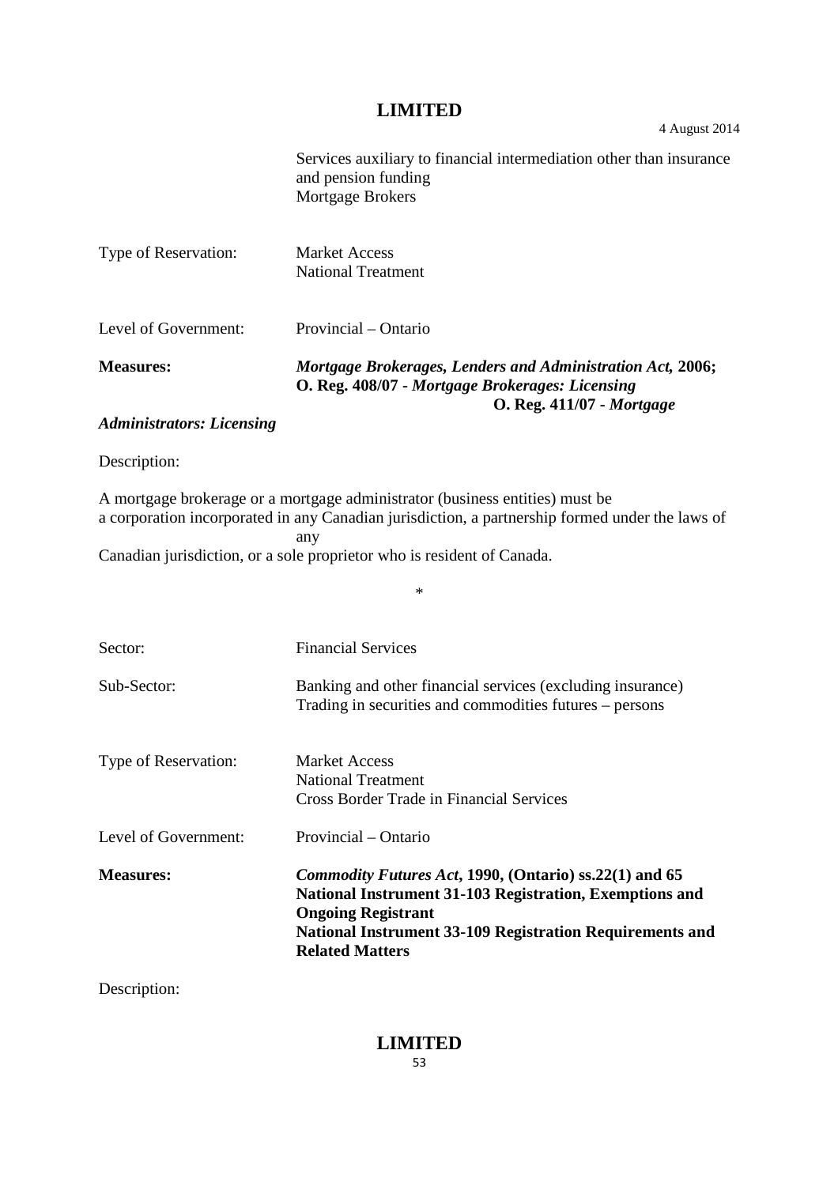Services auxiliary to financial intermediation other than insurance and pension funding
Mortgage Brokers

Type of Reservation: Market Access
National Treatment

Level of Government: Provincial – Ontario

**Measures:** ***Mortgage Brokerages, Lenders and Administration Act*, 2006;**
**O. Reg. 408/07 - *Mortgage Brokerages: Licensing***
**O. Reg. 411/07 - *Mortgage Administrators: Licensing***

Description:

A mortgage brokerage or a mortgage administrator (business entities) must be a corporation incorporated in any Canadian jurisdiction, a partnership formed under the laws of any Canadian jurisdiction, or a sole proprietor who is resident of Canada.

*

Sector: Financial Services

Sub-Sector: Banking and other financial services (excluding insurance)
Trading in securities and commodities futures – persons

Type of Reservation: Market Access
National Treatment
Cross Border Trade in Financial Services

Level of Government: Provincial – Ontario

**Measures:** ***Commodity Futures Act*, 1990, (Ontario) ss.22(1) and 65**
**National Instrument 31-103 Registration, Exemptions and Ongoing Registrant**
**National Instrument 33-109 Registration Requirements and Related Matters**

Description: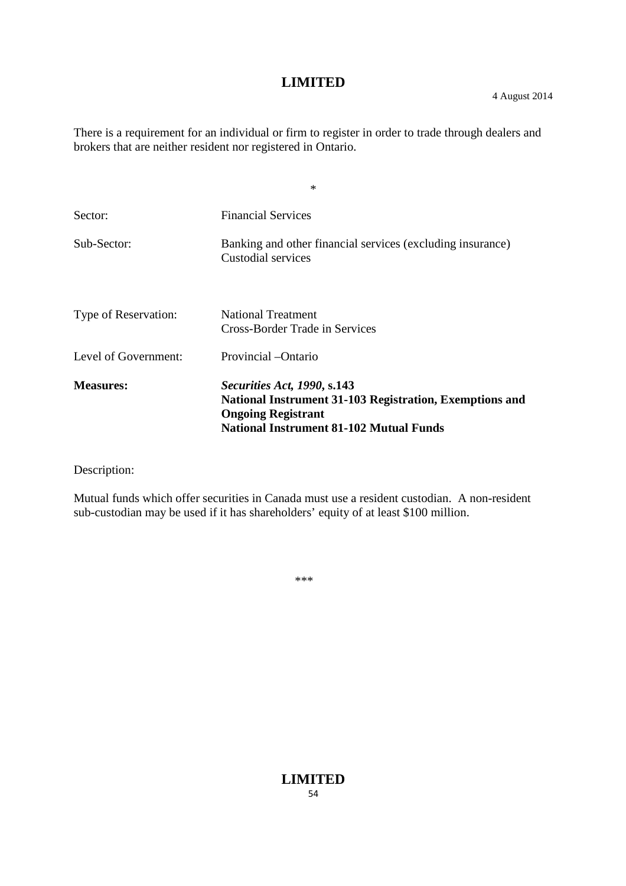There is a requirement for an individual or firm to register in order to trade through dealers and brokers that are neither resident nor registered in Ontario.

*

| | |
|---|---|
| Sector: | Financial Services |
| Sub-Sector: | Banking and other financial services (excluding insurance)<br>Custodial services |
| Type of Reservation: | National Treatment<br>Cross-Border Trade in Services |
| Level of Government: | Provincial –Ontario |
| **Measures:** | ***Securities Act, 1990*, s.143**<br>**National Instrument 31-103 Registration, Exemptions and Ongoing Registrant**<br>**National Instrument 81-102 Mutual Funds** |

Description:

Mutual funds which offer securities in Canada must use a resident custodian. A non-resident sub-custodian may be used if it has shareholders' equity of at least $100 million.

***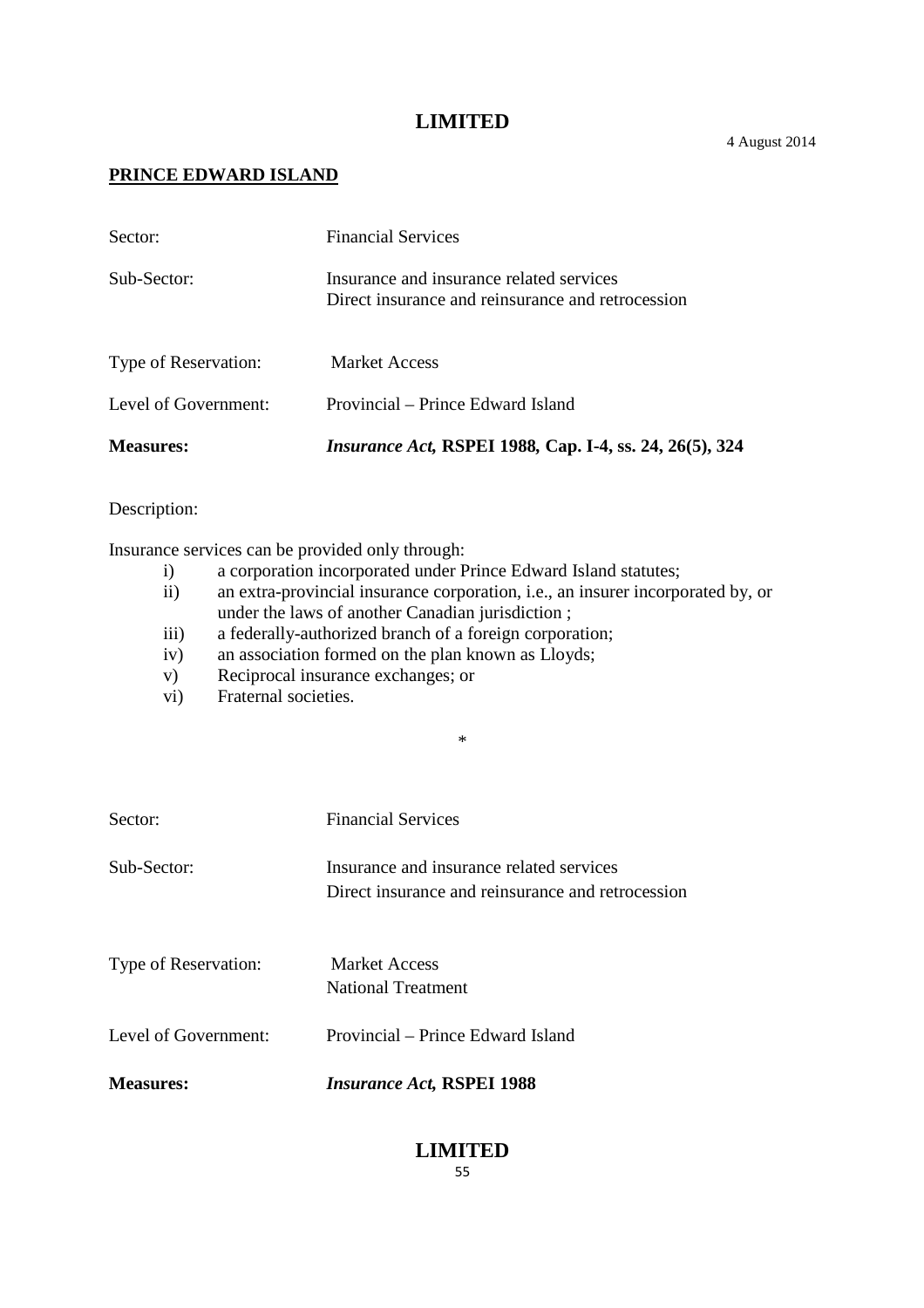4 August 2014

**PRINCE EDWARD ISLAND**

| | |
|---|---|
| Sector: | Financial Services |
| Sub-Sector: | Insurance and insurance related services<br>Direct insurance and reinsurance and retrocession |
| Type of Reservation: | Market Access |
| Level of Government: | Provincial – Prince Edward Island |
| **Measures:** | ***Insurance Act,* RSPEI 1988, Cap. I-4, ss. 24, 26(5), 324** |

Description:

Insurance services can be provided only through:

i) a corporation incorporated under Prince Edward Island statutes;
ii) an extra-provincial insurance corporation, i.e., an insurer incorporated by, or under the laws of another Canadian jurisdiction ;
iii) a federally-authorized branch of a foreign corporation;
iv) an association formed on the plan known as Lloyds;
v) Reciprocal insurance exchanges; or
vi) Fraternal societies.

*

| | |
|---|---|
| Sector: | Financial Services |
| Sub-Sector: | Insurance and insurance related services<br>Direct insurance and reinsurance and retrocession |
| Type of Reservation: | Market Access<br>National Treatment |
| Level of Government: | Provincial – Prince Edward Island |
| **Measures:** | ***Insurance Act,* RSPEI 1988** |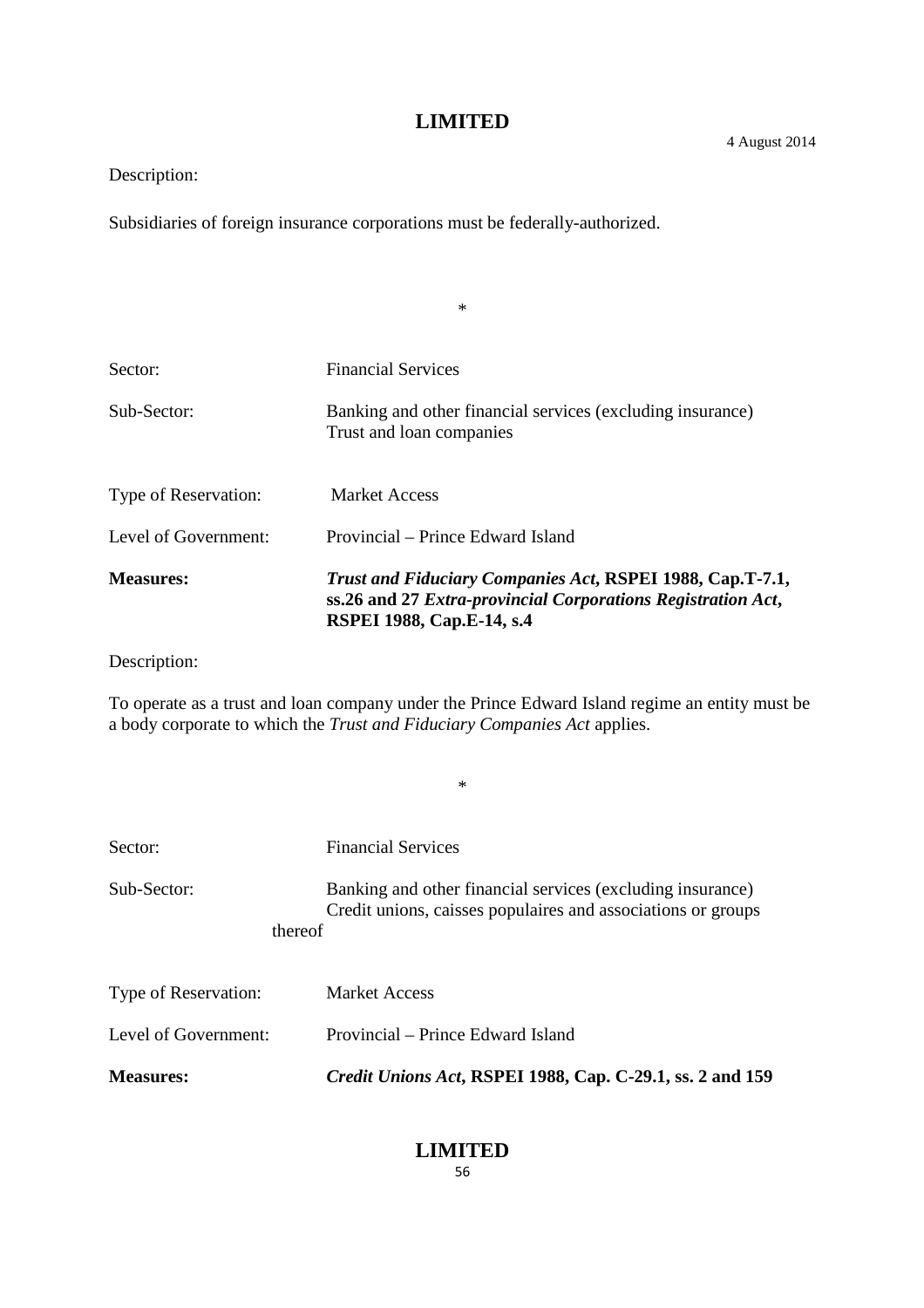Description:

Subsidiaries of foreign insurance corporations must be federally-authorized.

*

Sector: Financial Services

Sub-Sector: Banking and other financial services (excluding insurance)
Trust and loan companies

Type of Reservation: Market Access

Level of Government: Provincial – Prince Edward Island

**Measures:** ***Trust and Fiduciary Companies Act*, RSPEI 1988, Cap.T-7.1, ss.26 and 27 *Extra-provincial Corporations Registration Act*, RSPEI 1988, Cap.E-14, s.4**

Description:

To operate as a trust and loan company under the Prince Edward Island regime an entity must be a body corporate to which the *Trust and Fiduciary Companies Act* applies.

*

Sector: Financial Services

Sub-Sector: Banking and other financial services (excluding insurance)
Credit unions, caisses populaires and associations or groups thereof

Type of Reservation: Market Access

Level of Government: Provincial – Prince Edward Island

**Measures:** ***Credit Unions Act*, RSPEI 1988, Cap. C-29.1, ss. 2 and 159**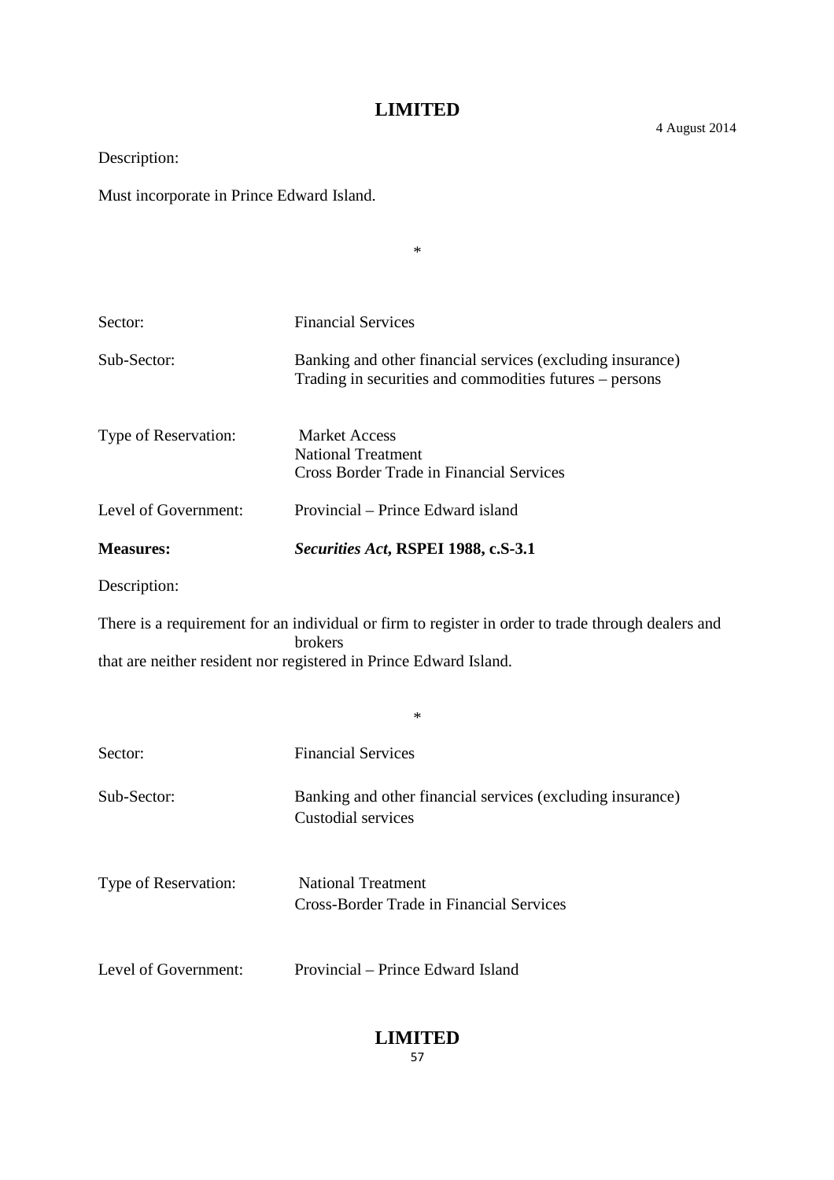Description:

Must incorporate in Prince Edward Island.

*

Sector: Financial Services

Sub-Sector: Banking and other financial services (excluding insurance)
Trading in securities and commodities futures – persons

Type of Reservation: Market Access
National Treatment
Cross Border Trade in Financial Services

Level of Government: Provincial – Prince Edward island

**Measures:** ***Securities Act*, RSPEI 1988, c.S-3.1**

Description:

There is a requirement for an individual or firm to register in order to trade through dealers and brokers that are neither resident nor registered in Prince Edward Island.

*

Sector: Financial Services

Sub-Sector: Banking and other financial services (excluding insurance)
Custodial services

Type of Reservation: National Treatment
Cross-Border Trade in Financial Services

Level of Government: Provincial – Prince Edward Island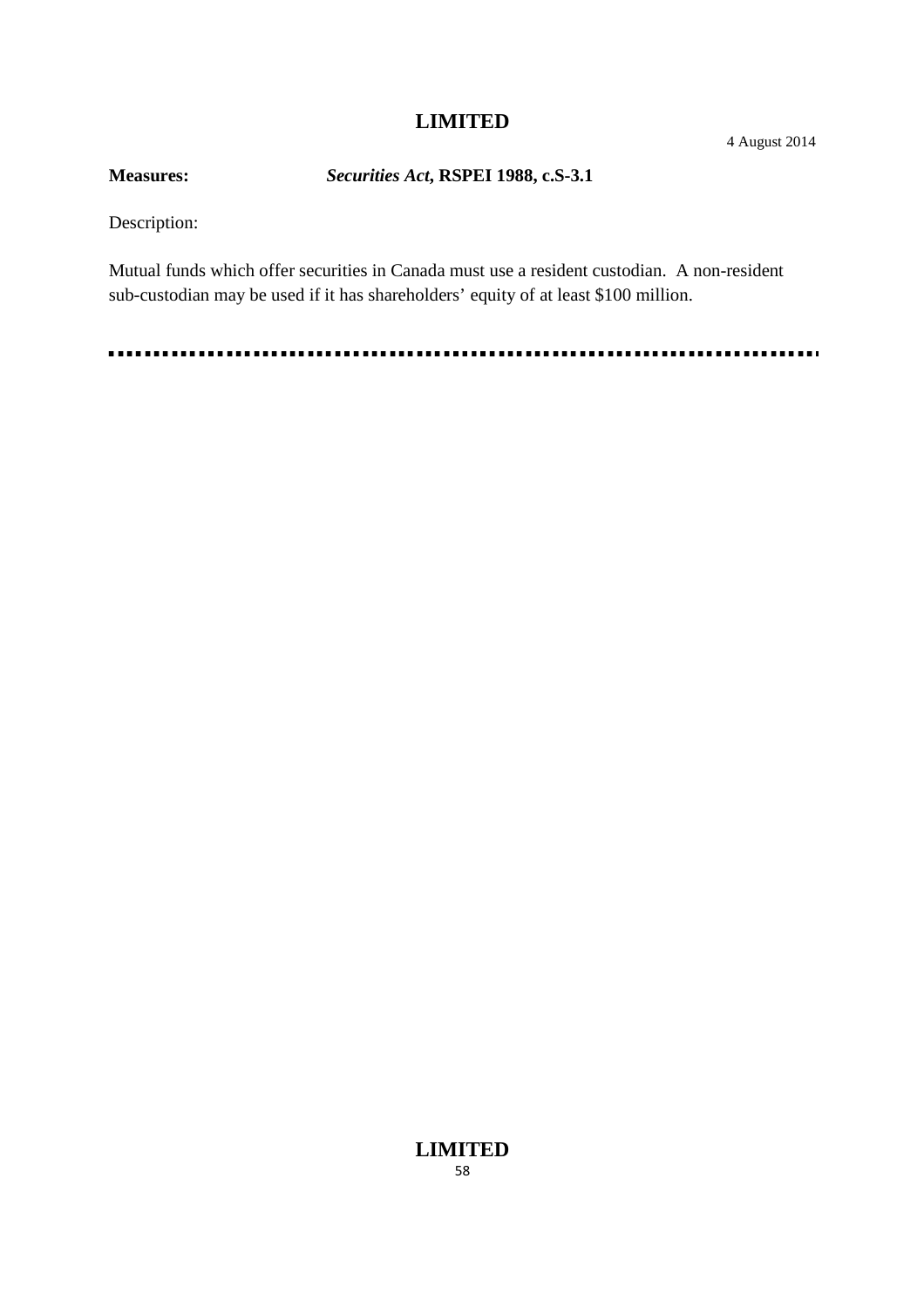**LIMITED**

4 August 2014

**Measures:** ***Securities Act*, RSPEI 1988, c.S-3.1**

Description:

Mutual funds which offer securities in Canada must use a resident custodian. A non-resident sub-custodian may be used if it has shareholders' equity of at least $100 million.

---

**LIMITED**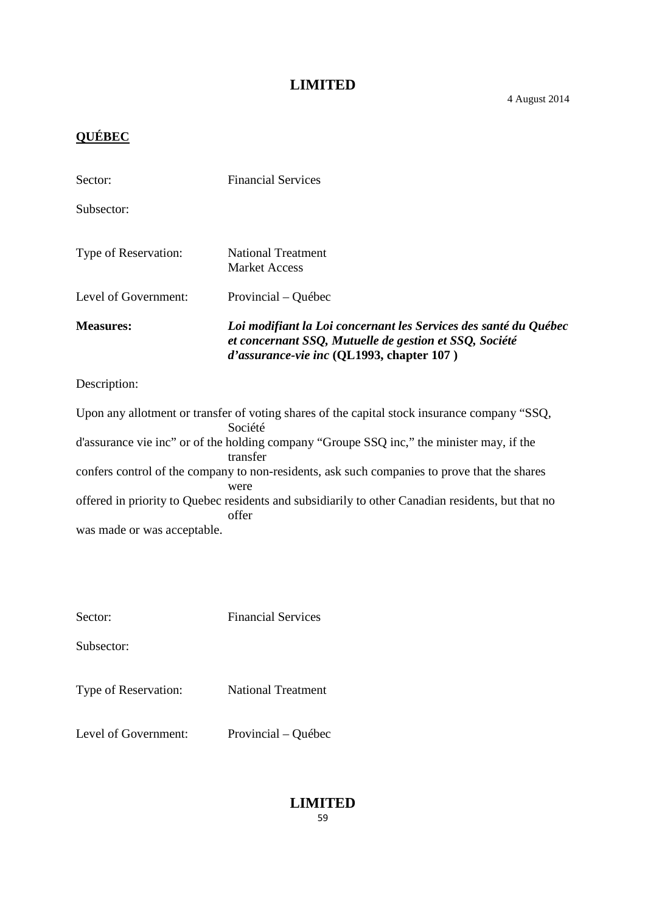**QUÉBEC**

Sector: Financial Services

Subsector:

Type of Reservation: National Treatment
Market Access

Level of Government: Provincial – Québec

**Measures:** ***Loi modifiant la Loi concernant les Services des santé du Québec et concernant SSQ, Mutuelle de gestion et SSQ, Société d'assurance-vie inc* (QL1993, chapter 107 )**

Description:

Upon any allotment or transfer of voting shares of the capital stock insurance company "SSQ, Société d'assurance vie inc" or of the holding company "Groupe SSQ inc," the minister may, if the transfer confers control of the company to non-residents, ask such companies to prove that the shares were offered in priority to Quebec residents and subsidiarily to other Canadian residents, but that no offer was made or was acceptable.

Sector: Financial Services

Subsector:

Type of Reservation: National Treatment

Level of Government: Provincial – Québec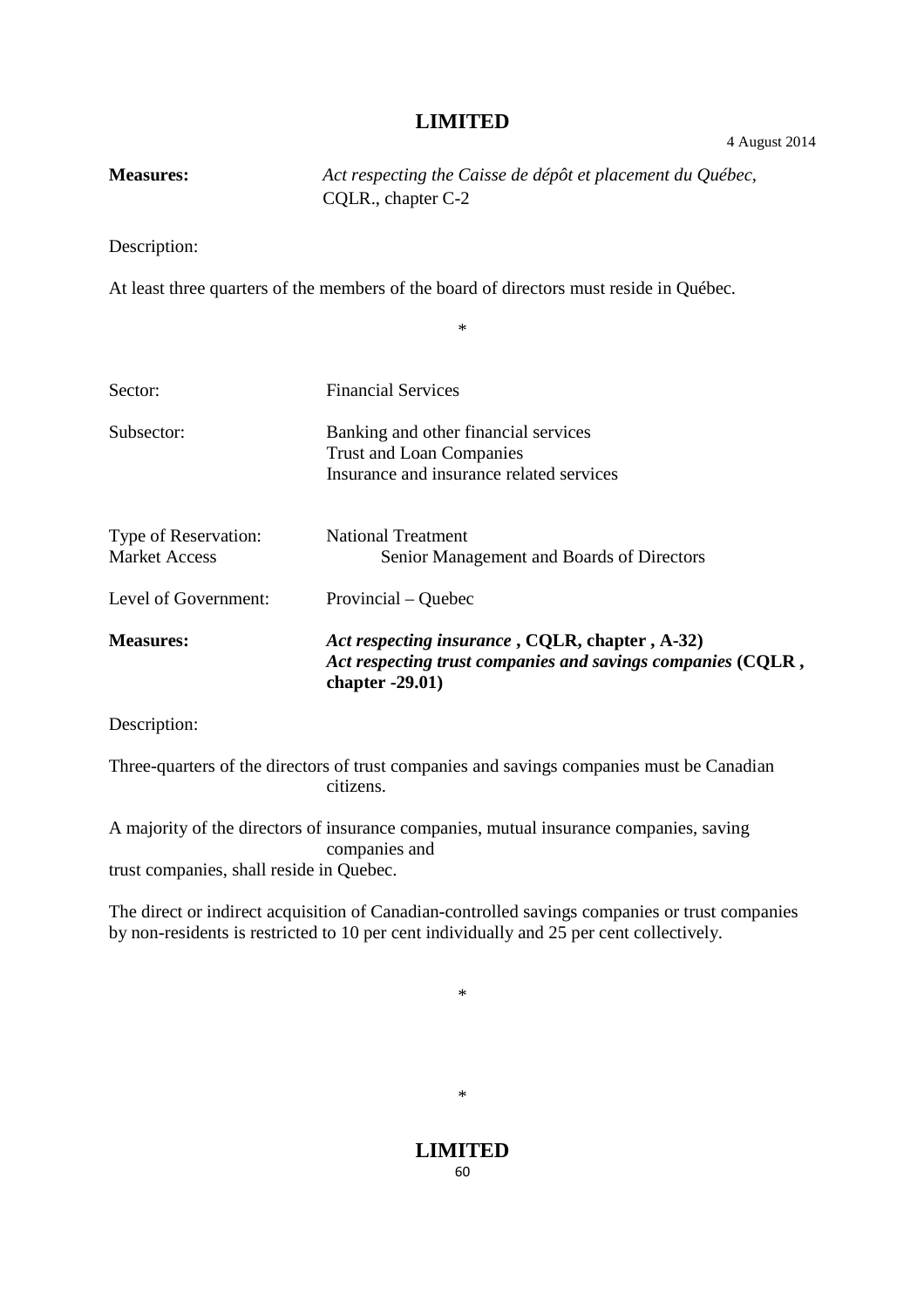**Measures:** *Act respecting the Caisse de dépôt et placement du Québec*, CQLR., chapter C-2

Description:

At least three quarters of the members of the board of directors must reside in Québec.

*

Sector: Financial Services

Subsector: Banking and other financial services
Trust and Loan Companies
Insurance and insurance related services

Type of Reservation: National Treatment
Market Access Senior Management and Boards of Directors

Level of Government: Provincial – Quebec

**Measures:** ***Act respecting insurance*** **, CQLR, chapter , A-32)**
***Act respecting trust companies and savings companies*** **(CQLR , chapter -29.01)**

Description:

Three-quarters of the directors of trust companies and savings companies must be Canadian citizens.

A majority of the directors of insurance companies, mutual insurance companies, saving companies and trust companies, shall reside in Quebec.

The direct or indirect acquisition of Canadian-controlled savings companies or trust companies by non-residents is restricted to 10 per cent individually and 25 per cent collectively.

*

*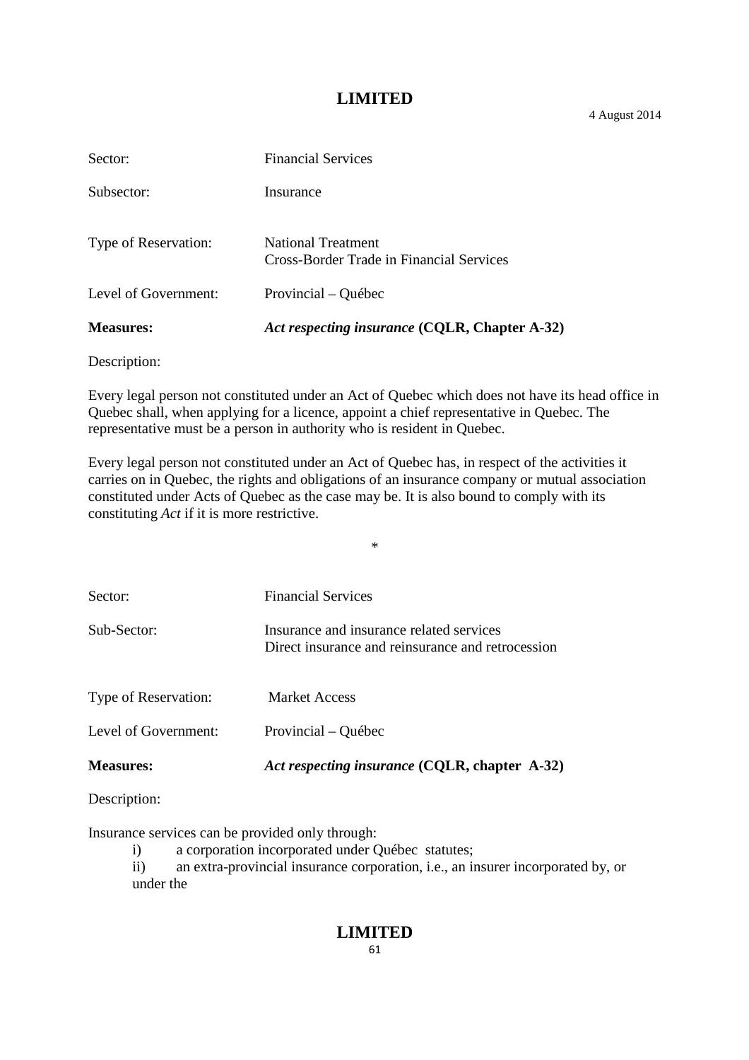Sector: Financial Services

Subsector: Insurance

Type of Reservation: National Treatment
Cross-Border Trade in Financial Services

Level of Government: Provincial – Québec

**Measures:** ***Act respecting insurance*** **(CQLR, Chapter A-32)**

Description:

Every legal person not constituted under an Act of Quebec which does not have its head office in Quebec shall, when applying for a licence, appoint a chief representative in Quebec. The representative must be a person in authority who is resident in Quebec.

Every legal person not constituted under an Act of Quebec has, in respect of the activities it carries on in Quebec, the rights and obligations of an insurance company or mutual association constituted under Acts of Quebec as the case may be. It is also bound to comply with its constituting *Act* if it is more restrictive.

*

Sector: Financial Services

Sub-Sector: Insurance and insurance related services
Direct insurance and reinsurance and retrocession

Type of Reservation: Market Access

Level of Government: Provincial – Québec

**Measures:** ***Act respecting insurance*** **(CQLR, chapter A-32)**

Description:

Insurance services can be provided only through:

i) a corporation incorporated under Québec statutes;

ii) an extra-provincial insurance corporation, i.e., an insurer incorporated by, or under the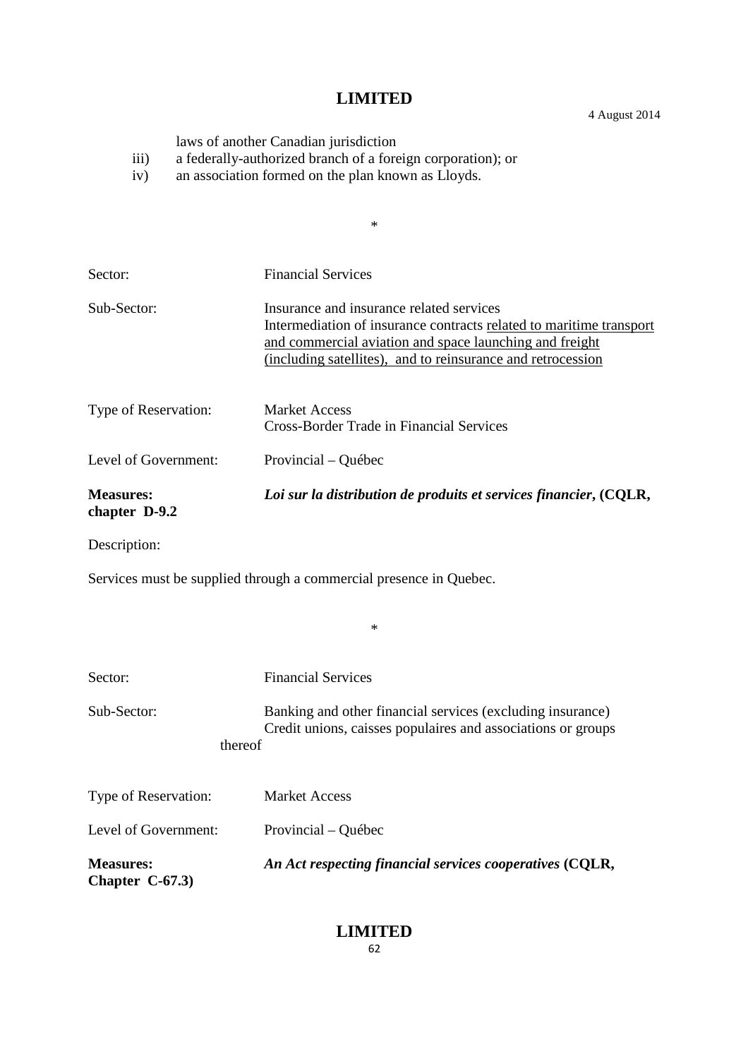laws of another Canadian jurisdiction

iii) a federally-authorized branch of a foreign corporation); or

iv) an association formed on the plan known as Lloyds.

*

Sector: Financial Services

Sub-Sector: Insurance and insurance related services
Intermediation of insurance contracts related to maritime transport and commercial aviation and space launching and freight (including satellites), and to reinsurance and retrocession

Type of Reservation: Market Access
Cross-Border Trade in Financial Services

Level of Government: Provincial – Québec

**Measures:** ***Loi sur la distribution de produits et services financier*, (CQLR, chapter D-9.2**

Description:

Services must be supplied through a commercial presence in Quebec.

*

Sector: Financial Services

Sub-Sector: Banking and other financial services (excluding insurance)
Credit unions, caisses populaires and associations or groups thereof

Type of Reservation: Market Access

Level of Government: Provincial – Québec

**Measures:** ***An Act respecting financial services cooperatives* (CQLR, Chapter C-67.3)**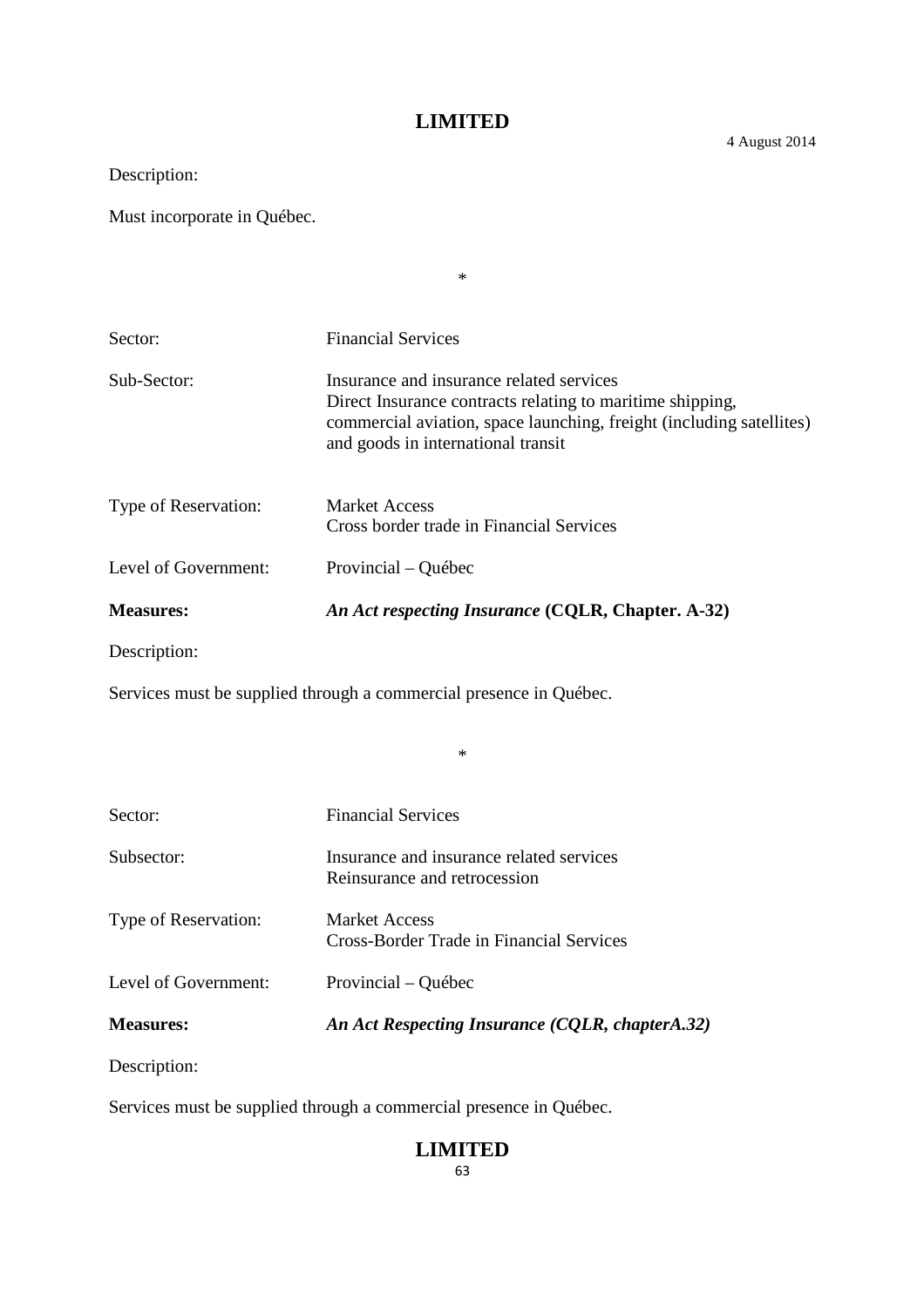Description:

Must incorporate in Québec.

*

Sector: Financial Services

Sub-Sector: Insurance and insurance related services
Direct Insurance contracts relating to maritime shipping, commercial aviation, space launching, freight (including satellites) and goods in international transit

Type of Reservation: Market Access
Cross border trade in Financial Services

Level of Government: Provincial – Québec

**Measures:** ***An Act respecting Insurance* (CQLR, Chapter. A-32)**

Description:

Services must be supplied through a commercial presence in Québec.

*

Sector: Financial Services

Subsector: Insurance and insurance related services
Reinsurance and retrocession

Type of Reservation: Market Access
Cross-Border Trade in Financial Services

Level of Government: Provincial – Québec

**Measures:** ***An Act Respecting Insurance (CQLR, chapterA.32)***

Description:

Services must be supplied through a commercial presence in Québec.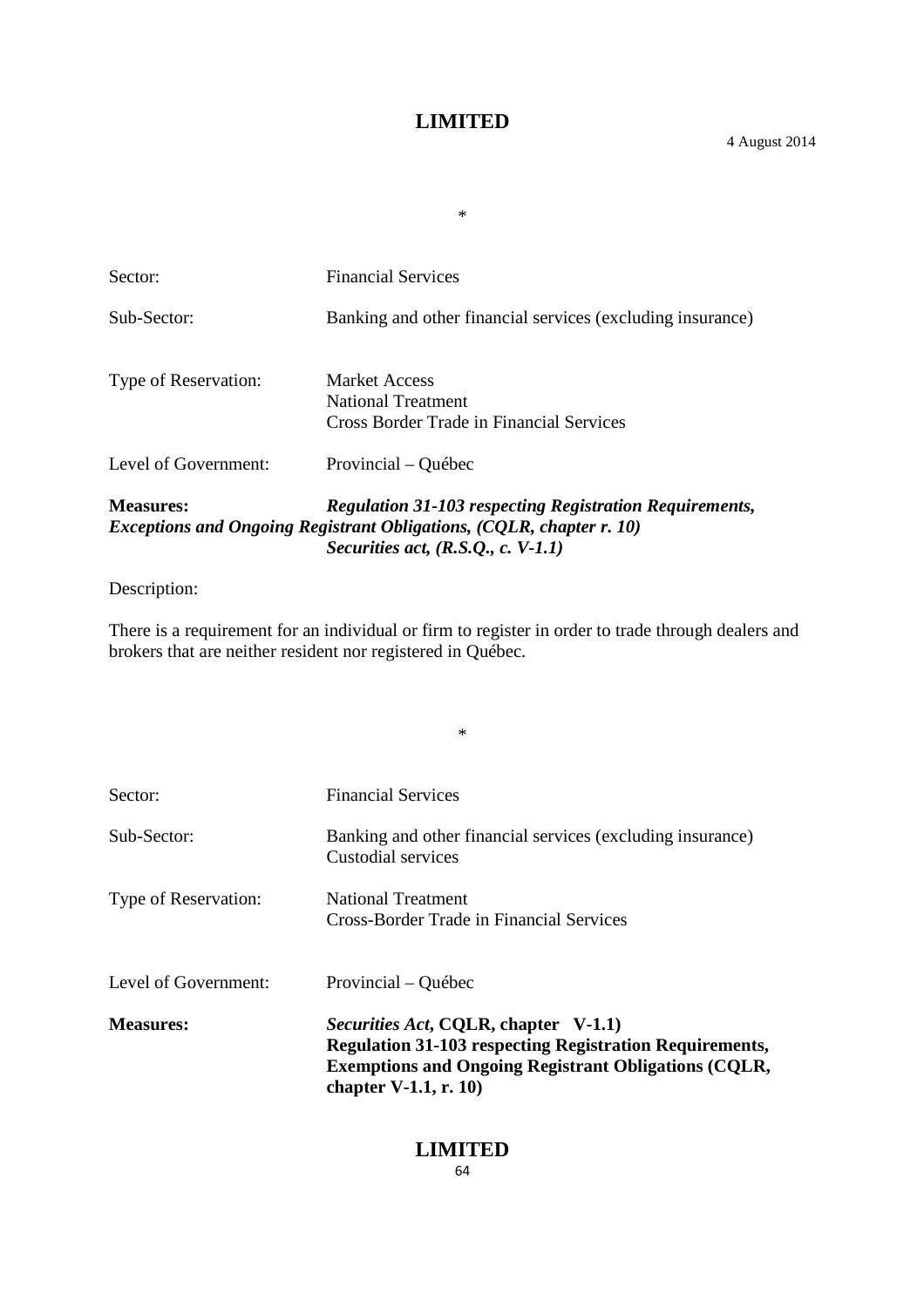*

Sector: Financial Services

Sub-Sector: Banking and other financial services (excluding insurance)

Type of Reservation: Market Access
National Treatment
Cross Border Trade in Financial Services

Level of Government: Provincial – Québec

**Measures:** ***Regulation 31-103 respecting Registration Requirements, Exceptions and Ongoing Registrant Obligations, (CQLR, chapter r. 10)***
***Securities act, (R.S.Q., c. V-1.1)***

Description:

There is a requirement for an individual or firm to register in order to trade through dealers and brokers that are neither resident nor registered in Québec.

*

Sector: Financial Services

Sub-Sector: Banking and other financial services (excluding insurance)
Custodial services

Type of Reservation: National Treatment
Cross-Border Trade in Financial Services

Level of Government: Provincial – Québec

**Measures:** ***Securities Act*, CQLR, chapter V-1.1)**
**Regulation 31-103 respecting Registration Requirements, Exemptions and Ongoing Registrant Obligations (CQLR, chapter V-1.1, r. 10)**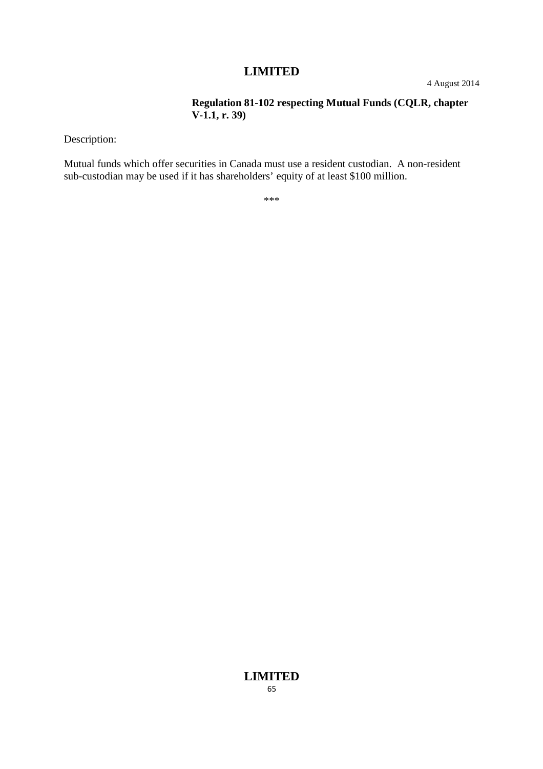4 August 2014

**Regulation 81-102 respecting Mutual Funds (CQLR, chapter V-1.1, r. 39)**

Description:

Mutual funds which offer securities in Canada must use a resident custodian. A non-resident sub-custodian may be used if it has shareholders' equity of at least $100 million.

***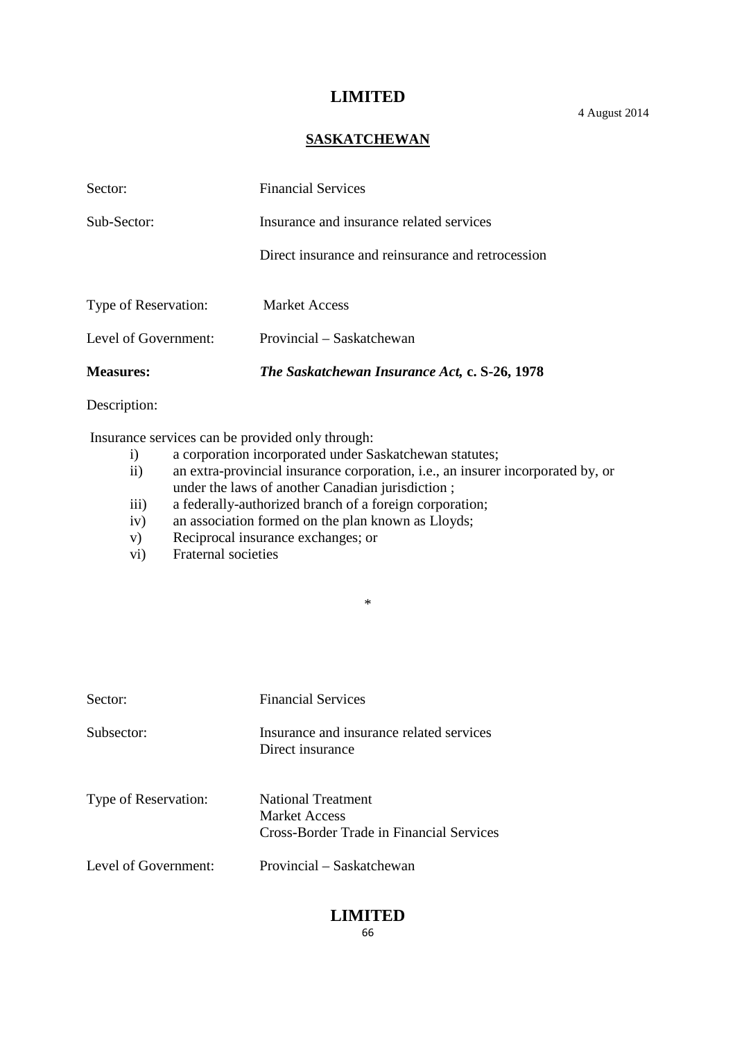## SASKATCHEWAN

Sector: Financial Services

Sub-Sector: Insurance and insurance related services

Direct insurance and reinsurance and retrocession

Type of Reservation: Market Access

Level of Government: Provincial – Saskatchewan

**Measures:** ***The Saskatchewan Insurance Act,* c. S-26, 1978**

Description:

Insurance services can be provided only through:

i) a corporation incorporated under Saskatchewan statutes;
ii) an extra-provincial insurance corporation, i.e., an insurer incorporated by, or under the laws of another Canadian jurisdiction ;
iii) a federally-authorized branch of a foreign corporation;
iv) an association formed on the plan known as Lloyds;
v) Reciprocal insurance exchanges; or
vi) Fraternal societies

*

Sector: Financial Services

Subsector: Insurance and insurance related services
Direct insurance

Type of Reservation: National Treatment
Market Access
Cross-Border Trade in Financial Services

Level of Government: Provincial – Saskatchewan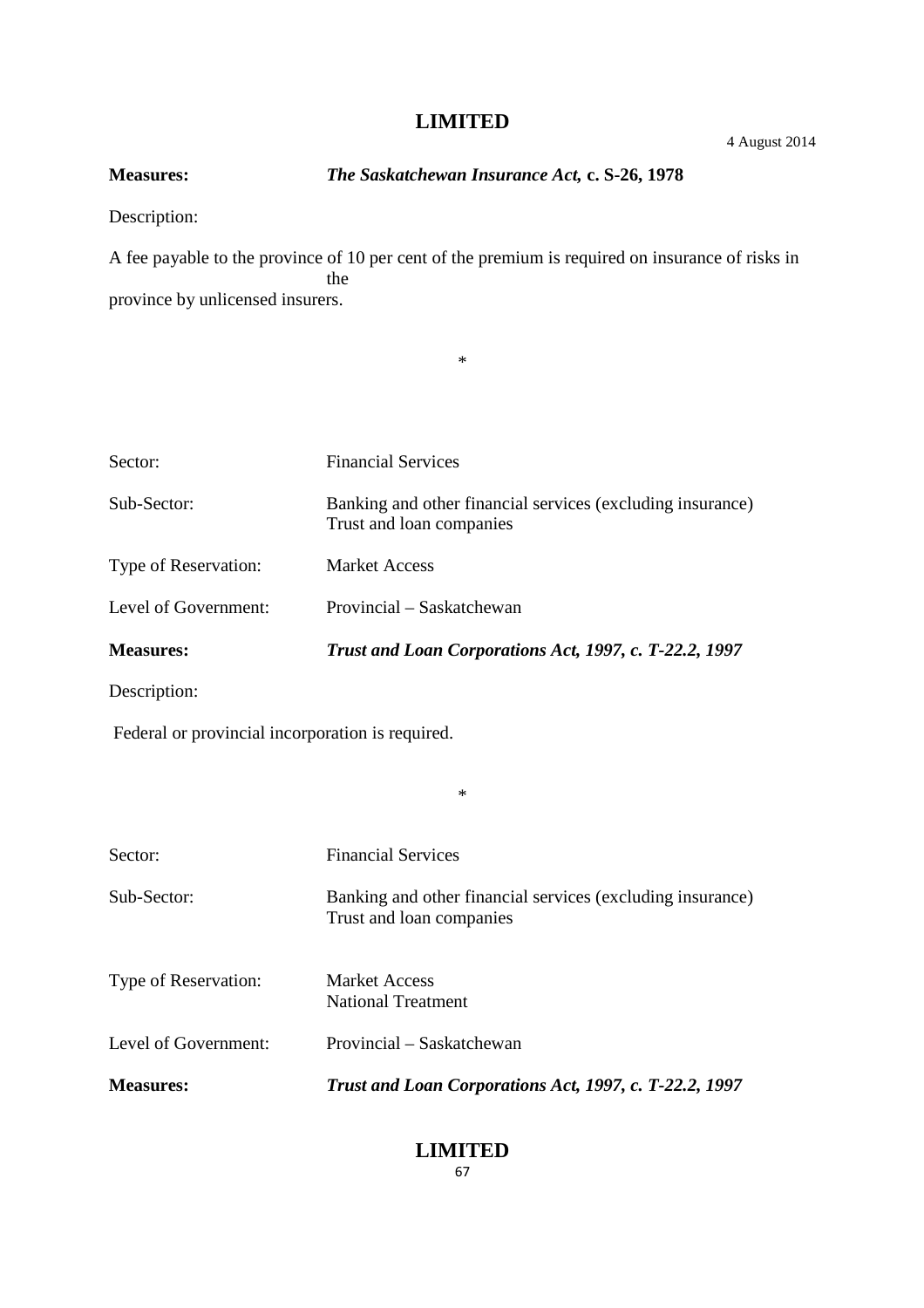**Measures:** ***The Saskatchewan Insurance Act,* c. S-26, 1978**

Description:

A fee payable to the province of 10 per cent of the premium is required on insurance of risks in the province by unlicensed insurers.

*

| | |
|---|---|
| Sector: | Financial Services |
| Sub-Sector: | Banking and other financial services (excluding insurance) Trust and loan companies |
| Type of Reservation: | Market Access |
| Level of Government: | Provincial – Saskatchewan |
| **Measures:** | ***Trust and Loan Corporations Act, 1997, c. T-22.2, 1997*** |

Description:

Federal or provincial incorporation is required.

*

| | |
|---|---|
| Sector: | Financial Services |
| Sub-Sector: | Banking and other financial services (excluding insurance) Trust and loan companies |
| Type of Reservation: | Market Access<br>National Treatment |
| Level of Government: | Provincial – Saskatchewan |
| **Measures:** | ***Trust and Loan Corporations Act, 1997, c. T-22.2, 1997*** |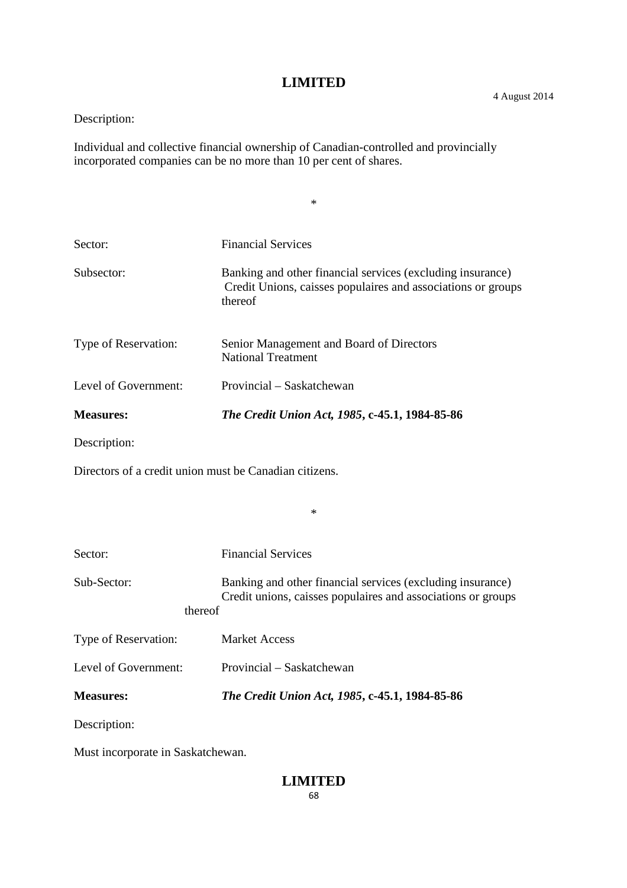Description:

Individual and collective financial ownership of Canadian-controlled and provincially incorporated companies can be no more than 10 per cent of shares.

*

| | |
|---|---|
| Sector: | Financial Services |
| Subsector: | Banking and other financial services (excluding insurance) Credit Unions, caisses populaires and associations or groups thereof |
| Type of Reservation: | Senior Management and Board of Directors<br>National Treatment |
| Level of Government: | Provincial – Saskatchewan |
| **Measures:** | ***The Credit Union Act, 1985*, c-45.1, 1984-85-86** |

Description:

Directors of a credit union must be Canadian citizens.

*

| | |
|---|---|
| Sector: | Financial Services |
| Sub-Sector: | Banking and other financial services (excluding insurance) Credit unions, caisses populaires and associations or groups thereof |
| Type of Reservation: | Market Access |
| Level of Government: | Provincial – Saskatchewan |
| **Measures:** | ***The Credit Union Act, 1985*, c-45.1, 1984-85-86** |

Description:

Must incorporate in Saskatchewan.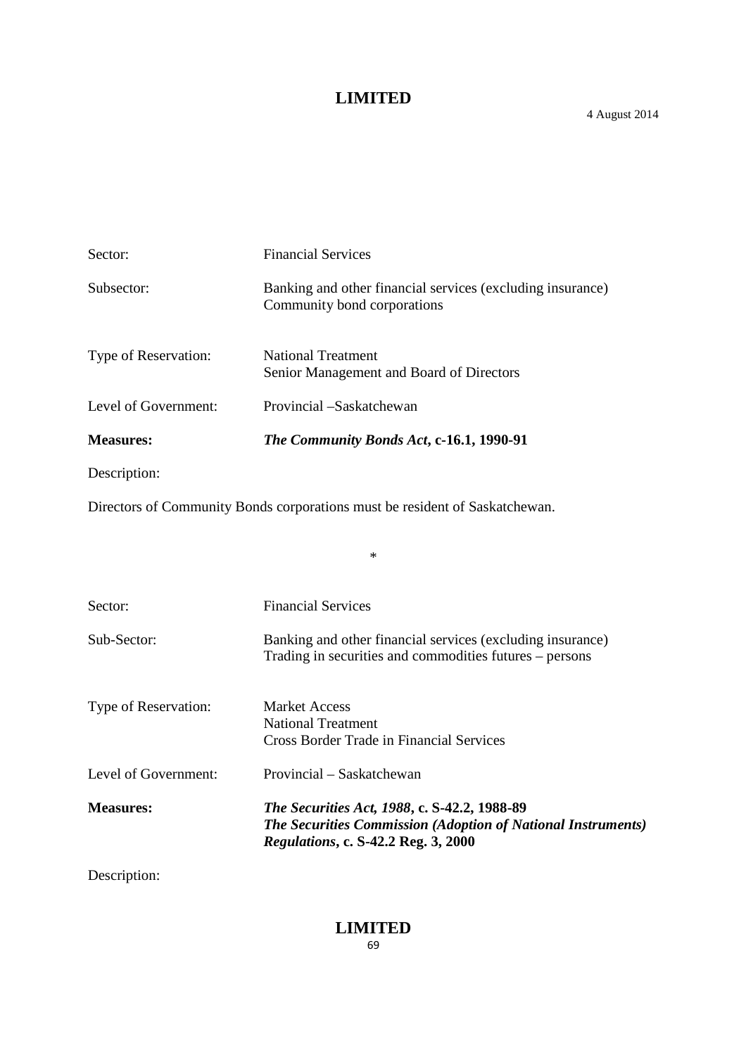Sector: Financial Services

Subsector: Banking and other financial services (excluding insurance)
Community bond corporations

Type of Reservation: National Treatment
Senior Management and Board of Directors

Level of Government: Provincial –Saskatchewan

**Measures:** ***The Community Bonds Act*, c-16.1, 1990-91**

Description:

Directors of Community Bonds corporations must be resident of Saskatchewan.

*

Sector: Financial Services

Sub-Sector: Banking and other financial services (excluding insurance)
Trading in securities and commodities futures – persons

Type of Reservation: Market Access
National Treatment
Cross Border Trade in Financial Services

Level of Government: Provincial – Saskatchewan

**Measures:** ***The Securities Act, 1988*, c. S-42.2, 1988-89**
***The Securities Commission (Adoption of National Instruments) Regulations*, c. S-42.2 Reg. 3, 2000**

Description: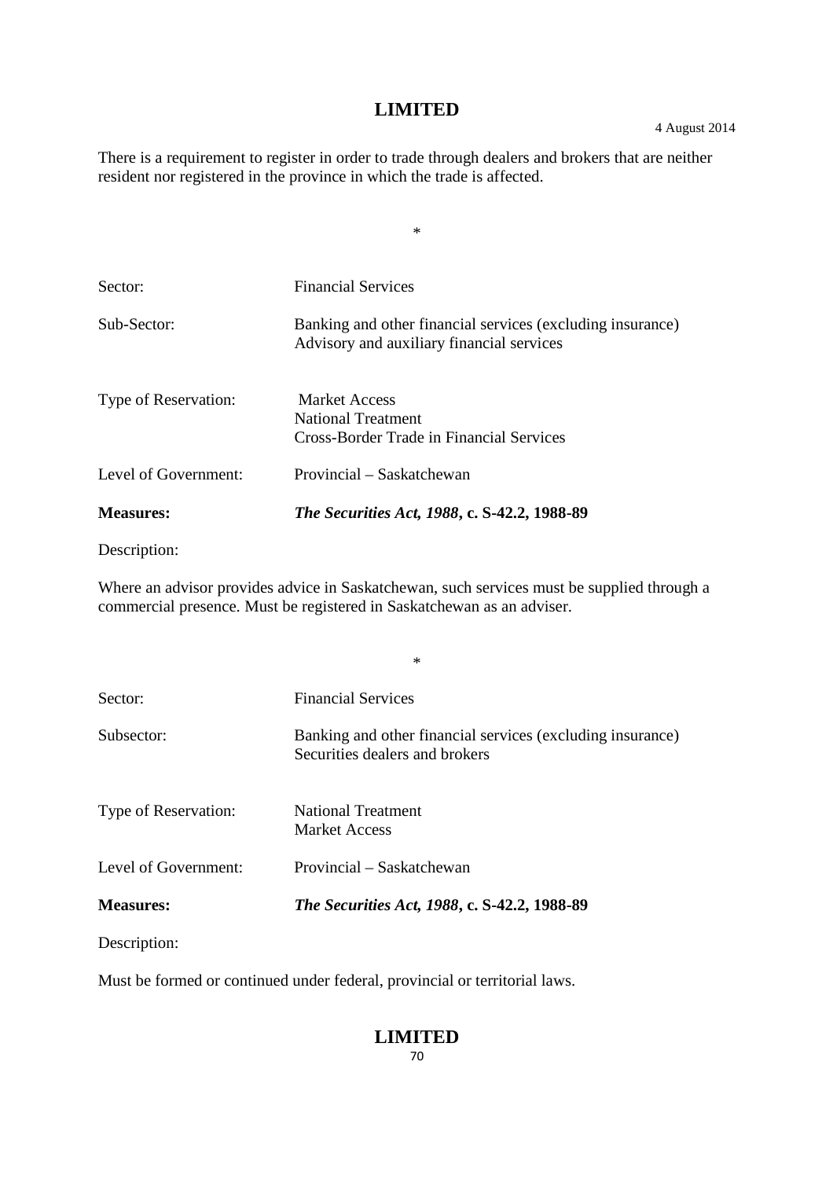There is a requirement to register in order to trade through dealers and brokers that are neither resident nor registered in the province in which the trade is affected.

*

Sector: Financial Services

Sub-Sector: Banking and other financial services (excluding insurance)
Advisory and auxiliary financial services

Type of Reservation: Market Access
National Treatment
Cross-Border Trade in Financial Services

Level of Government: Provincial – Saskatchewan

**Measures:** ***The Securities Act, 1988*, c. S-42.2, 1988-89**

Description:

Where an advisor provides advice in Saskatchewan, such services must be supplied through a commercial presence. Must be registered in Saskatchewan as an adviser.

*

Sector: Financial Services

Subsector: Banking and other financial services (excluding insurance)
Securities dealers and brokers

Type of Reservation: National Treatment
Market Access

Level of Government: Provincial – Saskatchewan

**Measures:** ***The Securities Act, 1988*, c. S-42.2, 1988-89**

Description:

Must be formed or continued under federal, provincial or territorial laws.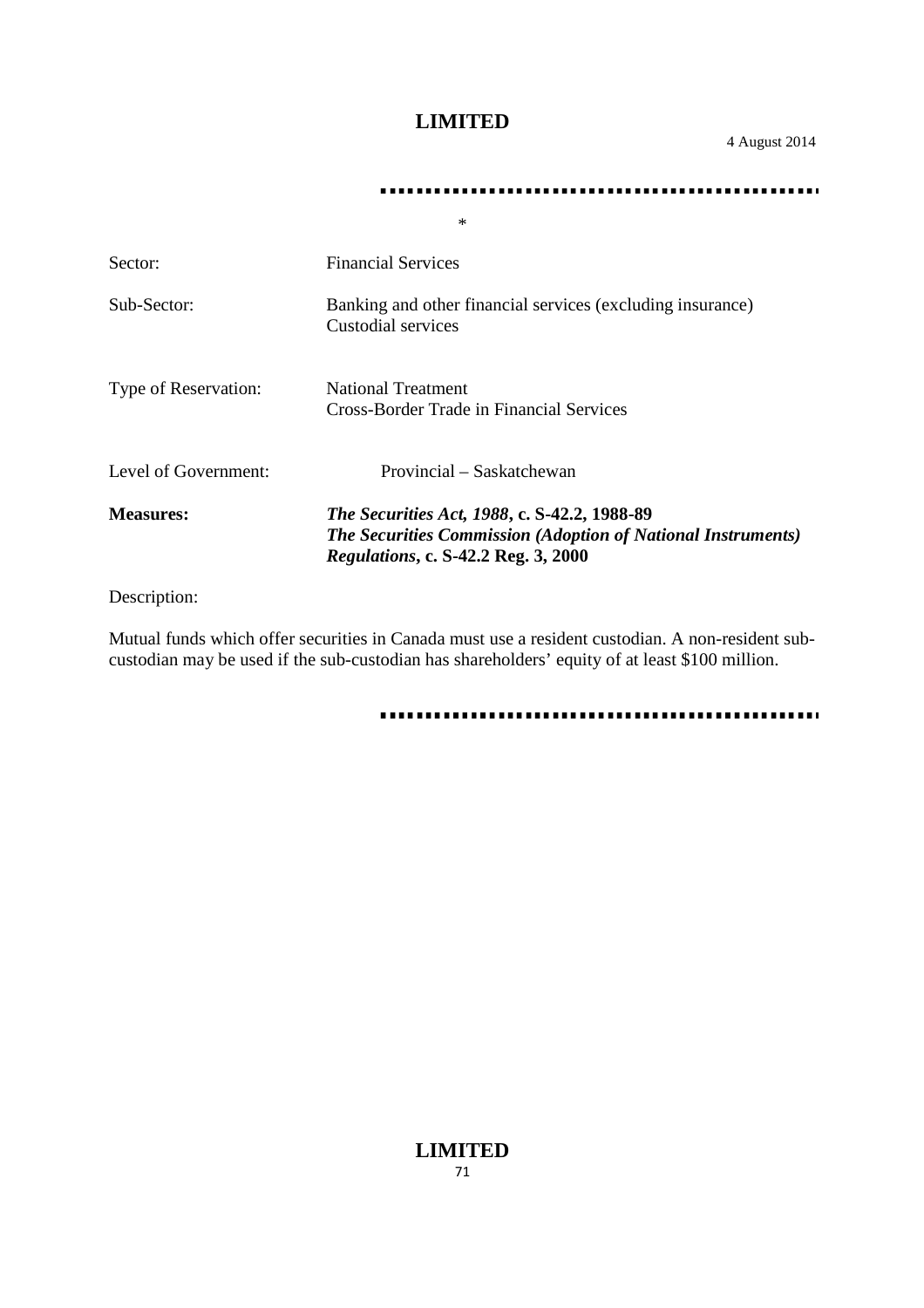*

| | |
|---|---|
| Sector: | Financial Services |
| Sub-Sector: | Banking and other financial services (excluding insurance)<br>Custodial services |
| Type of Reservation: | National Treatment<br>Cross-Border Trade in Financial Services |
| Level of Government: | Provincial – Saskatchewan |
| **Measures:** | ***The Securities Act, 1988*, c. S-42.2, 1988-89**<br>***The Securities Commission (Adoption of National Instruments) Regulations*, c. S-42.2 Reg. 3, 2000** |

Description:

Mutual funds which offer securities in Canada must use a resident custodian. A non-resident sub-custodian may be used if the sub-custodian has shareholders' equity of at least \$100 million.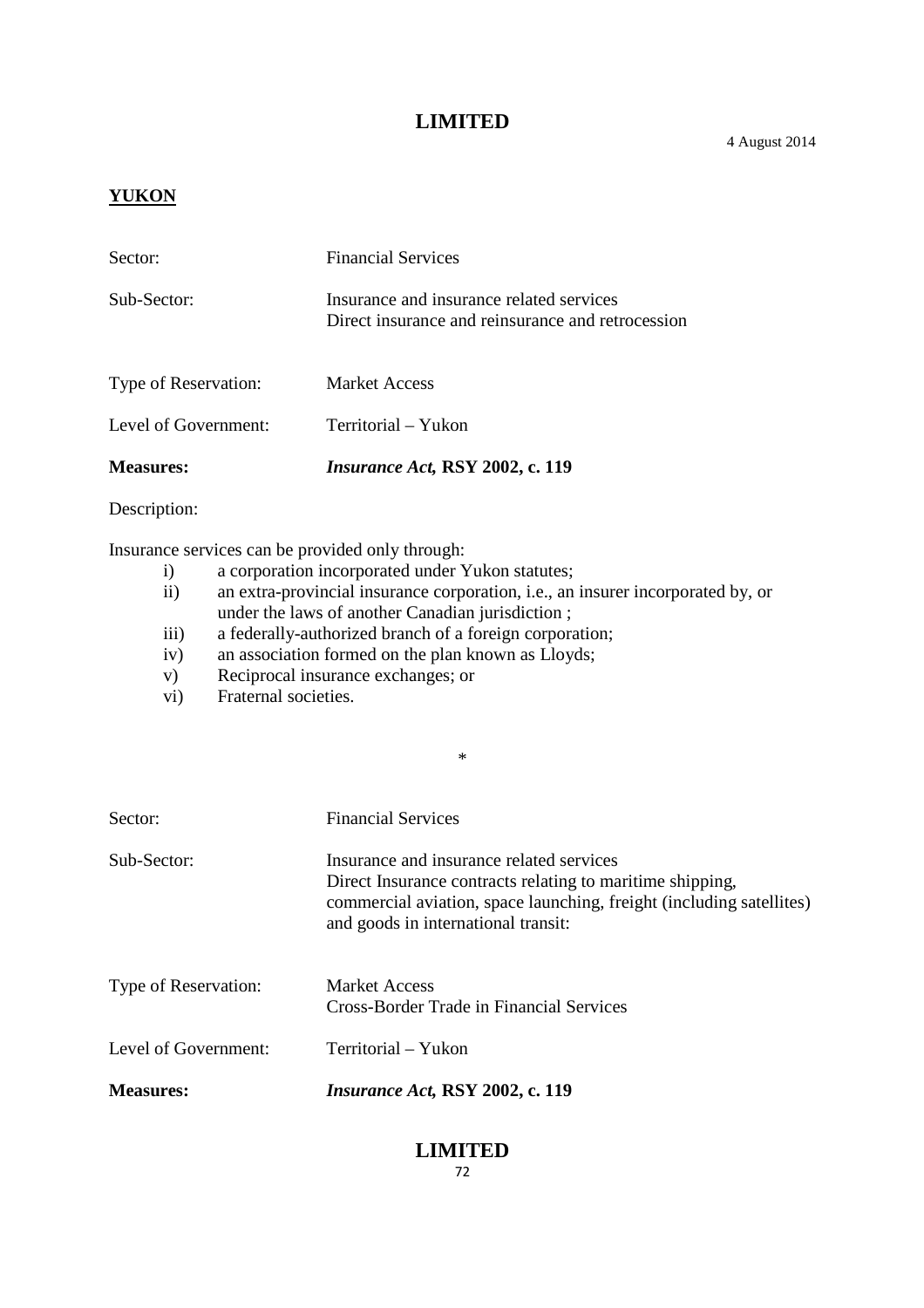**YUKON**

Sector: Financial Services

Sub-Sector: Insurance and insurance related services
Direct insurance and reinsurance and retrocession

Type of Reservation: Market Access

Level of Government: Territorial – Yukon

**Measures:** ***Insurance Act*, RSY 2002, c. 119**

Description:

Insurance services can be provided only through:

i) a corporation incorporated under Yukon statutes;
ii) an extra-provincial insurance corporation, i.e., an insurer incorporated by, or under the laws of another Canadian jurisdiction ;
iii) a federally-authorized branch of a foreign corporation;
iv) an association formed on the plan known as Lloyds;
v) Reciprocal insurance exchanges; or
vi) Fraternal societies.

*

Sector: Financial Services

Sub-Sector: Insurance and insurance related services
Direct Insurance contracts relating to maritime shipping, commercial aviation, space launching, freight (including satellites) and goods in international transit:

Type of Reservation: Market Access
Cross-Border Trade in Financial Services

Level of Government: Territorial – Yukon

**Measures:** ***Insurance Act*, RSY 2002, c. 119**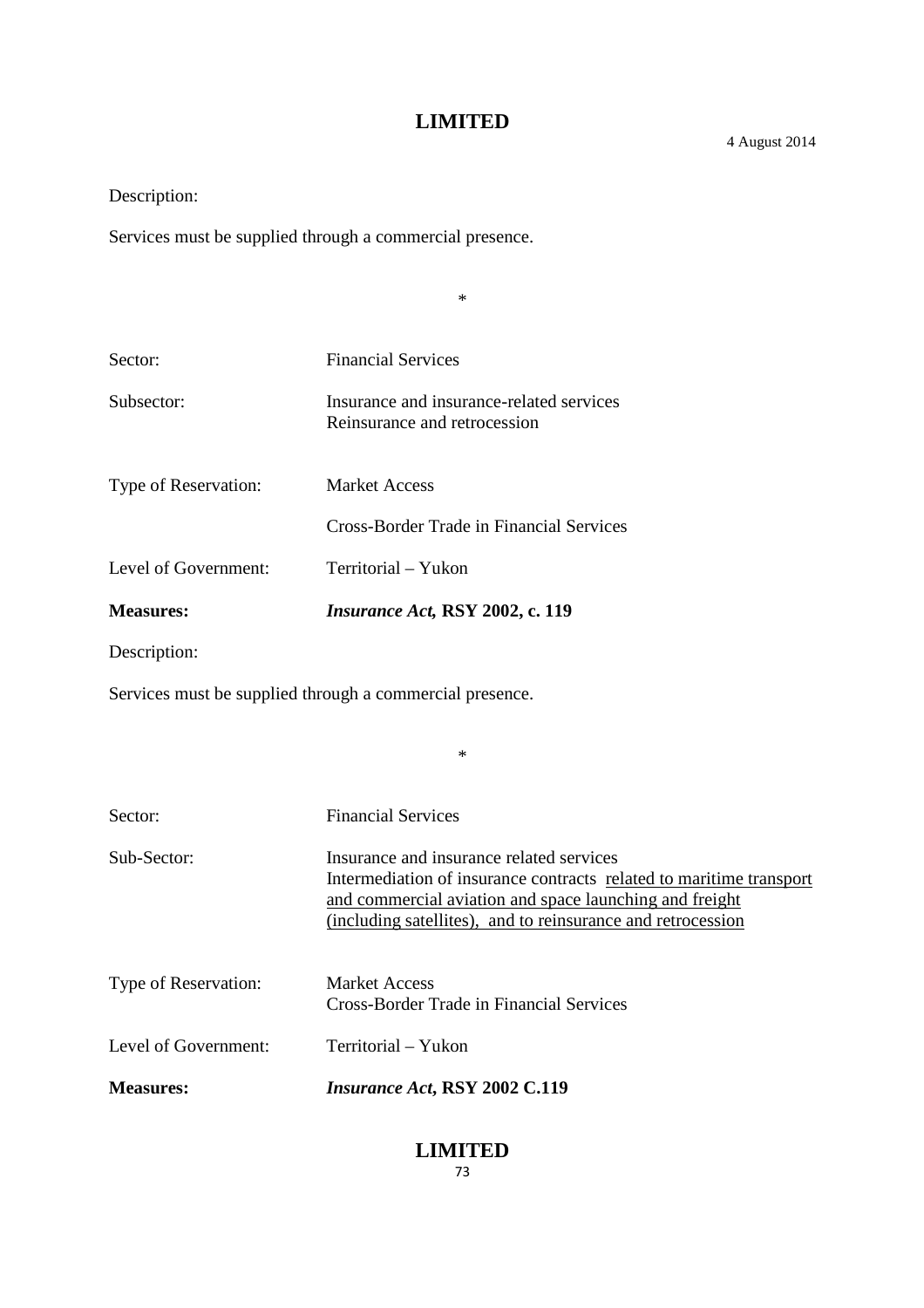Description:

Services must be supplied through a commercial presence.

*

Sector: Financial Services

Subsector: Insurance and insurance-related services
Reinsurance and retrocession

Type of Reservation: Market Access

Cross-Border Trade in Financial Services

Level of Government: Territorial – Yukon

**Measures:** ***Insurance Act*, RSY 2002, c. 119**

Description:

Services must be supplied through a commercial presence.

*

Sector: Financial Services

Sub-Sector: Insurance and insurance related services
Intermediation of insurance contracts <u>related to maritime transport and commercial aviation and space launching and freight (including satellites), and to reinsurance and retrocession</u>

Type of Reservation: Market Access
Cross-Border Trade in Financial Services

Level of Government: Territorial – Yukon

**Measures:** ***Insurance Act*, RSY 2002 C.119**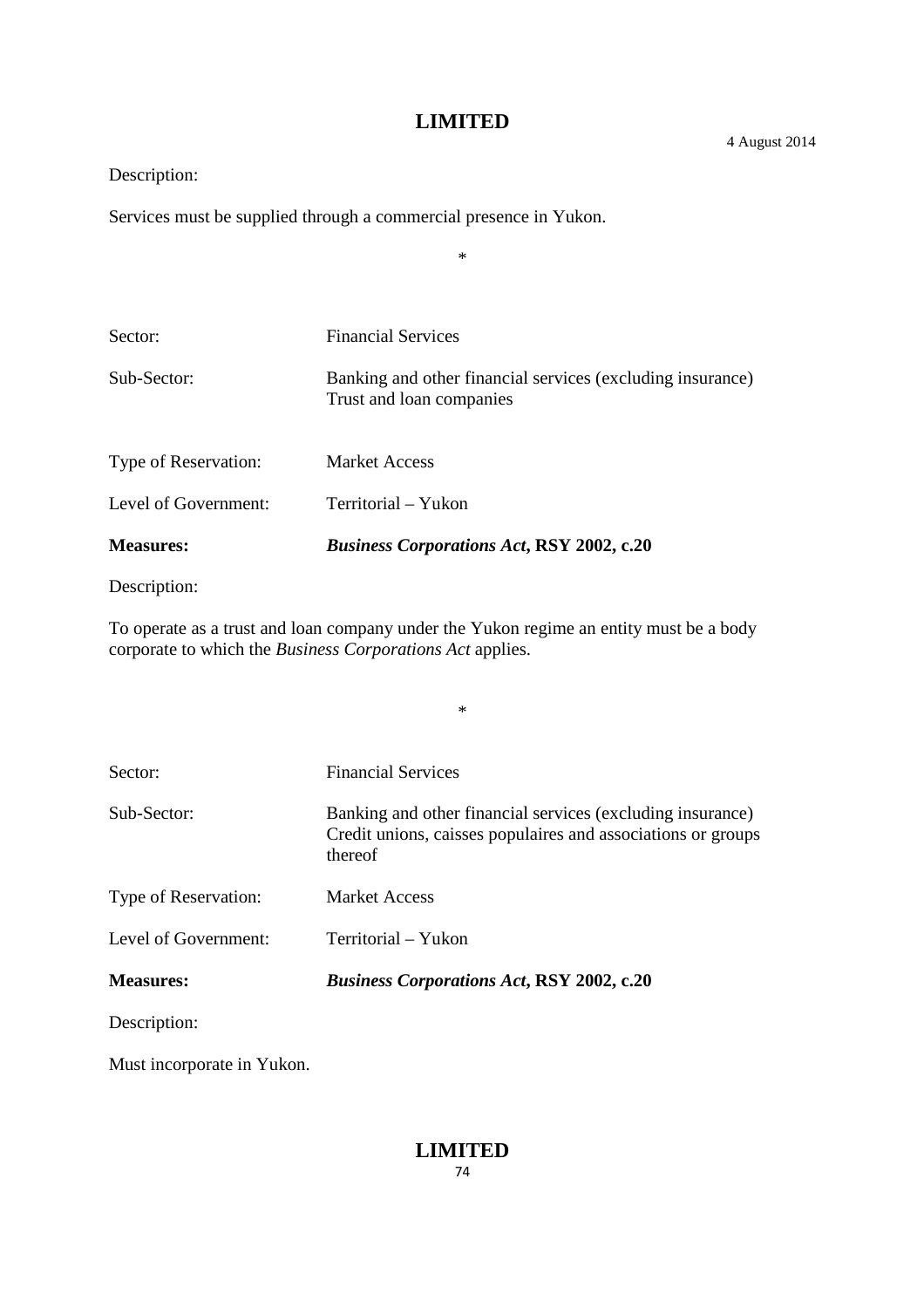Description:

Services must be supplied through a commercial presence in Yukon.

*

| | |
|---|---|
| Sector: | Financial Services |
| Sub-Sector: | Banking and other financial services (excluding insurance) Trust and loan companies |
| Type of Reservation: | Market Access |
| Level of Government: | Territorial – Yukon |
| **Measures:** | ***Business Corporations Act*, RSY 2002, c.20** |

Description:

To operate as a trust and loan company under the Yukon regime an entity must be a body corporate to which the *Business Corporations Act* applies.

*

| | |
|---|---|
| Sector: | Financial Services |
| Sub-Sector: | Banking and other financial services (excluding insurance) Credit unions, caisses populaires and associations or groups thereof |
| Type of Reservation: | Market Access |
| Level of Government: | Territorial – Yukon |
| **Measures:** | ***Business Corporations Act*, RSY 2002, c.20** |

Description:

Must incorporate in Yukon.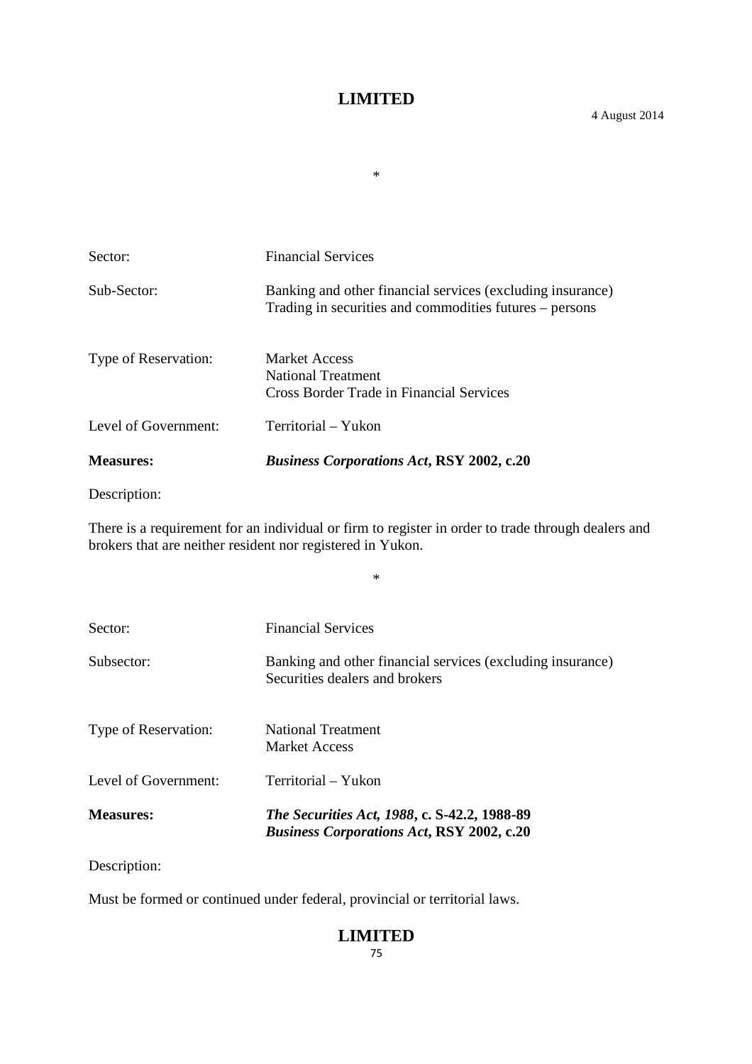*

Sector: Financial Services

Sub-Sector: Banking and other financial services (excluding insurance)
Trading in securities and commodities futures – persons

Type of Reservation: Market Access
National Treatment
Cross Border Trade in Financial Services

Level of Government: Territorial – Yukon

**Measures:** ***Business Corporations Act*, RSY 2002, c.20**

Description:

There is a requirement for an individual or firm to register in order to trade through dealers and brokers that are neither resident nor registered in Yukon.

*

Sector: Financial Services

Subsector: Banking and other financial services (excluding insurance)
Securities dealers and brokers

Type of Reservation: National Treatment
Market Access

Level of Government: Territorial – Yukon

**Measures:** ***The Securities Act, 1988*, c. S-42.2, 1988-89**
***Business Corporations Act*, RSY 2002, c.20**

Description:

Must be formed or continued under federal, provincial or territorial laws.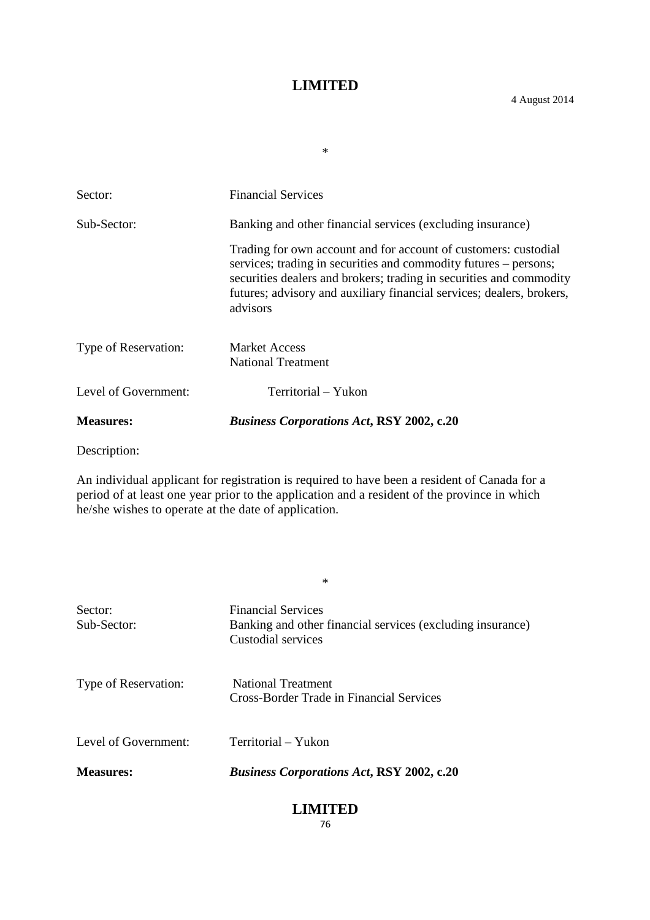*

Sector: Financial Services

Sub-Sector: Banking and other financial services (excluding insurance)

Trading for own account and for account of customers: custodial services; trading in securities and commodity futures – persons; securities dealers and brokers; trading in securities and commodity futures; advisory and auxiliary financial services; dealers, brokers, advisors

Type of Reservation: Market Access
National Treatment

Level of Government: Territorial – Yukon

**Measures:** ***Business Corporations Act*, RSY 2002, c.20**

Description:

An individual applicant for registration is required to have been a resident of Canada for a period of at least one year prior to the application and a resident of the province in which he/she wishes to operate at the date of application.

*

Sector: Financial Services

Sub-Sector: Banking and other financial services (excluding insurance)
Custodial services

Type of Reservation: National Treatment
Cross-Border Trade in Financial Services

Level of Government: Territorial – Yukon

**Measures:** ***Business Corporations Act*, RSY 2002, c.20**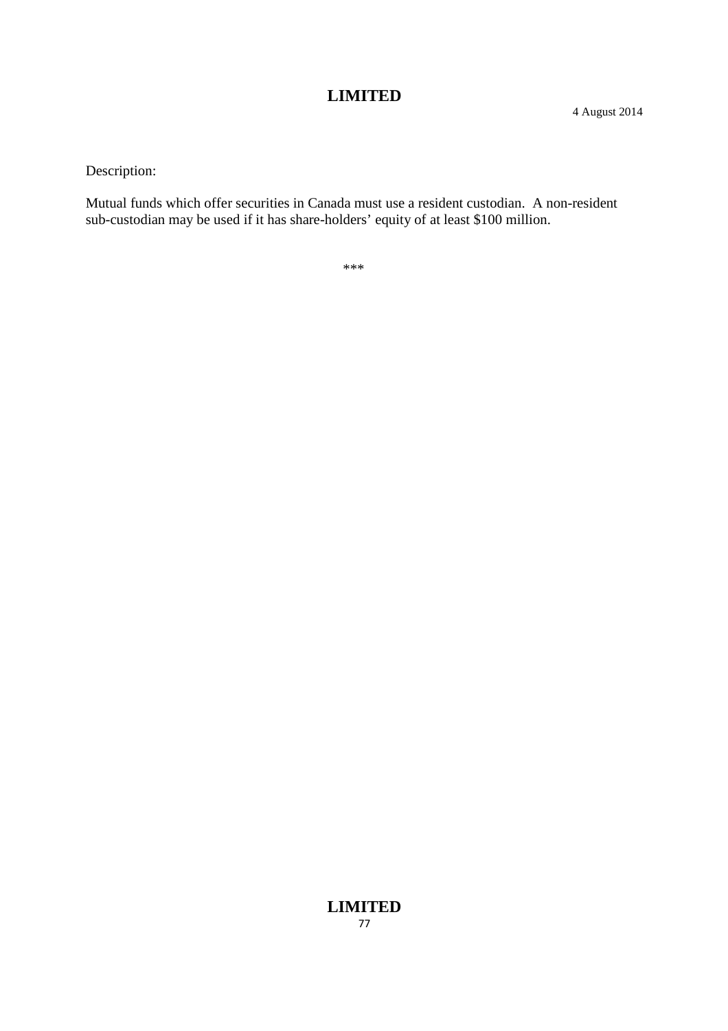Description:

Mutual funds which offer securities in Canada must use a resident custodian. A non-resident sub-custodian may be used if it has share-holders' equity of at least $100 million.

***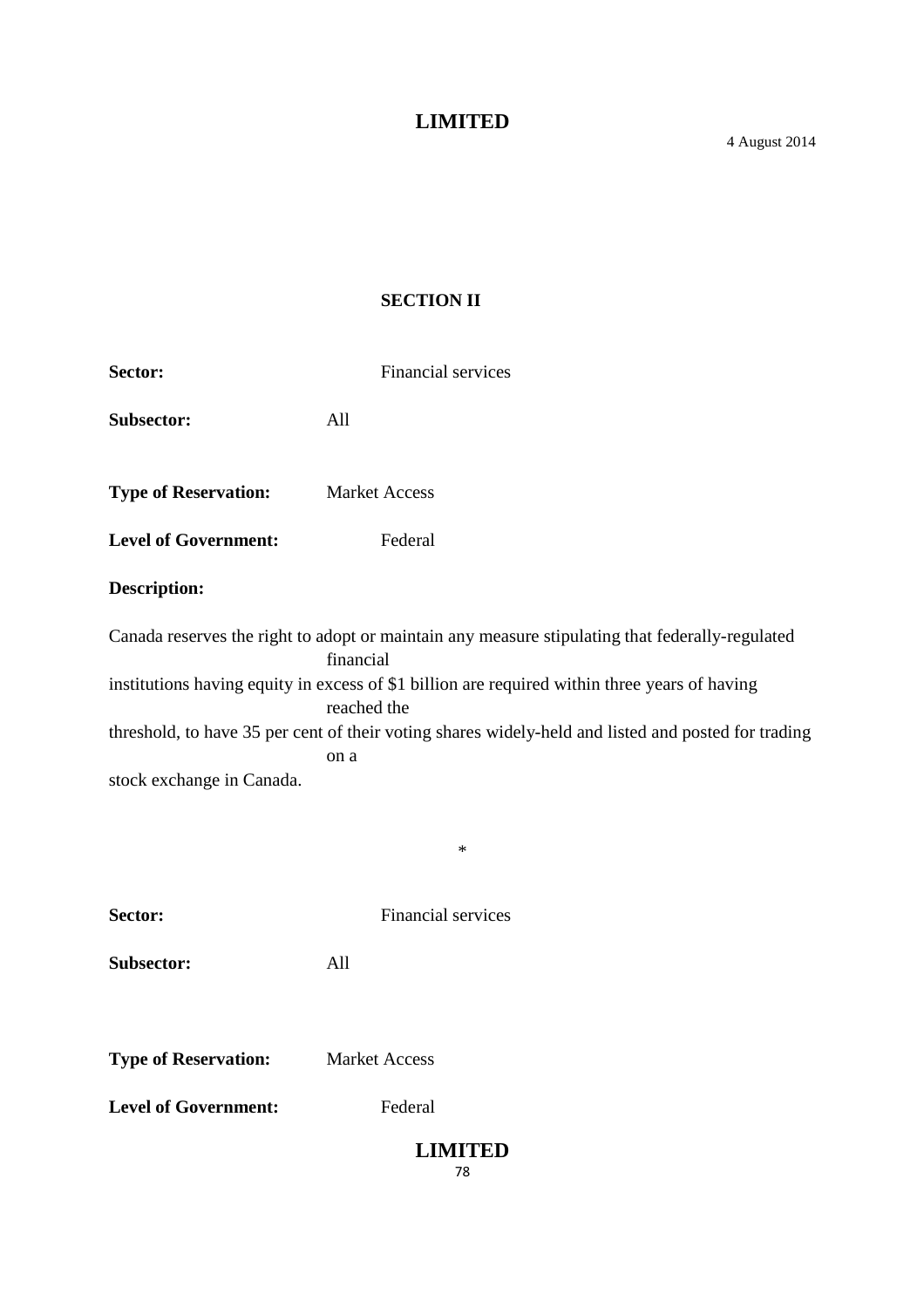## SECTION II

**Sector:** Financial services

**Subsector:** All

**Type of Reservation:** Market Access

**Level of Government:** Federal

**Description:**

Canada reserves the right to adopt or maintain any measure stipulating that federally-regulated financial institutions having equity in excess of $1 billion are required within three years of having reached the threshold, to have 35 per cent of their voting shares widely-held and listed and posted for trading on a stock exchange in Canada.

*

**Sector:** Financial services

**Subsector:** All

**Type of Reservation:** Market Access

**Level of Government:** Federal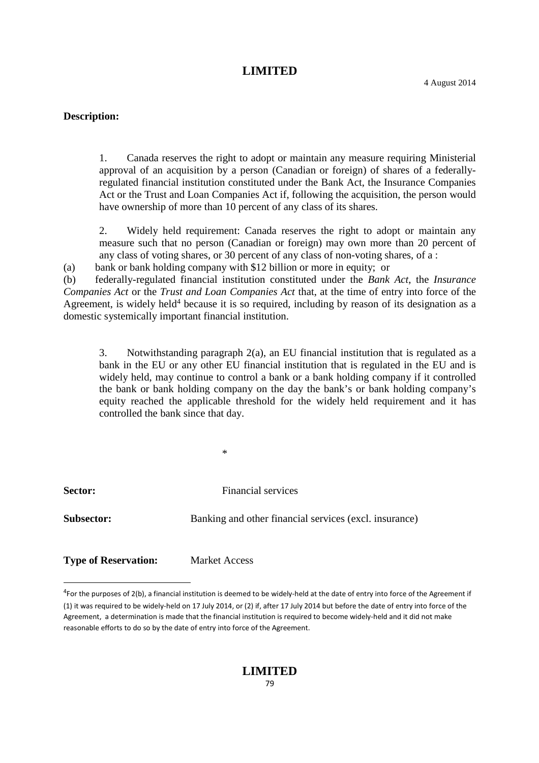**Description:**

1. Canada reserves the right to adopt or maintain any measure requiring Ministerial approval of an acquisition by a person (Canadian or foreign) of shares of a federally-regulated financial institution constituted under the Bank Act, the Insurance Companies Act or the Trust and Loan Companies Act if, following the acquisition, the person would have ownership of more than 10 percent of any class of its shares.

2. Widely held requirement: Canada reserves the right to adopt or maintain any measure such that no person (Canadian or foreign) may own more than 20 percent of any class of voting shares, or 30 percent of any class of non-voting shares, of a :

(a) bank or bank holding company with $12 billion or more in equity; or

(b) federally-regulated financial institution constituted under the *Bank Act*, the *Insurance Companies Act* or the *Trust and Loan Companies Act* that, at the time of entry into force of the Agreement, is widely held[4] because it is so required, including by reason of its designation as a domestic systemically important financial institution.

3. Notwithstanding paragraph 2(a), an EU financial institution that is regulated as a bank in the EU or any other EU financial institution that is regulated in the EU and is widely held, may continue to control a bank or a bank holding company if it controlled the bank or bank holding company on the day the bank's or bank holding company's equity reached the applicable threshold for the widely held requirement and it has controlled the bank since that day.

*

**Sector:** Financial services

**Subsector:** Banking and other financial services (excl. insurance)

**Type of Reservation:** Market Access

[4] For the purposes of 2(b), a financial institution is deemed to be widely-held at the date of entry into force of the Agreement if (1) it was required to be widely-held on 17 July 2014, or (2) if, after 17 July 2014 but before the date of entry into force of the Agreement, a determination is made that the financial institution is required to become widely-held and it did not make reasonable efforts to do so by the date of entry into force of the Agreement.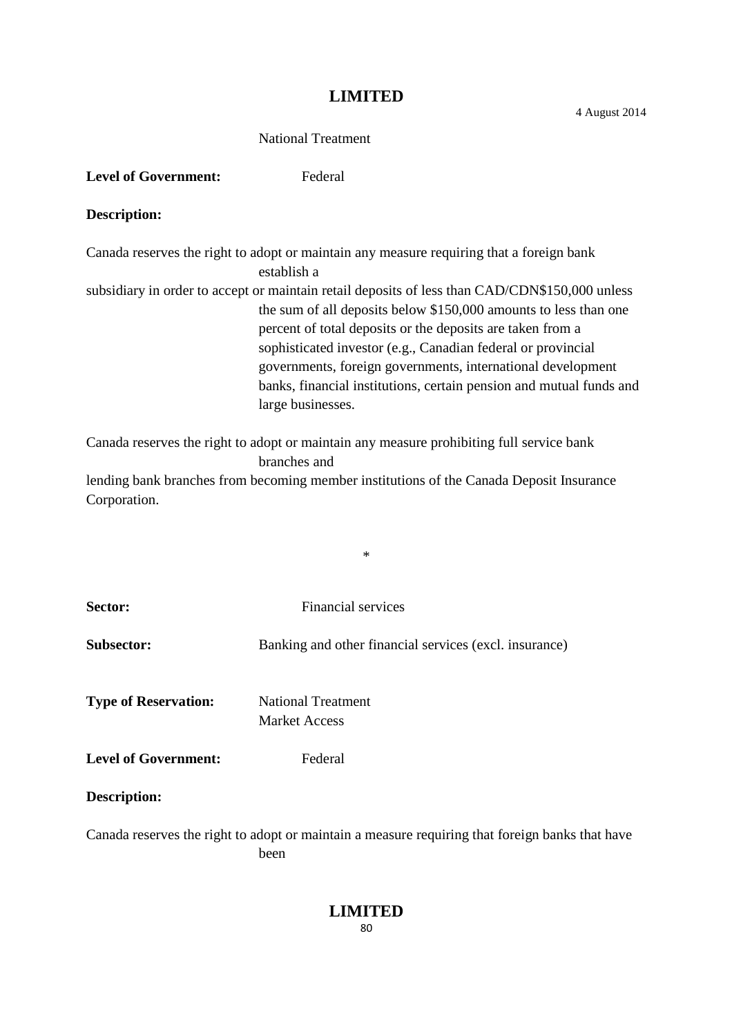National Treatment

**Level of Government:** Federal

**Description:**

Canada reserves the right to adopt or maintain any measure requiring that a foreign bank establish a subsidiary in order to accept or maintain retail deposits of less than CAD/CDN$150,000 unless the sum of all deposits below $150,000 amounts to less than one percent of total deposits or the deposits are taken from a sophisticated investor (e.g., Canadian federal or provincial governments, foreign governments, international development banks, financial institutions, certain pension and mutual funds and large businesses.

Canada reserves the right to adopt or maintain any measure prohibiting full service bank branches and lending bank branches from becoming member institutions of the Canada Deposit Insurance Corporation.

*

**Sector:** Financial services

**Subsector:** Banking and other financial services (excl. insurance)

**Type of Reservation:** National Treatment
Market Access

**Level of Government:** Federal

**Description:**

Canada reserves the right to adopt or maintain a measure requiring that foreign banks that have been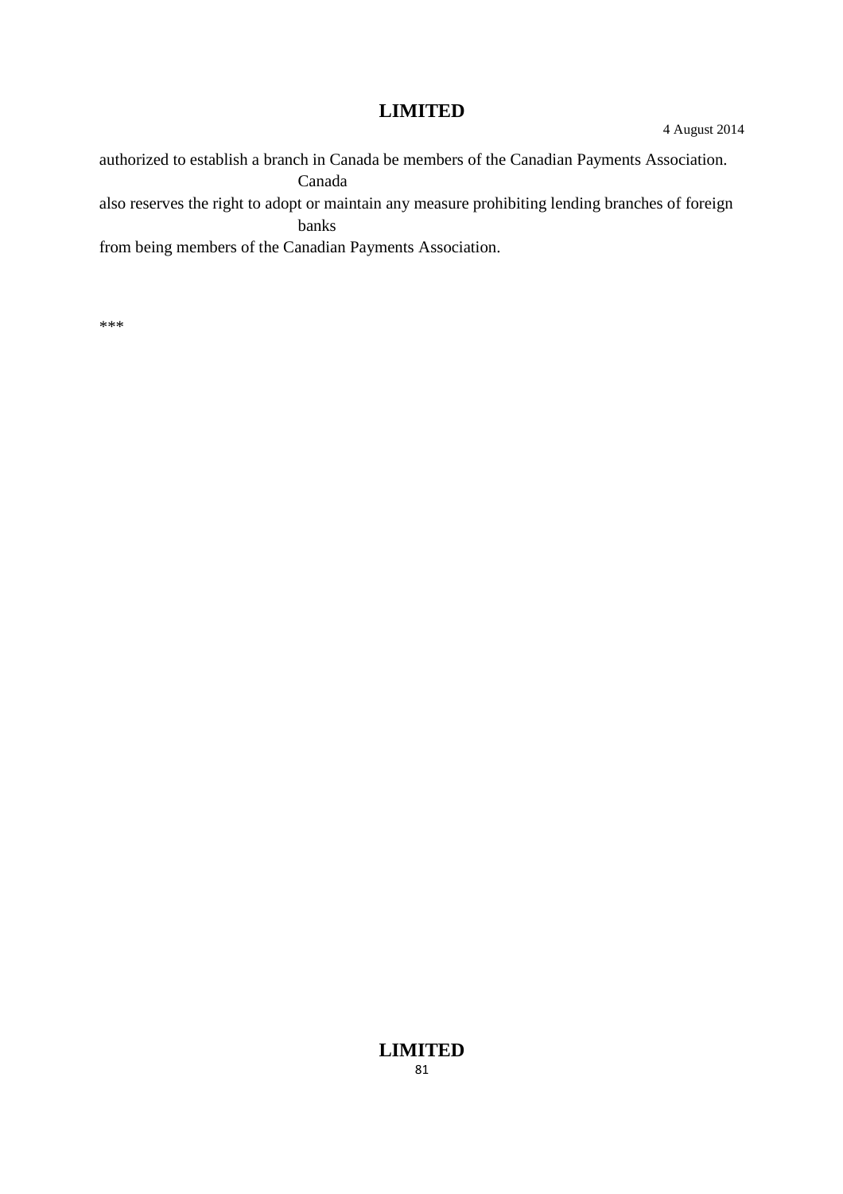authorized to establish a branch in Canada be members of the Canadian Payments Association. Canada also reserves the right to adopt or maintain any measure prohibiting lending branches of foreign banks from being members of the Canadian Payments Association.

***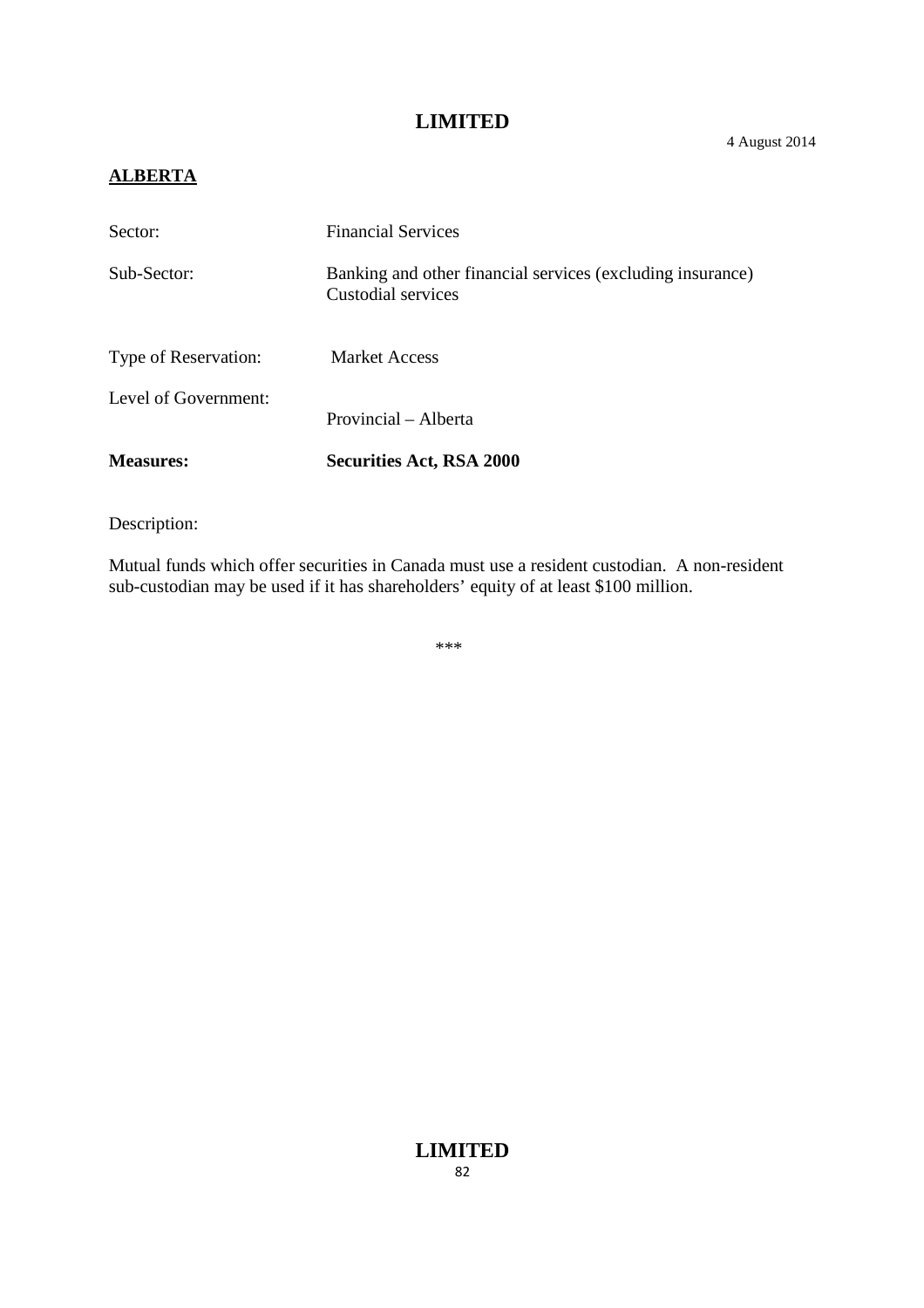**ALBERTA**

| | |
|---|---|
| Sector: | Financial Services |
| Sub-Sector: | Banking and other financial services (excluding insurance)<br>Custodial services |
| Type of Reservation: | Market Access |
| Level of Government: | Provincial – Alberta |
| **Measures:** | **Securities Act, RSA 2000** |

Description:

Mutual funds which offer securities in Canada must use a resident custodian. A non-resident sub-custodian may be used if it has shareholders' equity of at least $100 million.

***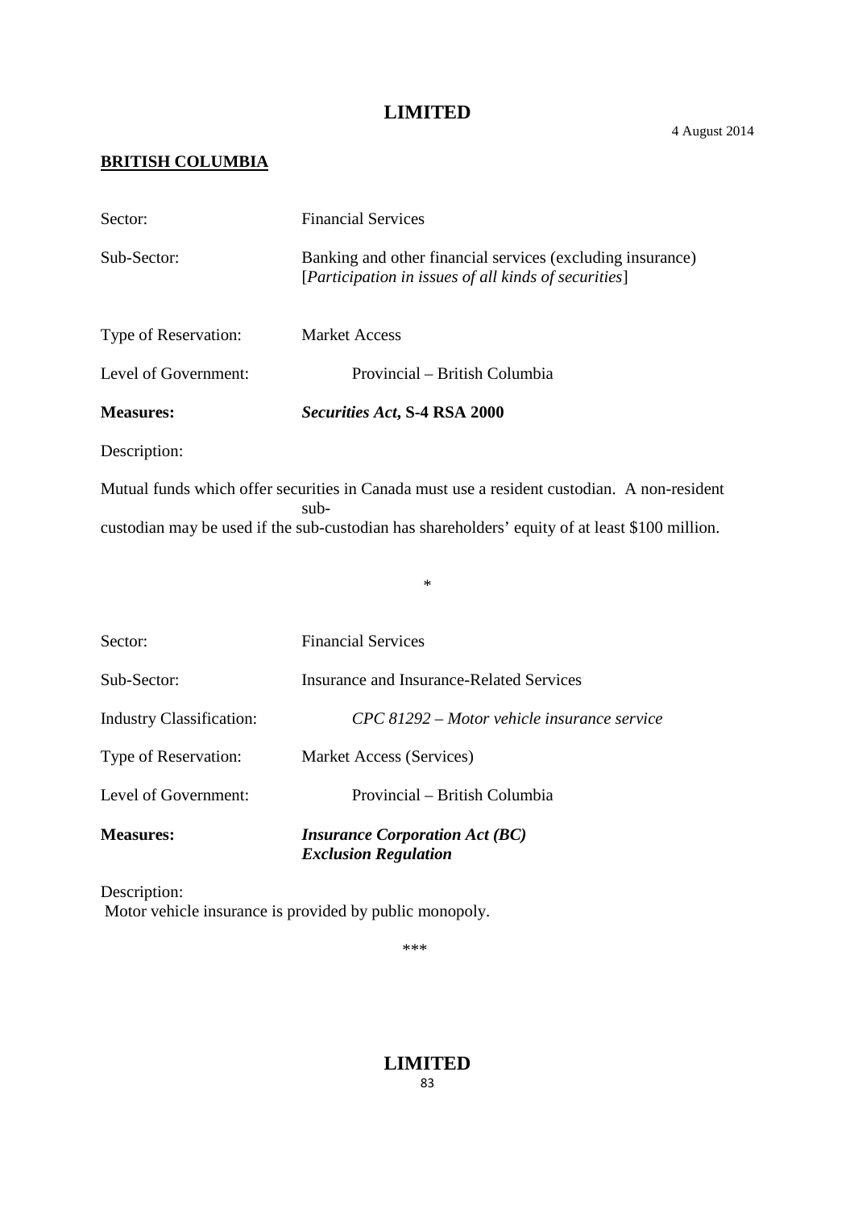**BRITISH COLUMBIA**

Sector: Financial Services

Sub-Sector: Banking and other financial services (excluding insurance) [*Participation in issues of all kinds of securities*]

Type of Reservation: Market Access

Level of Government: Provincial – British Columbia

**Measures:** ***Securities Act*, S-4 RSA 2000**

Description:

Mutual funds which offer securities in Canada must use a resident custodian. A non-resident sub-custodian may be used if the sub-custodian has shareholders' equity of at least $100 million.

*

Sector: Financial Services

Sub-Sector: Insurance and Insurance-Related Services

Industry Classification: *CPC 81292 – Motor vehicle insurance service*

Type of Reservation: Market Access (Services)

Level of Government: Provincial – British Columbia

**Measures:** ***Insurance Corporation Act (BC)***
***Exclusion Regulation***

Description:
Motor vehicle insurance is provided by public monopoly.

***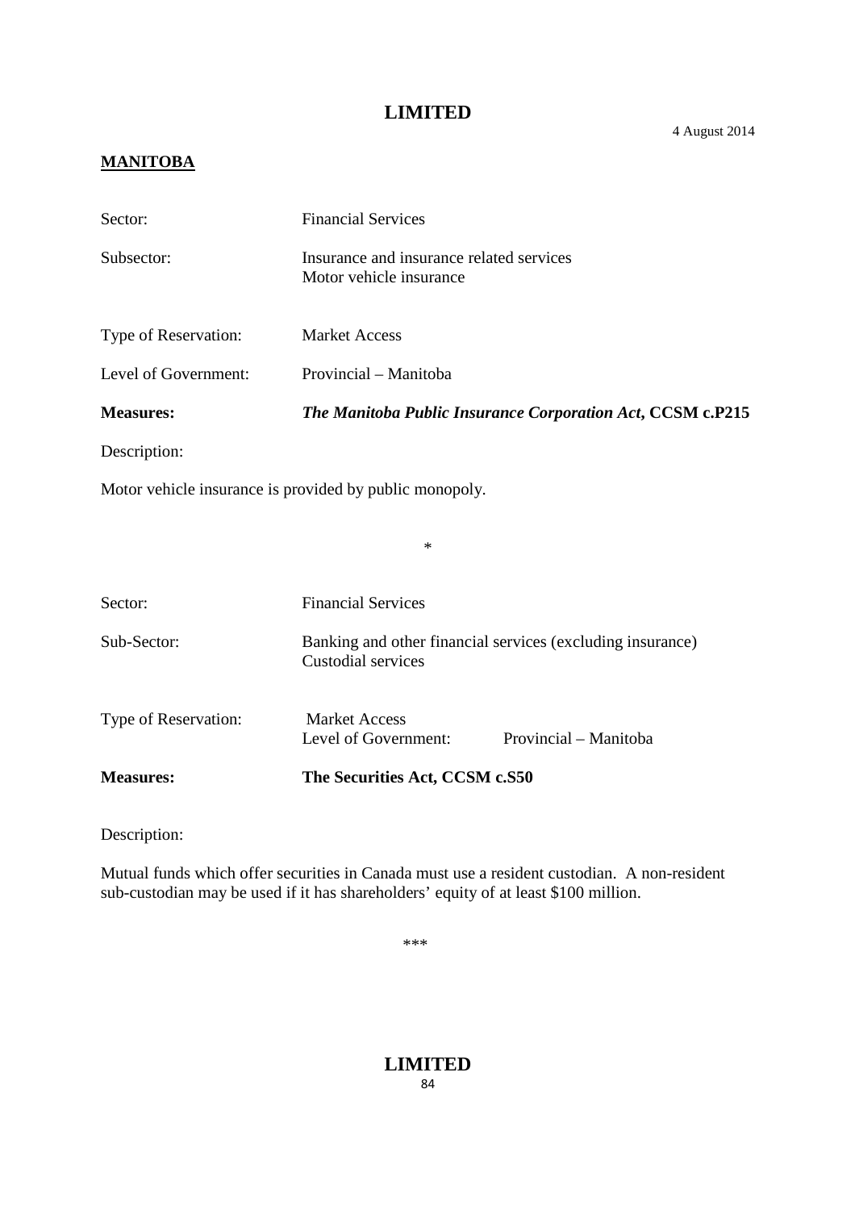## MANITOBA

Sector: Financial Services

Subsector: Insurance and insurance related services
Motor vehicle insurance

Type of Reservation: Market Access

Level of Government: Provincial – Manitoba

**Measures:** ***The Manitoba Public Insurance Corporation Act*, CCSM c.P215**

Description:

Motor vehicle insurance is provided by public monopoly.

*

Sector: Financial Services

Sub-Sector: Banking and other financial services (excluding insurance)
Custodial services

Type of Reservation: Market Access

Level of Government: Provincial – Manitoba

**Measures:** **The Securities Act, CCSM c.S50**

Description:

Mutual funds which offer securities in Canada must use a resident custodian. A non-resident sub-custodian may be used if it has shareholders' equity of at least $100 million.

***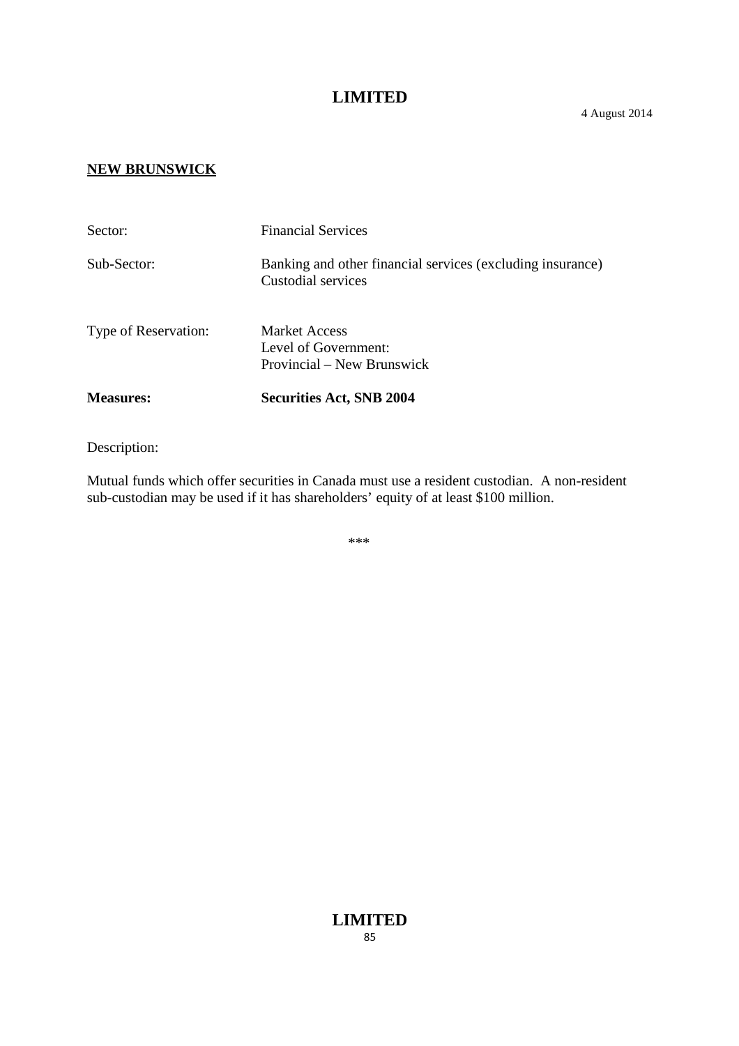**NEW BRUNSWICK**

| | |
|---|---|
| Sector: | Financial Services |
| Sub-Sector: | Banking and other financial services (excluding insurance)<br>Custodial services |
| Type of Reservation: | Market Access<br>Level of Government:<br>Provincial – New Brunswick |
| **Measures:** | **Securities Act, SNB 2004** |

Description:

Mutual funds which offer securities in Canada must use a resident custodian. A non-resident sub-custodian may be used if it has shareholders' equity of at least $100 million.

***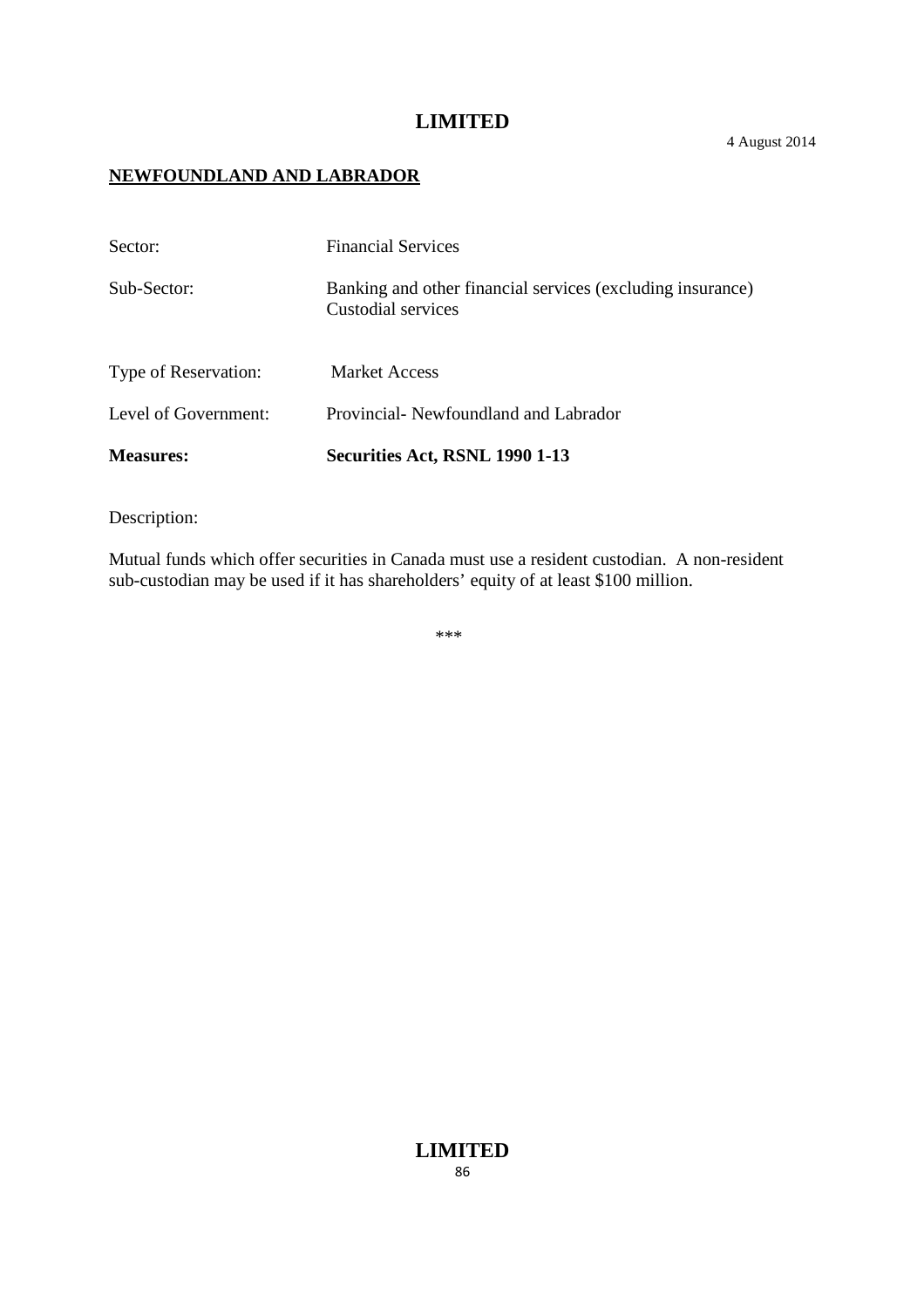4 August 2014

## NEWFOUNDLAND AND LABRADOR

| | |
|---|---|
| Sector: | Financial Services |
| Sub-Sector: | Banking and other financial services (excluding insurance) Custodial services |
| Type of Reservation: | Market Access |
| Level of Government: | Provincial- Newfoundland and Labrador |
| **Measures:** | **Securities Act, RSNL 1990 1-13** |

Description:

Mutual funds which offer securities in Canada must use a resident custodian. A non-resident sub-custodian may be used if it has shareholders' equity of at least $100 million.

***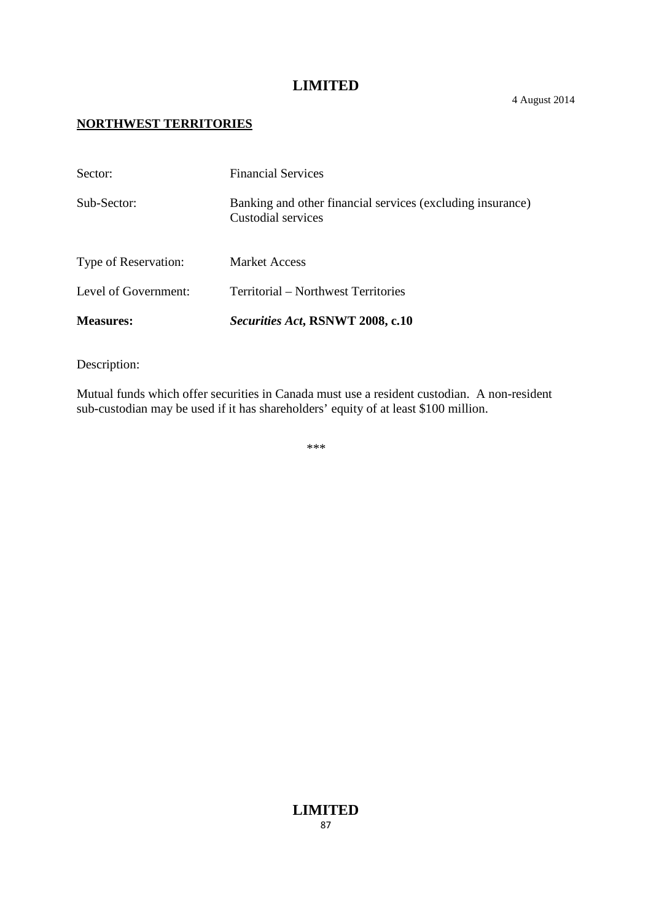## NORTHWEST TERRITORIES

Sector: Financial Services

Sub-Sector: Banking and other financial services (excluding insurance)
Custodial services

Type of Reservation: Market Access

Level of Government: Territorial – Northwest Territories

**Measures:** ***Securities Act*, RSNWT 2008, c.10**

Description:

Mutual funds which offer securities in Canada must use a resident custodian. A non-resident sub-custodian may be used if it has shareholders' equity of at least $100 million.

***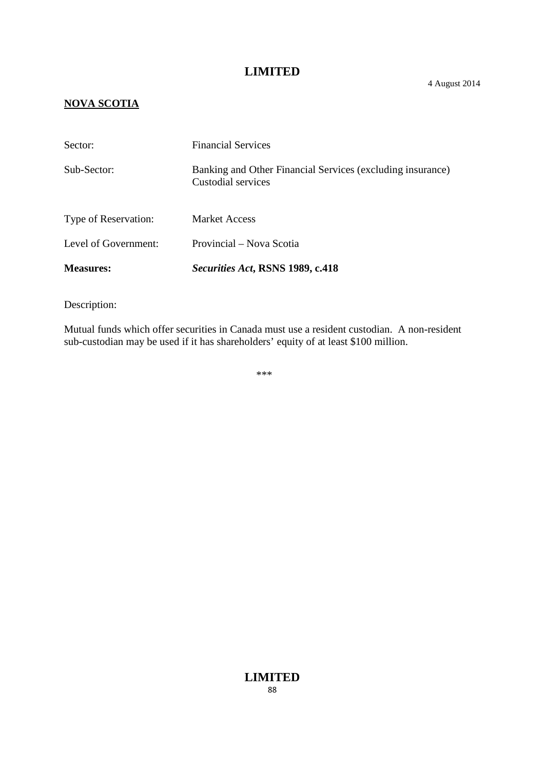**NOVA SCOTIA**

| | |
|---|---|
| Sector: | Financial Services |
| Sub-Sector: | Banking and Other Financial Services (excluding insurance) Custodial services |
| Type of Reservation: | Market Access |
| Level of Government: | Provincial – Nova Scotia |
| **Measures:** | ***Securities Act*, RSNS 1989, c.418** |

Description:

Mutual funds which offer securities in Canada must use a resident custodian. A non-resident sub-custodian may be used if it has shareholders' equity of at least $100 million.

\*\*\*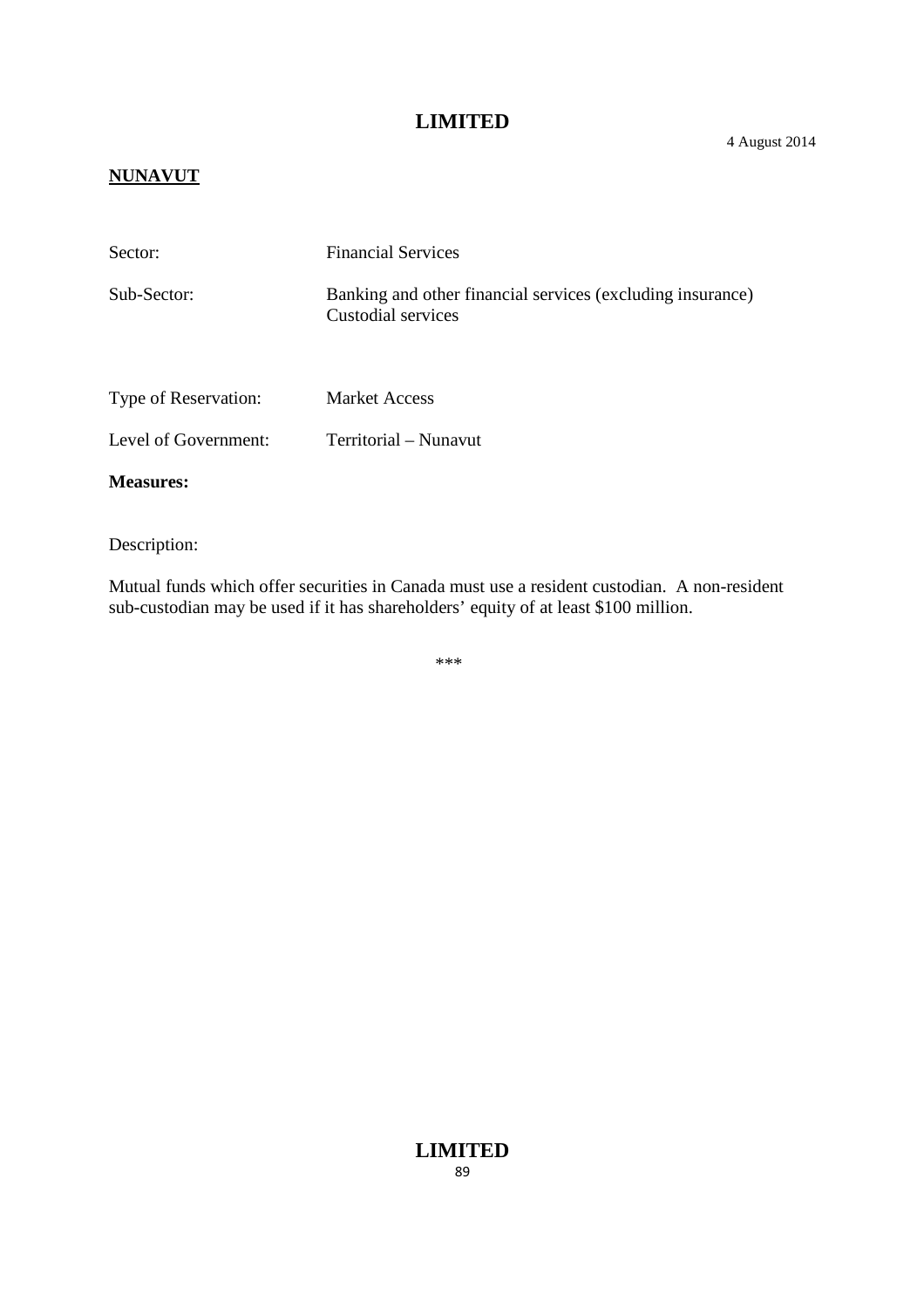**NUNAVUT**

| | |
|---|---|
| Sector: | Financial Services |
| Sub-Sector: | Banking and other financial services (excluding insurance)<br>Custodial services |
| Type of Reservation: | Market Access |
| Level of Government: | Territorial – Nunavut |

**Measures:**

Description:

Mutual funds which offer securities in Canada must use a resident custodian. A non-resident sub-custodian may be used if it has shareholders' equity of at least $100 million.

***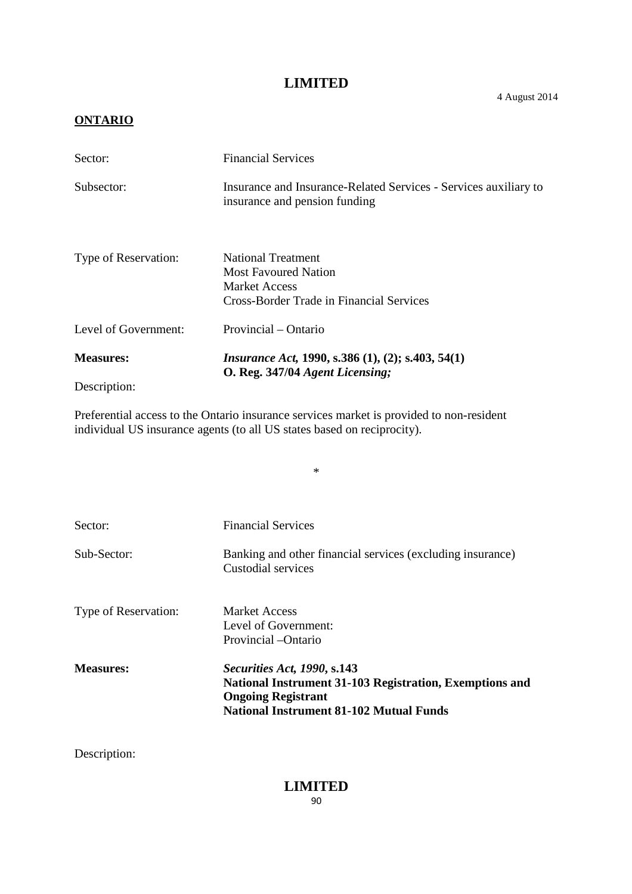**ONTARIO**

| | |
|---|---|
| Sector: | Financial Services |
| Subsector: | Insurance and Insurance-Related Services - Services auxiliary to insurance and pension funding |
| Type of Reservation: | National Treatment<br>Most Favoured Nation<br>Market Access<br>Cross-Border Trade in Financial Services |
| Level of Government: | Provincial – Ontario |
| **Measures:** | ***Insurance Act,* 1990, s.386 (1), (2); s.403, 54(1)**<br>**O. Reg. 347/04 *Agent Licensing;*** |

Description:

Preferential access to the Ontario insurance services market is provided to non-resident individual US insurance agents (to all US states based on reciprocity).

*

| | |
|---|---|
| Sector: | Financial Services |
| Sub-Sector: | Banking and other financial services (excluding insurance)<br>Custodial services |
| Type of Reservation: | Market Access<br>Level of Government:<br>Provincial –Ontario |
| **Measures:** | ***Securities Act, 1990*, s.143**<br>**National Instrument 31-103 Registration, Exemptions and Ongoing Registrant**<br>**National Instrument 81-102 Mutual Funds** |

Description: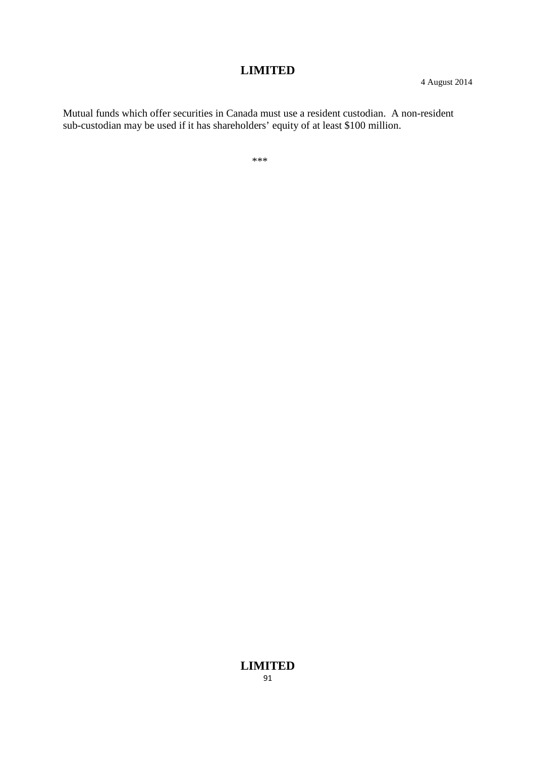Mutual funds which offer securities in Canada must use a resident custodian. A non-resident sub-custodian may be used if it has shareholders' equity of at least $100 million.

***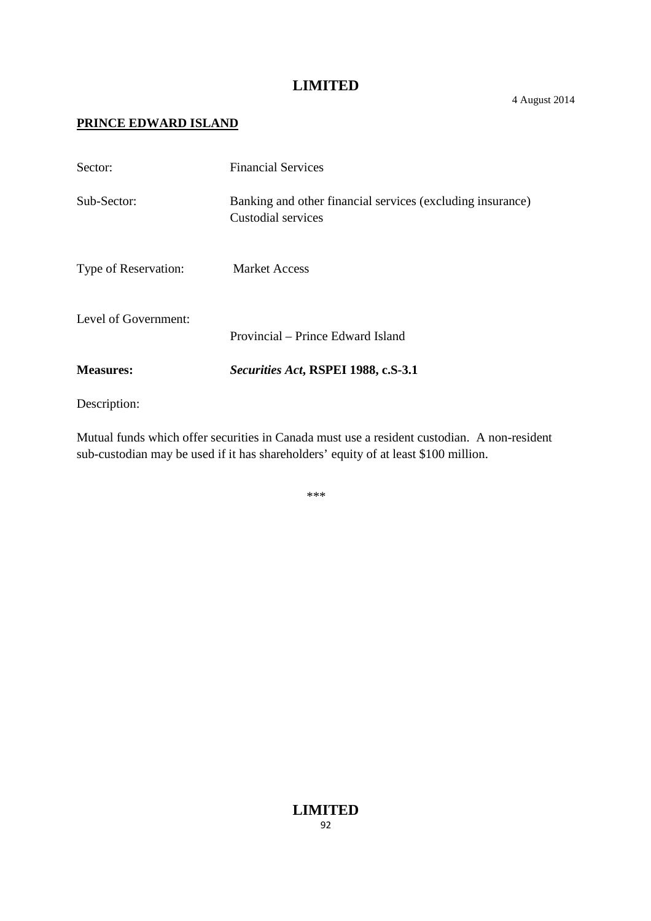**PRINCE EDWARD ISLAND**

Sector: Financial Services

Sub-Sector: Banking and other financial services (excluding insurance)
Custodial services

Type of Reservation: Market Access

Level of Government: Provincial – Prince Edward Island

**Measures:** ***Securities Act*, RSPEI 1988, c.S-3.1**

Description:

Mutual funds which offer securities in Canada must use a resident custodian. A non-resident sub-custodian may be used if it has shareholders' equity of at least $100 million.

***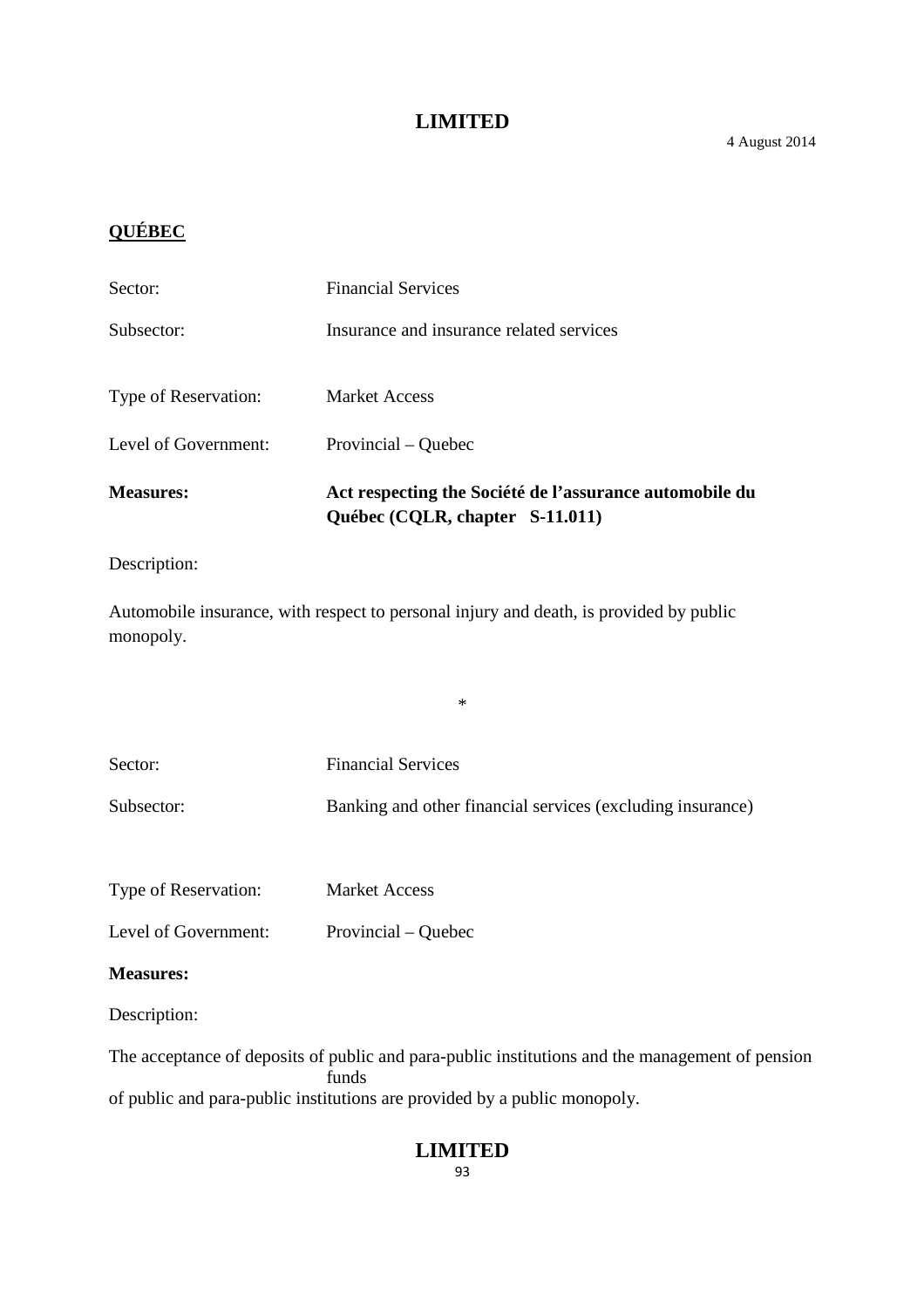**QUÉBEC**

Sector: Financial Services

Subsector: Insurance and insurance related services

Type of Reservation: Market Access

Level of Government: Provincial – Quebec

**Measures: Act respecting the Société de l'assurance automobile du Québec (CQLR, chapter S-11.011)**

Description:

Automobile insurance, with respect to personal injury and death, is provided by public monopoly.

*

Sector: Financial Services

Subsector: Banking and other financial services (excluding insurance)

Type of Reservation: Market Access

Level of Government: Provincial – Quebec

**Measures:**

Description:

The acceptance of deposits of public and para-public institutions and the management of pension funds of public and para-public institutions are provided by a public monopoly.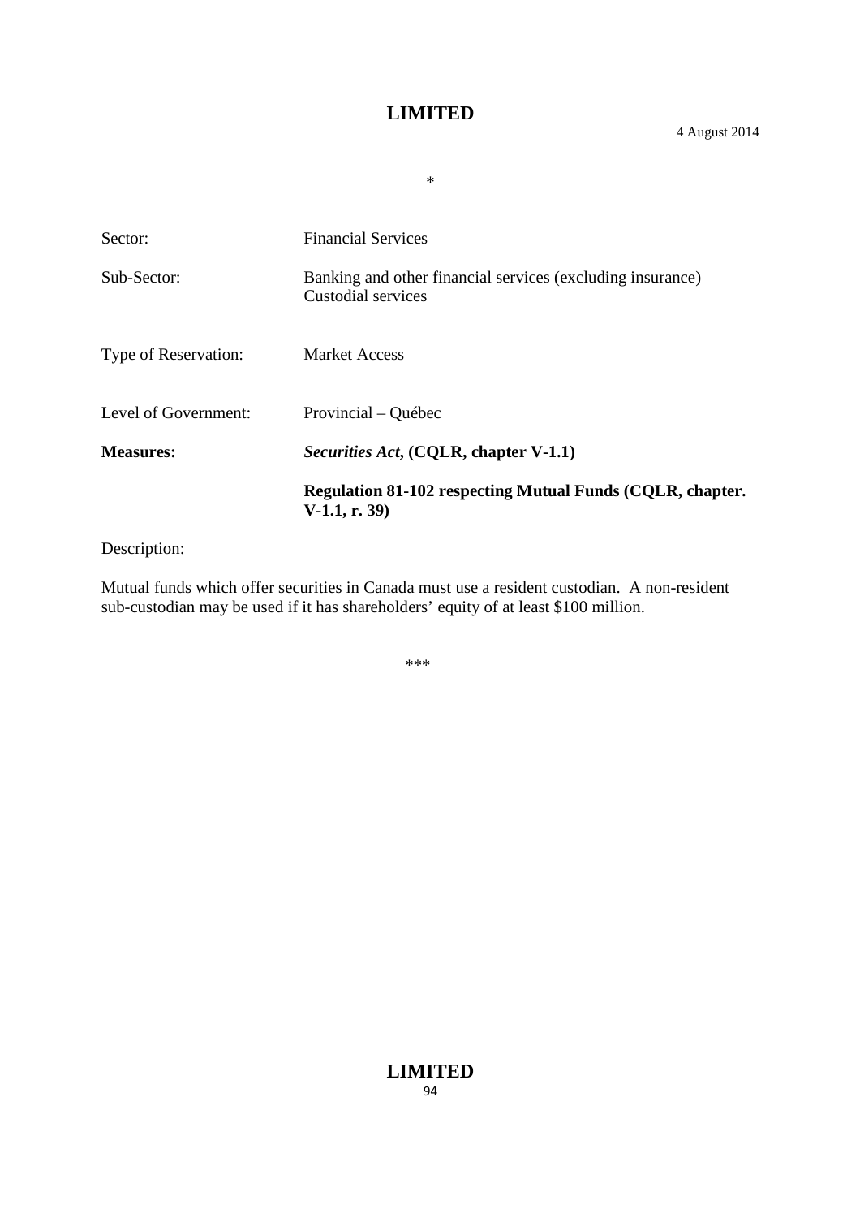*

| | |
|---|---|
| Sector: | Financial Services |
| Sub-Sector: | Banking and other financial services (excluding insurance)<br>Custodial services |
| Type of Reservation: | Market Access |
| Level of Government: | Provincial – Québec |
| **Measures:** | ***Securities Act*, (CQLR, chapter V-1.1)**<br><br>**Regulation 81-102 respecting Mutual Funds (CQLR, chapter. V-1.1, r. 39)** |

Description:

Mutual funds which offer securities in Canada must use a resident custodian. A non-resident sub-custodian may be used if it has shareholders' equity of at least $100 million.

***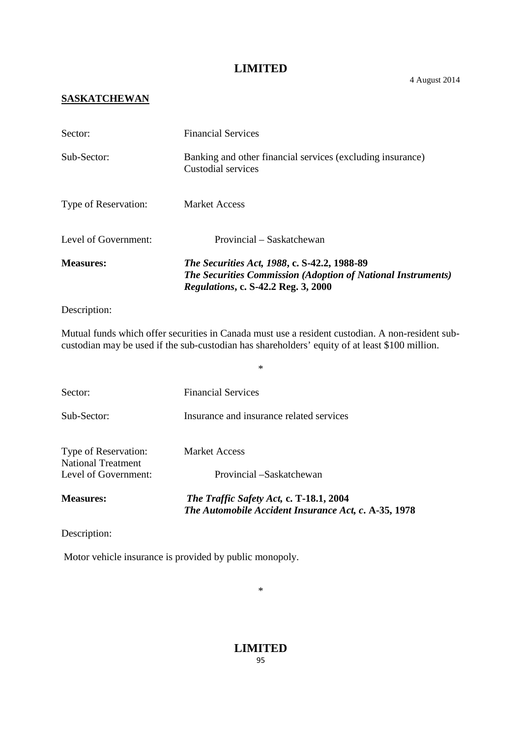## SASKATCHEWAN

| | |
|---|---|
| Sector: | Financial Services |
| Sub-Sector: | Banking and other financial services (excluding insurance)<br>Custodial services |
| Type of Reservation: | Market Access |
| Level of Government: | Provincial – Saskatchewan |
| **Measures:** | ***The Securities Act, 1988*, c. S-42.2, 1988-89**<br>***The Securities Commission (Adoption of National Instruments) Regulations*, c. S-42.2 Reg. 3, 2000** |

Description:

Mutual funds which offer securities in Canada must use a resident custodian. A non-resident sub-custodian may be used if the sub-custodian has shareholders' equity of at least $100 million.

*

| | |
|---|---|
| Sector: | Financial Services |
| Sub-Sector: | Insurance and insurance related services |
| Type of Reservation: | Market Access<br>National Treatment |
| Level of Government: | Provincial –Saskatchewan |
| **Measures:** | ***The Traffic Safety Act*, c. T-18.1, 2004**<br>***The Automobile Accident Insurance Act*, c. A-35, 1978** |

Description:

Motor vehicle insurance is provided by public monopoly.

*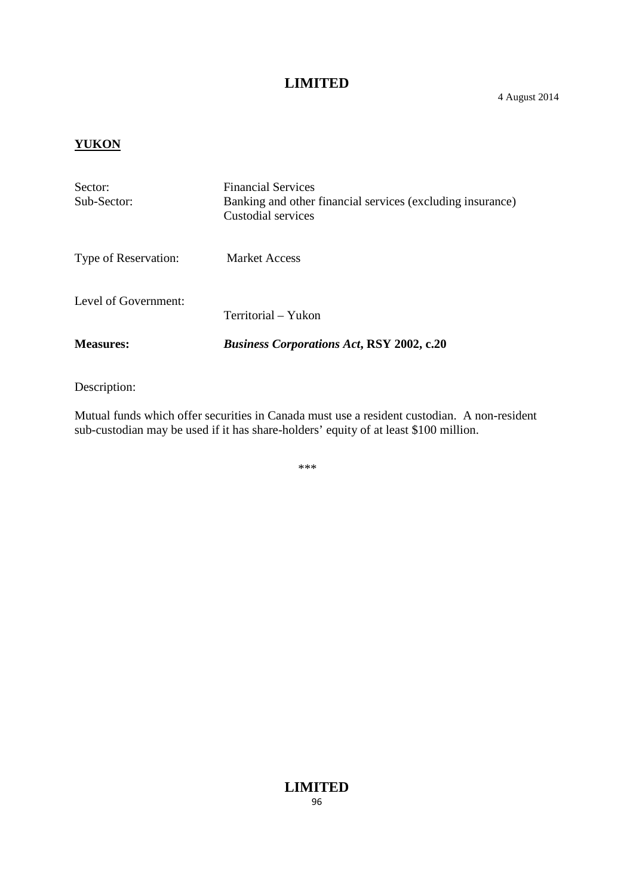**YUKON**

| | |
|---|---|
| Sector: | Financial Services |
| Sub-Sector: | Banking and other financial services (excluding insurance)<br>Custodial services |
| Type of Reservation: | Market Access |
| Level of Government: | Territorial – Yukon |
| **Measures:** | ***Business Corporations Act*, RSY 2002, c.20** |

Description:

Mutual funds which offer securities in Canada must use a resident custodian. A non-resident sub-custodian may be used if it has share-holders' equity of at least $100 million.

\*\*\*